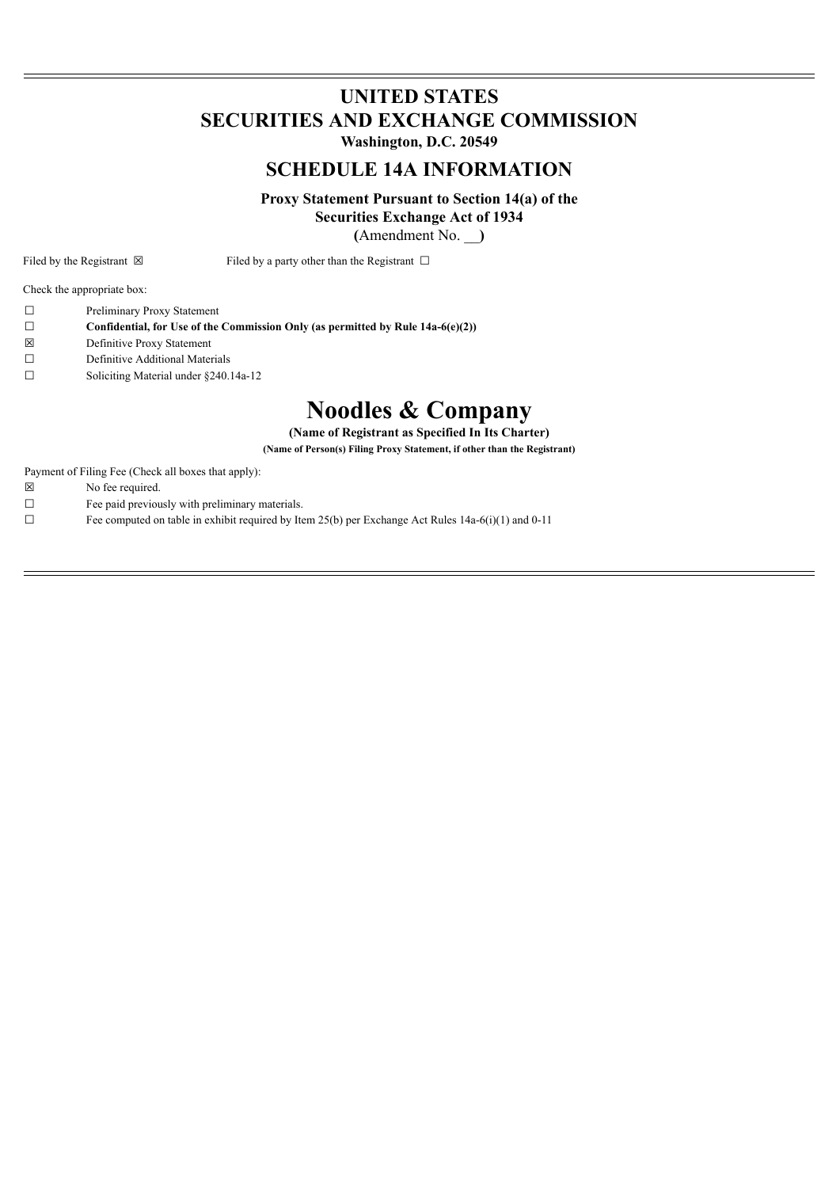# UNITED STATES
# SECURITIES AND EXCHANGE COMMISSION

**Washington, D.C. 20549**

## SCHEDULE 14A INFORMATION

**Proxy Statement Pursuant to Section 14(a) of the Securities Exchange Act of 1934**
**(**Amendment No. __**)**

Filed by the Registrant ☒ Filed by a party other than the Registrant ☐

Check the appropriate box:

☐ Preliminary Proxy Statement
☐ **Confidential, for Use of the Commission Only (as permitted by Rule 14a-6(e)(2))**
☒ Definitive Proxy Statement
☐ Definitive Additional Materials
☐ Soliciting Material under §240.14a-12

# Noodles & Company

**(Name of Registrant as Specified In Its Charter)**

**(Name of Person(s) Filing Proxy Statement, if other than the Registrant)**

Payment of Filing Fee (Check all boxes that apply):

☒ No fee required.
☐ Fee paid previously with preliminary materials.
☐ Fee computed on table in exhibit required by Item 25(b) per Exchange Act Rules 14a-6(i)(1) and 0-11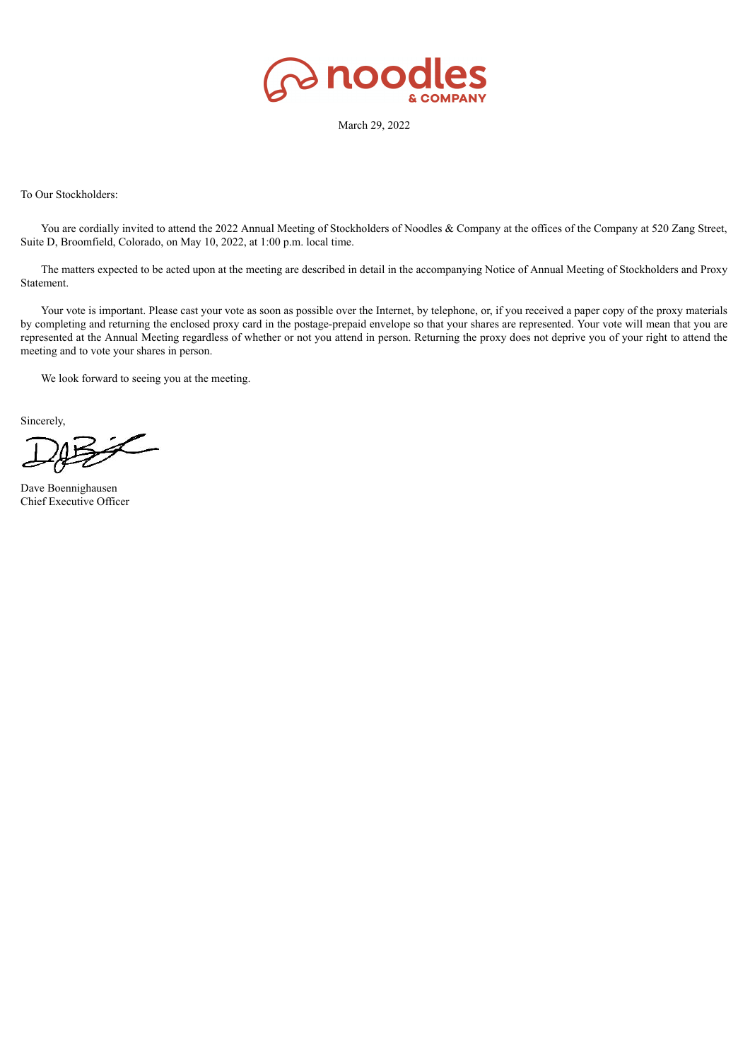March 29, 2022

To Our Stockholders:

You are cordially invited to attend the 2022 Annual Meeting of Stockholders of Noodles & Company at the offices of the Company at 520 Zang Street, Suite D, Broomfield, Colorado, on May 10, 2022, at 1:00 p.m. local time.

The matters expected to be acted upon at the meeting are described in detail in the accompanying Notice of Annual Meeting of Stockholders and Proxy Statement.

Your vote is important. Please cast your vote as soon as possible over the Internet, by telephone, or, if you received a paper copy of the proxy materials by completing and returning the enclosed proxy card in the postage-prepaid envelope so that your shares are represented. Your vote will mean that you are represented at the Annual Meeting regardless of whether or not you attend in person. Returning the proxy does not deprive you of your right to attend the meeting and to vote your shares in person.

We look forward to seeing you at the meeting.

Sincerely,

Dave Boennighausen
Chief Executive Officer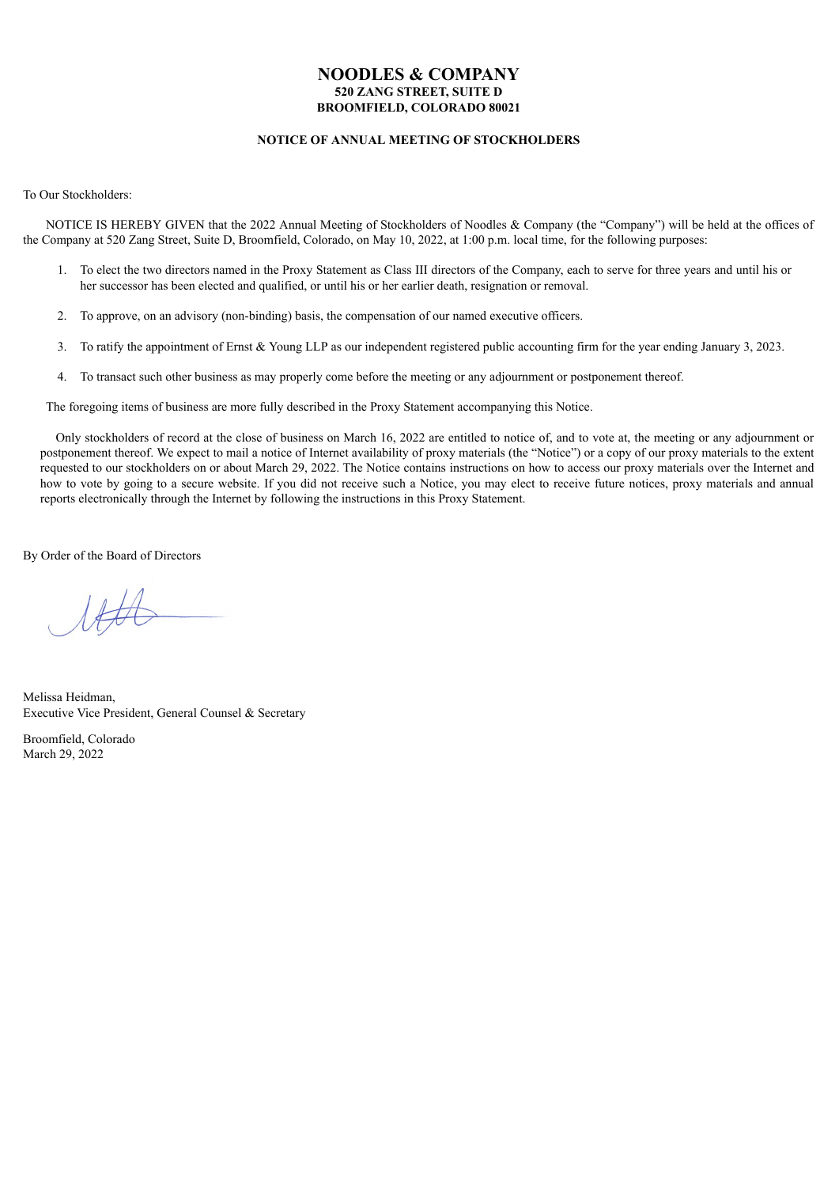# NOODLES & COMPANY

**520 ZANG STREET, SUITE D**
**BROOMFIELD, COLORADO 80021**

## NOTICE OF ANNUAL MEETING OF STOCKHOLDERS

To Our Stockholders:

NOTICE IS HEREBY GIVEN that the 2022 Annual Meeting of Stockholders of Noodles & Company (the "Company") will be held at the offices of the Company at 520 Zang Street, Suite D, Broomfield, Colorado, on May 10, 2022, at 1:00 p.m. local time, for the following purposes:

1. To elect the two directors named in the Proxy Statement as Class III directors of the Company, each to serve for three years and until his or her successor has been elected and qualified, or until his or her earlier death, resignation or removal.
2. To approve, on an advisory (non-binding) basis, the compensation of our named executive officers.
3. To ratify the appointment of Ernst & Young LLP as our independent registered public accounting firm for the year ending January 3, 2023.
4. To transact such other business as may properly come before the meeting or any adjournment or postponement thereof.

The foregoing items of business are more fully described in the Proxy Statement accompanying this Notice.

Only stockholders of record at the close of business on March 16, 2022 are entitled to notice of, and to vote at, the meeting or any adjournment or postponement thereof. We expect to mail a notice of Internet availability of proxy materials (the "Notice") or a copy of our proxy materials to the extent requested to our stockholders on or about March 29, 2022. The Notice contains instructions on how to access our proxy materials over the Internet and how to vote by going to a secure website. If you did not receive such a Notice, you may elect to receive future notices, proxy materials and annual reports electronically through the Internet by following the instructions in this Proxy Statement.

By Order of the Board of Directors

Melissa Heidman,
Executive Vice President, General Counsel & Secretary

Broomfield, Colorado
March 29, 2022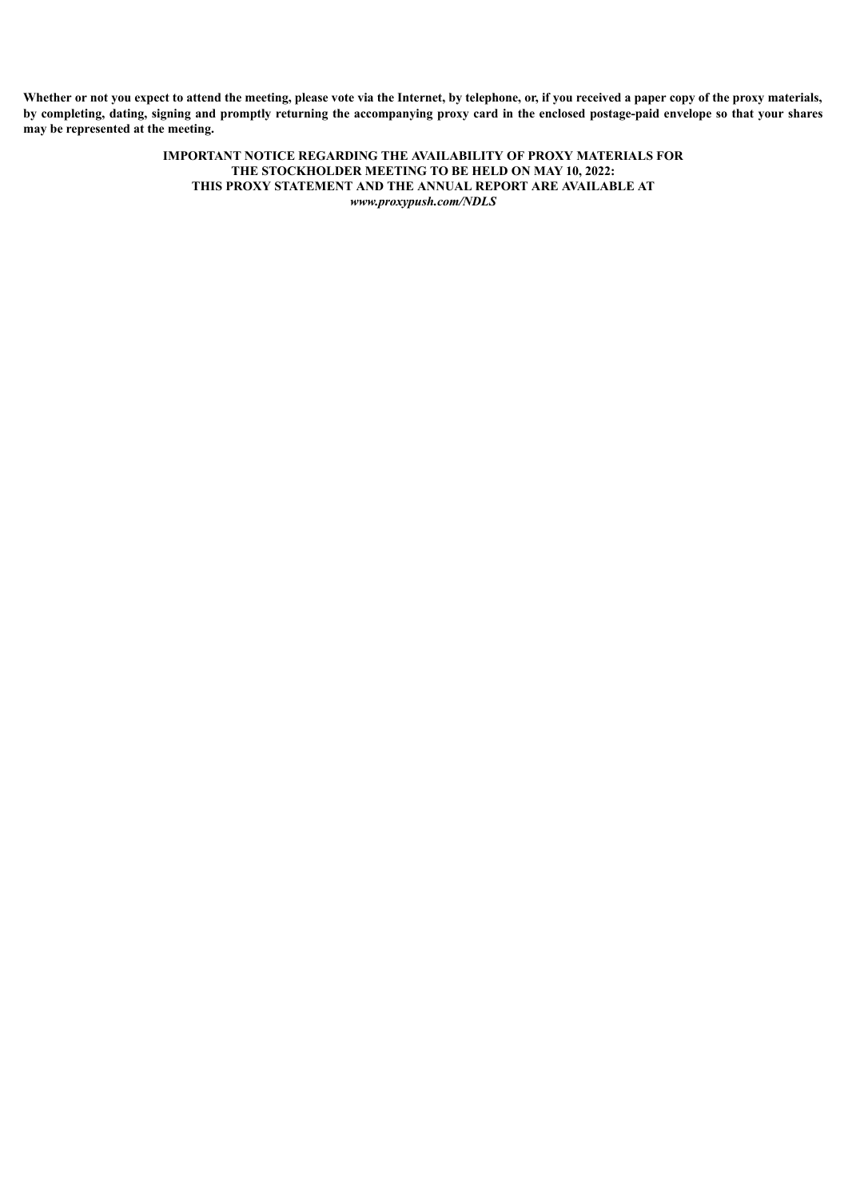**Whether or not you expect to attend the meeting, please vote via the Internet, by telephone, or, if you received a paper copy of the proxy materials, by completing, dating, signing and promptly returning the accompanying proxy card in the enclosed postage-paid envelope so that your shares may be represented at the meeting.**

**IMPORTANT NOTICE REGARDING THE AVAILABILITY OF PROXY MATERIALS FOR THE STOCKHOLDER MEETING TO BE HELD ON MAY 10, 2022: THIS PROXY STATEMENT AND THE ANNUAL REPORT ARE AVAILABLE AT** ***www.proxypush.com/NDLS***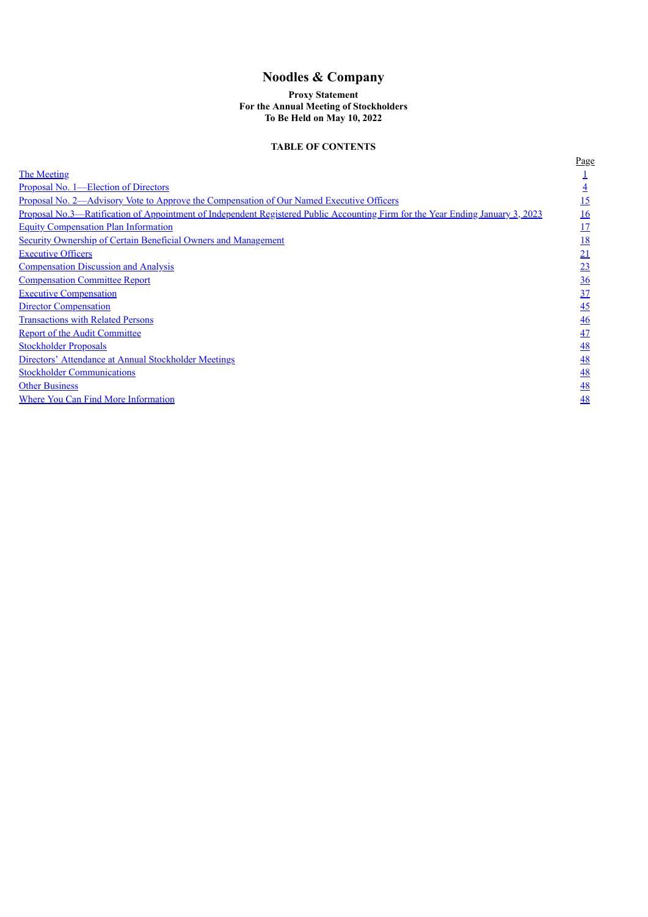# Noodles & Company

**Proxy Statement**
**For the Annual Meeting of Stockholders**
**To Be Held on May 10, 2022**

**TABLE OF CONTENTS**

| | Page |
|---|---|
| The Meeting | 1 |
| Proposal No. 1—Election of Directors | 4 |
| Proposal No. 2—Advisory Vote to Approve the Compensation of Our Named Executive Officers | 15 |
| Proposal No.3—Ratification of Appointment of Independent Registered Public Accounting Firm for the Year Ending January 3, 2023 | 16 |
| Equity Compensation Plan Information | 17 |
| Security Ownership of Certain Beneficial Owners and Management | 18 |
| Executive Officers | 21 |
| Compensation Discussion and Analysis | 23 |
| Compensation Committee Report | 36 |
| Executive Compensation | 37 |
| Director Compensation | 45 |
| Transactions with Related Persons | 46 |
| Report of the Audit Committee | 47 |
| Stockholder Proposals | 48 |
| Directors' Attendance at Annual Stockholder Meetings | 48 |
| Stockholder Communications | 48 |
| Other Business | 48 |
| Where You Can Find More Information | 48 |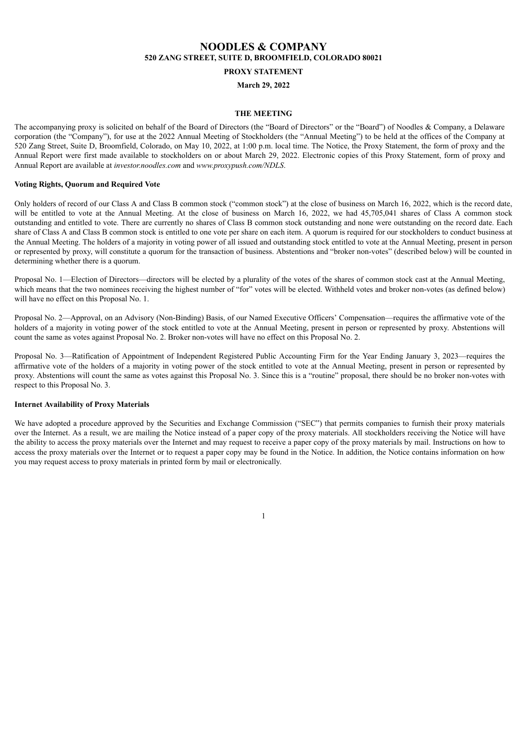# NOODLES & COMPANY

**520 ZANG STREET, SUITE D, BROOMFIELD, COLORADO 80021**

**PROXY STATEMENT**

**March 29, 2022**

## THE MEETING

The accompanying proxy is solicited on behalf of the Board of Directors (the "Board of Directors" or the "Board") of Noodles & Company, a Delaware corporation (the "Company"), for use at the 2022 Annual Meeting of Stockholders (the "Annual Meeting") to be held at the offices of the Company at 520 Zang Street, Suite D, Broomfield, Colorado, on May 10, 2022, at 1:00 p.m. local time. The Notice, the Proxy Statement, the form of proxy and the Annual Report were first made available to stockholders on or about March 29, 2022. Electronic copies of this Proxy Statement, form of proxy and Annual Report are available at *investor.noodles.com* and *www.proxypush.com/NDLS*.

### Voting Rights, Quorum and Required Vote

Only holders of record of our Class A and Class B common stock ("common stock") at the close of business on March 16, 2022, which is the record date, will be entitled to vote at the Annual Meeting. At the close of business on March 16, 2022, we had 45,705,041 shares of Class A common stock outstanding and entitled to vote. There are currently no shares of Class B common stock outstanding and none were outstanding on the record date. Each share of Class A and Class B common stock is entitled to one vote per share on each item. A quorum is required for our stockholders to conduct business at the Annual Meeting. The holders of a majority in voting power of all issued and outstanding stock entitled to vote at the Annual Meeting, present in person or represented by proxy, will constitute a quorum for the transaction of business. Abstentions and "broker non-votes" (described below) will be counted in determining whether there is a quorum.

Proposal No. 1—Election of Directors—directors will be elected by a plurality of the votes of the shares of common stock cast at the Annual Meeting, which means that the two nominees receiving the highest number of "for" votes will be elected. Withheld votes and broker non-votes (as defined below) will have no effect on this Proposal No. 1.

Proposal No. 2—Approval, on an Advisory (Non-Binding) Basis, of our Named Executive Officers' Compensation—requires the affirmative vote of the holders of a majority in voting power of the stock entitled to vote at the Annual Meeting, present in person or represented by proxy. Abstentions will count the same as votes against Proposal No. 2. Broker non-votes will have no effect on this Proposal No. 2.

Proposal No. 3—Ratification of Appointment of Independent Registered Public Accounting Firm for the Year Ending January 3, 2023—requires the affirmative vote of the holders of a majority in voting power of the stock entitled to vote at the Annual Meeting, present in person or represented by proxy. Abstentions will count the same as votes against this Proposal No. 3. Since this is a "routine" proposal, there should be no broker non-votes with respect to this Proposal No. 3.

### Internet Availability of Proxy Materials

We have adopted a procedure approved by the Securities and Exchange Commission ("SEC") that permits companies to furnish their proxy materials over the Internet. As a result, we are mailing the Notice instead of a paper copy of the proxy materials. All stockholders receiving the Notice will have the ability to access the proxy materials over the Internet and may request to receive a paper copy of the proxy materials by mail. Instructions on how to access the proxy materials over the Internet or to request a paper copy may be found in the Notice. In addition, the Notice contains information on how you may request access to proxy materials in printed form by mail or electronically.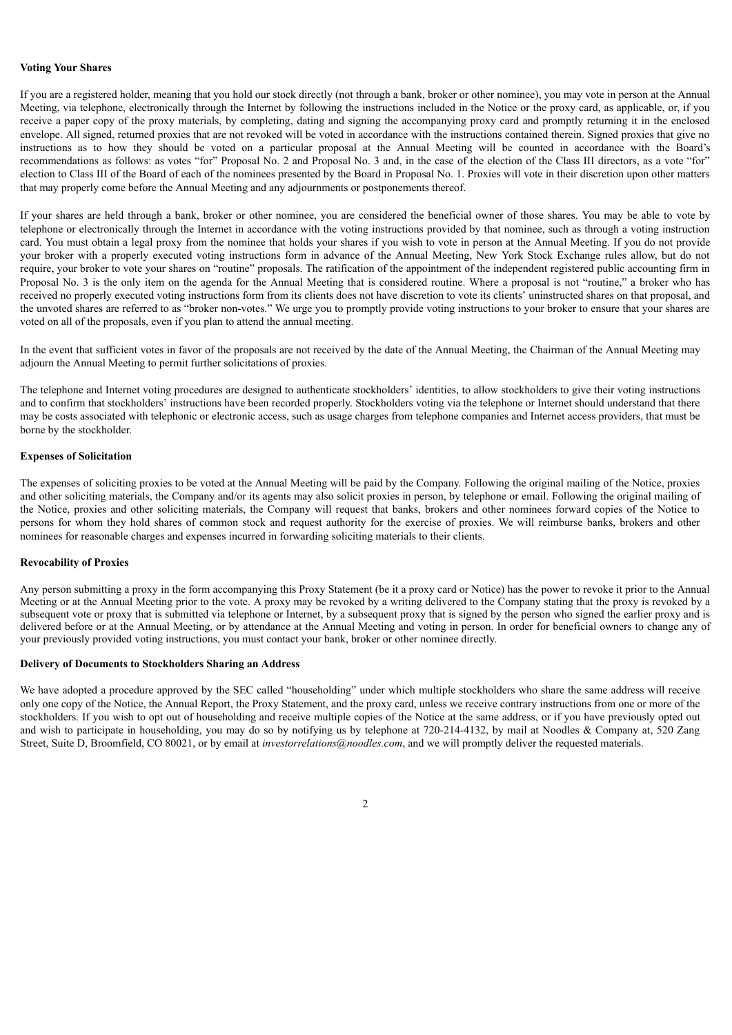**Voting Your Shares**

If you are a registered holder, meaning that you hold our stock directly (not through a bank, broker or other nominee), you may vote in person at the Annual Meeting, via telephone, electronically through the Internet by following the instructions included in the Notice or the proxy card, as applicable, or, if you receive a paper copy of the proxy materials, by completing, dating and signing the accompanying proxy card and promptly returning it in the enclosed envelope. All signed, returned proxies that are not revoked will be voted in accordance with the instructions contained therein. Signed proxies that give no instructions as to how they should be voted on a particular proposal at the Annual Meeting will be counted in accordance with the Board's recommendations as follows: as votes "for" Proposal No. 2 and Proposal No. 3 and, in the case of the election of the Class III directors, as a vote "for" election to Class III of the Board of each of the nominees presented by the Board in Proposal No. 1. Proxies will vote in their discretion upon other matters that may properly come before the Annual Meeting and any adjournments or postponements thereof.

If your shares are held through a bank, broker or other nominee, you are considered the beneficial owner of those shares. You may be able to vote by telephone or electronically through the Internet in accordance with the voting instructions provided by that nominee, such as through a voting instruction card. You must obtain a legal proxy from the nominee that holds your shares if you wish to vote in person at the Annual Meeting. If you do not provide your broker with a properly executed voting instructions form in advance of the Annual Meeting, New York Stock Exchange rules allow, but do not require, your broker to vote your shares on "routine" proposals. The ratification of the appointment of the independent registered public accounting firm in Proposal No. 3 is the only item on the agenda for the Annual Meeting that is considered routine. Where a proposal is not "routine," a broker who has received no properly executed voting instructions form from its clients does not have discretion to vote its clients' uninstructed shares on that proposal, and the unvoted shares are referred to as "broker non-votes." We urge you to promptly provide voting instructions to your broker to ensure that your shares are voted on all of the proposals, even if you plan to attend the annual meeting.

In the event that sufficient votes in favor of the proposals are not received by the date of the Annual Meeting, the Chairman of the Annual Meeting may adjourn the Annual Meeting to permit further solicitations of proxies.

The telephone and Internet voting procedures are designed to authenticate stockholders' identities, to allow stockholders to give their voting instructions and to confirm that stockholders' instructions have been recorded properly. Stockholders voting via the telephone or Internet should understand that there may be costs associated with telephonic or electronic access, such as usage charges from telephone companies and Internet access providers, that must be borne by the stockholder.

**Expenses of Solicitation**

The expenses of soliciting proxies to be voted at the Annual Meeting will be paid by the Company. Following the original mailing of the Notice, proxies and other soliciting materials, the Company and/or its agents may also solicit proxies in person, by telephone or email. Following the original mailing of the Notice, proxies and other soliciting materials, the Company will request that banks, brokers and other nominees forward copies of the Notice to persons for whom they hold shares of common stock and request authority for the exercise of proxies. We will reimburse banks, brokers and other nominees for reasonable charges and expenses incurred in forwarding soliciting materials to their clients.

**Revocability of Proxies**

Any person submitting a proxy in the form accompanying this Proxy Statement (be it a proxy card or Notice) has the power to revoke it prior to the Annual Meeting or at the Annual Meeting prior to the vote. A proxy may be revoked by a writing delivered to the Company stating that the proxy is revoked by a subsequent vote or proxy that is submitted via telephone or Internet, by a subsequent proxy that is signed by the person who signed the earlier proxy and is delivered before or at the Annual Meeting, or by attendance at the Annual Meeting and voting in person. In order for beneficial owners to change any of your previously provided voting instructions, you must contact your bank, broker or other nominee directly.

**Delivery of Documents to Stockholders Sharing an Address**

We have adopted a procedure approved by the SEC called "householding" under which multiple stockholders who share the same address will receive only one copy of the Notice, the Annual Report, the Proxy Statement, and the proxy card, unless we receive contrary instructions from one or more of the stockholders. If you wish to opt out of householding and receive multiple copies of the Notice at the same address, or if you have previously opted out and wish to participate in householding, you may do so by notifying us by telephone at 720-214-4132, by mail at Noodles & Company at, 520 Zang Street, Suite D, Broomfield, CO 80021, or by email at *investorrelations@noodles.com*, and we will promptly deliver the requested materials.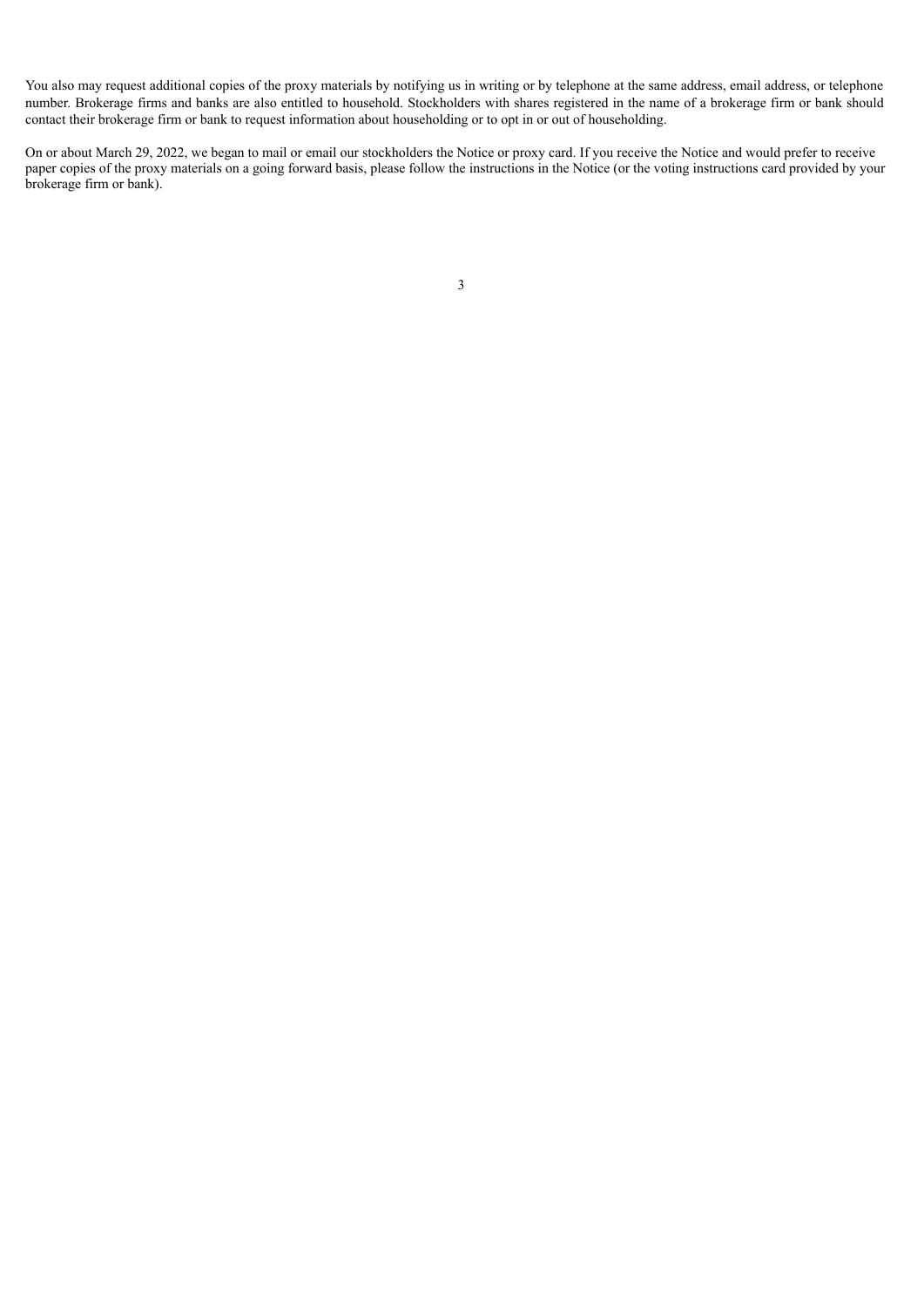You also may request additional copies of the proxy materials by notifying us in writing or by telephone at the same address, email address, or telephone number. Brokerage firms and banks are also entitled to household. Stockholders with shares registered in the name of a brokerage firm or bank should contact their brokerage firm or bank to request information about householding or to opt in or out of householding.

On or about March 29, 2022, we began to mail or email our stockholders the Notice or proxy card. If you receive the Notice and would prefer to receive paper copies of the proxy materials on a going forward basis, please follow the instructions in the Notice (or the voting instructions card provided by your brokerage firm or bank).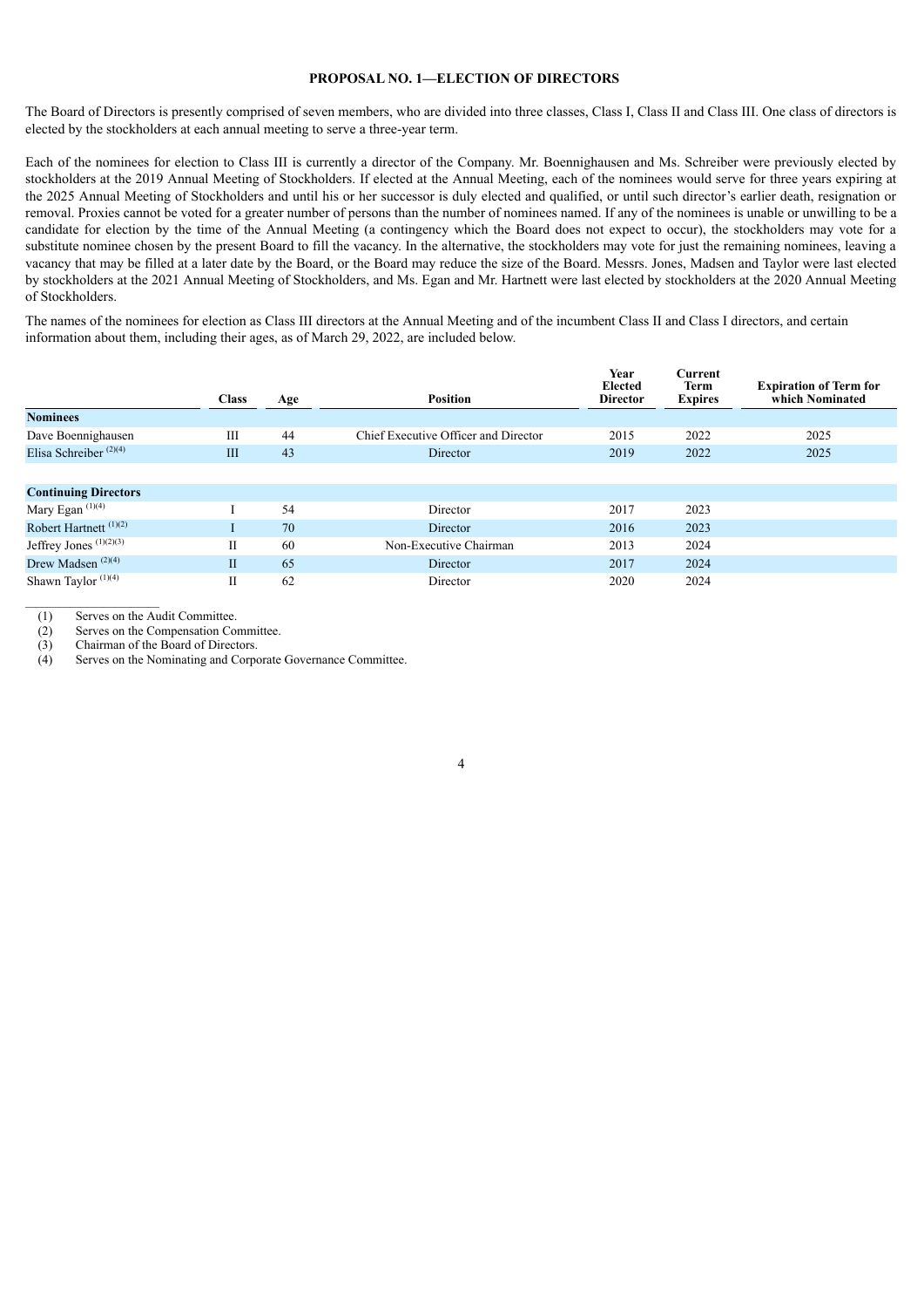## PROPOSAL NO. 1—ELECTION OF DIRECTORS

The Board of Directors is presently comprised of seven members, who are divided into three classes, Class I, Class II and Class III. One class of directors is elected by the stockholders at each annual meeting to serve a three-year term.

Each of the nominees for election to Class III is currently a director of the Company. Mr. Boennighausen and Ms. Schreiber were previously elected by stockholders at the 2019 Annual Meeting of Stockholders. If elected at the Annual Meeting, each of the nominees would serve for three years expiring at the 2025 Annual Meeting of Stockholders and until his or her successor is duly elected and qualified, or until such director's earlier death, resignation or removal. Proxies cannot be voted for a greater number of persons than the number of nominees named. If any of the nominees is unable or unwilling to be a candidate for election by the time of the Annual Meeting (a contingency which the Board does not expect to occur), the stockholders may vote for a substitute nominee chosen by the present Board to fill the vacancy. In the alternative, the stockholders may vote for just the remaining nominees, leaving a vacancy that may be filled at a later date by the Board, or the Board may reduce the size of the Board. Messrs. Jones, Madsen and Taylor were last elected by stockholders at the 2021 Annual Meeting of Stockholders, and Ms. Egan and Mr. Hartnett were last elected by stockholders at the 2020 Annual Meeting of Stockholders.

The names of the nominees for election as Class III directors at the Annual Meeting and of the incumbent Class II and Class I directors, and certain information about them, including their ages, as of March 29, 2022, are included below.

| | Class | Age | Position | Year Elected Director | Current Term Expires | Expiration of Term for which Nominated |
|---|---|---|---|---|---|---|
| **Nominees** | | | | | | |
| Dave Boennighausen | III | 44 | Chief Executive Officer and Director | 2015 | 2022 | 2025 |
| Elisa Schreiber (2)(4) | III | 43 | Director | 2019 | 2022 | 2025 |
| **Continuing Directors** | | | | | | |
| Mary Egan (1)(4) | I | 54 | Director | 2017 | 2023 | |
| Robert Hartnett (1)(2) | I | 70 | Director | 2016 | 2023 | |
| Jeffrey Jones (1)(2)(3) | II | 60 | Non-Executive Chairman | 2013 | 2024 | |
| Drew Madsen (2)(4) | II | 65 | Director | 2017 | 2024 | |
| Shawn Taylor (1)(4) | II | 62 | Director | 2020 | 2024 | |

(1) Serves on the Audit Committee.
(2) Serves on the Compensation Committee.
(3) Chairman of the Board of Directors.
(4) Serves on the Nominating and Corporate Governance Committee.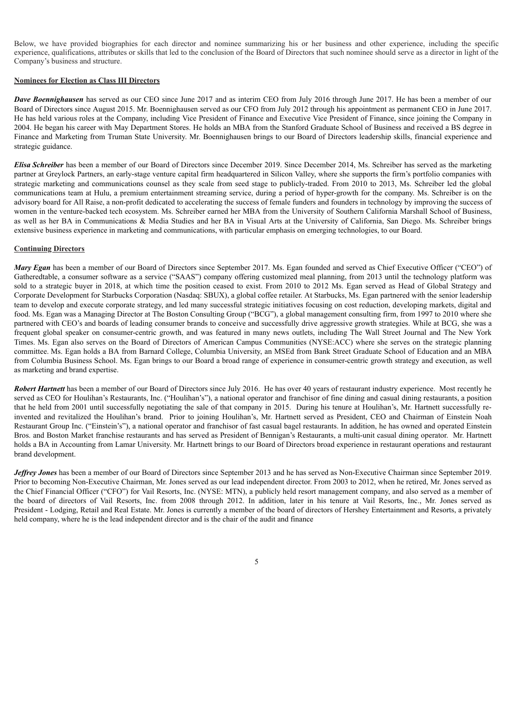Below, we have provided biographies for each director and nominee summarizing his or her business and other experience, including the specific experience, qualifications, attributes or skills that led to the conclusion of the Board of Directors that such nominee should serve as a director in light of the Company's business and structure.

**Nominees for Election as Class III Directors**

***Dave Boennighausen*** has served as our CEO since June 2017 and as interim CEO from July 2016 through June 2017. He has been a member of our Board of Directors since August 2015. Mr. Boennighausen served as our CFO from July 2012 through his appointment as permanent CEO in June 2017. He has held various roles at the Company, including Vice President of Finance and Executive Vice President of Finance, since joining the Company in 2004. He began his career with May Department Stores. He holds an MBA from the Stanford Graduate School of Business and received a BS degree in Finance and Marketing from Truman State University. Mr. Boennighausen brings to our Board of Directors leadership skills, financial experience and strategic guidance.

***Elisa Schreiber*** has been a member of our Board of Directors since December 2019. Since December 2014, Ms. Schreiber has served as the marketing partner at Greylock Partners, an early-stage venture capital firm headquartered in Silicon Valley, where she supports the firm's portfolio companies with strategic marketing and communications counsel as they scale from seed stage to publicly-traded. From 2010 to 2013, Ms. Schreiber led the global communications team at Hulu, a premium entertainment streaming service, during a period of hyper-growth for the company. Ms. Schreiber is on the advisory board for All Raise, a non-profit dedicated to accelerating the success of female funders and founders in technology by improving the success of women in the venture-backed tech ecosystem. Ms. Schreiber earned her MBA from the University of Southern California Marshall School of Business, as well as her BA in Communications & Media Studies and her BA in Visual Arts at the University of California, San Diego. Ms. Schreiber brings extensive business experience in marketing and communications, with particular emphasis on emerging technologies, to our Board.

**Continuing Directors**

***Mary Egan*** has been a member of our Board of Directors since September 2017. Ms. Egan founded and served as Chief Executive Officer ("CEO") of Gatheredtable, a consumer software as a service ("SAAS") company offering customized meal planning, from 2013 until the technology platform was sold to a strategic buyer in 2018, at which time the position ceased to exist. From 2010 to 2012 Ms. Egan served as Head of Global Strategy and Corporate Development for Starbucks Corporation (Nasdaq: SBUX), a global coffee retailer. At Starbucks, Ms. Egan partnered with the senior leadership team to develop and execute corporate strategy, and led many successful strategic initiatives focusing on cost reduction, developing markets, digital and food. Ms. Egan was a Managing Director at The Boston Consulting Group ("BCG"), a global management consulting firm, from 1997 to 2010 where she partnered with CEO's and boards of leading consumer brands to conceive and successfully drive aggressive growth strategies. While at BCG, she was a frequent global speaker on consumer-centric growth, and was featured in many news outlets, including The Wall Street Journal and The New York Times. Ms. Egan also serves on the Board of Directors of American Campus Communities (NYSE:ACC) where she serves on the strategic planning committee. Ms. Egan holds a BA from Barnard College, Columbia University, an MSEd from Bank Street Graduate School of Education and an MBA from Columbia Business School. Ms. Egan brings to our Board a broad range of experience in consumer-centric growth strategy and execution, as well as marketing and brand expertise.

***Robert Hartnett*** has been a member of our Board of Directors since July 2016. He has over 40 years of restaurant industry experience. Most recently he served as CEO for Houlihan's Restaurants, Inc. ("Houlihan's"), a national operator and franchisor of fine dining and casual dining restaurants, a position that he held from 2001 until successfully negotiating the sale of that company in 2015. During his tenure at Houlihan's, Mr. Hartnett successfully re-invented and revitalized the Houlihan's brand. Prior to joining Houlihan's, Mr. Hartnett served as President, CEO and Chairman of Einstein Noah Restaurant Group Inc. ("Einstein's"), a national operator and franchisor of fast casual bagel restaurants. In addition, he has owned and operated Einstein Bros. and Boston Market franchise restaurants and has served as President of Bennigan's Restaurants, a multi-unit casual dining operator. Mr. Hartnett holds a BA in Accounting from Lamar University. Mr. Hartnett brings to our Board of Directors broad experience in restaurant operations and restaurant brand development.

***Jeffrey Jones*** has been a member of our Board of Directors since September 2013 and he has served as Non-Executive Chairman since September 2019. Prior to becoming Non-Executive Chairman, Mr. Jones served as our lead independent director. From 2003 to 2012, when he retired, Mr. Jones served as the Chief Financial Officer ("CFO") for Vail Resorts, Inc. (NYSE: MTN), a publicly held resort management company, and also served as a member of the board of directors of Vail Resorts, Inc. from 2008 through 2012. In addition, later in his tenure at Vail Resorts, Inc., Mr. Jones served as President - Lodging, Retail and Real Estate. Mr. Jones is currently a member of the board of directors of Hershey Entertainment and Resorts, a privately held company, where he is the lead independent director and is the chair of the audit and finance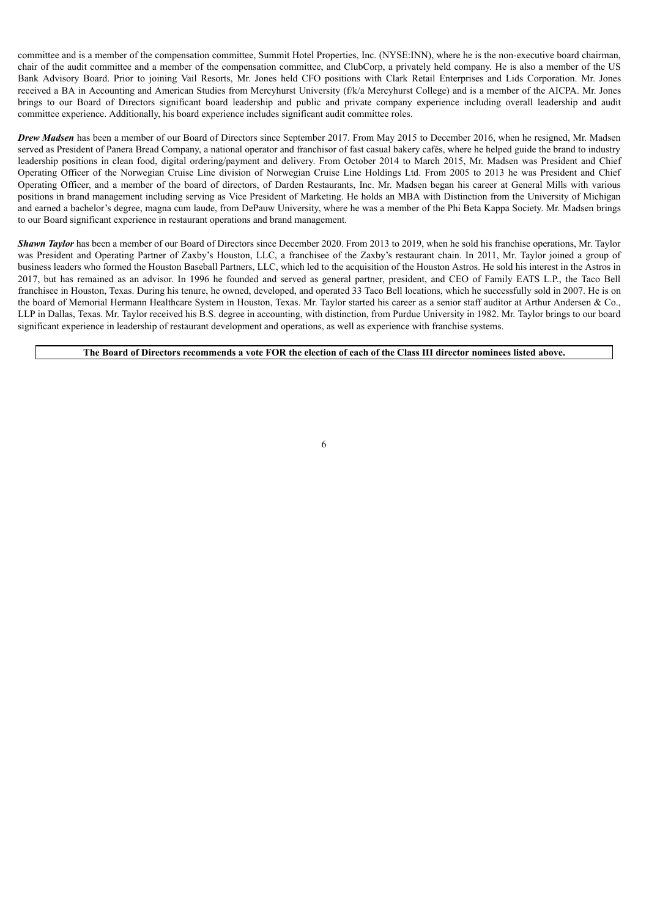committee and is a member of the compensation committee, Summit Hotel Properties, Inc. (NYSE:INN), where he is the non-executive board chairman, chair of the audit committee and a member of the compensation committee, and ClubCorp, a privately held company. He is also a member of the US Bank Advisory Board. Prior to joining Vail Resorts, Mr. Jones held CFO positions with Clark Retail Enterprises and Lids Corporation. Mr. Jones received a BA in Accounting and American Studies from Mercyhurst University (f/k/a Mercyhurst College) and is a member of the AICPA. Mr. Jones brings to our Board of Directors significant board leadership and public and private company experience including overall leadership and audit committee experience. Additionally, his board experience includes significant audit committee roles.

***Drew Madsen*** has been a member of our Board of Directors since September 2017. From May 2015 to December 2016, when he resigned, Mr. Madsen served as President of Panera Bread Company, a national operator and franchisor of fast casual bakery cafés, where he helped guide the brand to industry leadership positions in clean food, digital ordering/payment and delivery. From October 2014 to March 2015, Mr. Madsen was President and Chief Operating Officer of the Norwegian Cruise Line division of Norwegian Cruise Line Holdings Ltd. From 2005 to 2013 he was President and Chief Operating Officer, and a member of the board of directors, of Darden Restaurants, Inc. Mr. Madsen began his career at General Mills with various positions in brand management including serving as Vice President of Marketing. He holds an MBA with Distinction from the University of Michigan and earned a bachelor's degree, magna cum laude, from DePauw University, where he was a member of the Phi Beta Kappa Society. Mr. Madsen brings to our Board significant experience in restaurant operations and brand management.

***Shawn Taylor*** has been a member of our Board of Directors since December 2020. From 2013 to 2019, when he sold his franchise operations, Mr. Taylor was President and Operating Partner of Zaxby's Houston, LLC, a franchisee of the Zaxby's restaurant chain. In 2011, Mr. Taylor joined a group of business leaders who formed the Houston Baseball Partners, LLC, which led to the acquisition of the Houston Astros. He sold his interest in the Astros in 2017, but has remained as an advisor. In 1996 he founded and served as general partner, president, and CEO of Family EATS L.P., the Taco Bell franchisee in Houston, Texas. During his tenure, he owned, developed, and operated 33 Taco Bell locations, which he successfully sold in 2007. He is on the board of Memorial Hermann Healthcare System in Houston, Texas. Mr. Taylor started his career as a senior staff auditor at Arthur Andersen & Co., LLP in Dallas, Texas. Mr. Taylor received his B.S. degree in accounting, with distinction, from Purdue University in 1982. Mr. Taylor brings to our board significant experience in leadership of restaurant development and operations, as well as experience with franchise systems.

**The Board of Directors recommends a vote FOR the election of each of the Class III director nominees listed above.**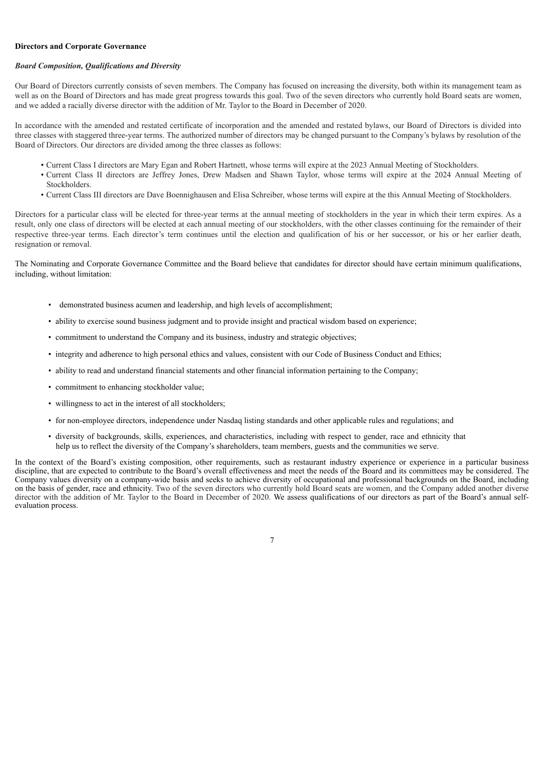**Directors and Corporate Governance**

***Board Composition, Qualifications and Diversity***

Our Board of Directors currently consists of seven members. The Company has focused on increasing the diversity, both within its management team as well as on the Board of Directors and has made great progress towards this goal. Two of the seven directors who currently hold Board seats are women, and we added a racially diverse director with the addition of Mr. Taylor to the Board in December of 2020.

In accordance with the amended and restated certificate of incorporation and the amended and restated bylaws, our Board of Directors is divided into three classes with staggered three-year terms. The authorized number of directors may be changed pursuant to the Company's bylaws by resolution of the Board of Directors. Our directors are divided among the three classes as follows:

- Current Class I directors are Mary Egan and Robert Hartnett, whose terms will expire at the 2023 Annual Meeting of Stockholders.
- Current Class II directors are Jeffrey Jones, Drew Madsen and Shawn Taylor, whose terms will expire at the 2024 Annual Meeting of Stockholders.
- Current Class III directors are Dave Boennighausen and Elisa Schreiber, whose terms will expire at the this Annual Meeting of Stockholders.

Directors for a particular class will be elected for three-year terms at the annual meeting of stockholders in the year in which their term expires. As a result, only one class of directors will be elected at each annual meeting of our stockholders, with the other classes continuing for the remainder of their respective three-year terms. Each director's term continues until the election and qualification of his or her successor, or his or her earlier death, resignation or removal.

The Nominating and Corporate Governance Committee and the Board believe that candidates for director should have certain minimum qualifications, including, without limitation:

- demonstrated business acumen and leadership, and high levels of accomplishment;
- ability to exercise sound business judgment and to provide insight and practical wisdom based on experience;
- commitment to understand the Company and its business, industry and strategic objectives;
- integrity and adherence to high personal ethics and values, consistent with our Code of Business Conduct and Ethics;
- ability to read and understand financial statements and other financial information pertaining to the Company;
- commitment to enhancing stockholder value;
- willingness to act in the interest of all stockholders;
- for non-employee directors, independence under Nasdaq listing standards and other applicable rules and regulations; and
- diversity of backgrounds, skills, experiences, and characteristics, including with respect to gender, race and ethnicity that help us to reflect the diversity of the Company's shareholders, team members, guests and the communities we serve.

In the context of the Board's existing composition, other requirements, such as restaurant industry experience or experience in a particular business discipline, that are expected to contribute to the Board's overall effectiveness and meet the needs of the Board and its committees may be considered. The Company values diversity on a company-wide basis and seeks to achieve diversity of occupational and professional backgrounds on the Board, including on the basis of gender, race and ethnicity. Two of the seven directors who currently hold Board seats are women, and the Company added another diverse director with the addition of Mr. Taylor to the Board in December of 2020. We assess qualifications of our directors as part of the Board's annual self-evaluation process.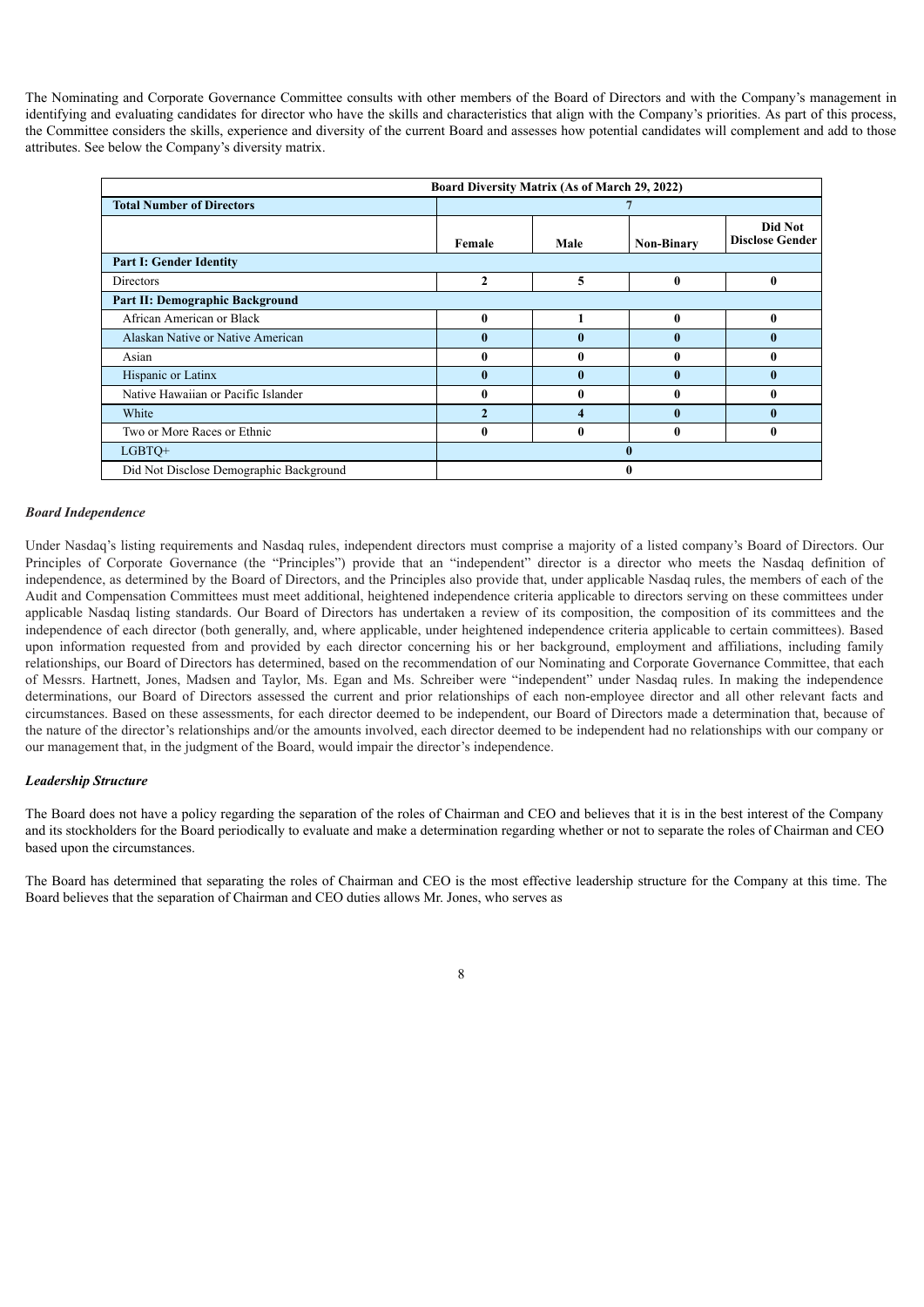The Nominating and Corporate Governance Committee consults with other members of the Board of Directors and with the Company's management in identifying and evaluating candidates for director who have the skills and characteristics that align with the Company's priorities. As part of this process, the Committee considers the skills, experience and diversity of the current Board and assesses how potential candidates will complement and add to those attributes. See below the Company's diversity matrix.

| Board Diversity Matrix (As of March 29, 2022) | | | | |
|---|---|---|---|---|
| **Total Number of Directors** | 7 | | | |
| | **Female** | **Male** | **Non-Binary** | **Did Not Disclose Gender** |
| **Part I: Gender Identity** | | | | |
| Directors | 2 | 5 | 0 | 0 |
| **Part II: Demographic Background** | | | | |
| African American or Black | 0 | 1 | 0 | 0 |
| Alaskan Native or Native American | 0 | 0 | 0 | 0 |
| Asian | 0 | 0 | 0 | 0 |
| Hispanic or Latinx | 0 | 0 | 0 | 0 |
| Native Hawaiian or Pacific Islander | 0 | 0 | 0 | 0 |
| White | 2 | 4 | 0 | 0 |
| Two or More Races or Ethnic | 0 | 0 | 0 | 0 |
| LGBTQ+ | 0 | | | |
| Did Not Disclose Demographic Background | 0 | | | |

***Board Independence***

Under Nasdaq's listing requirements and Nasdaq rules, independent directors must comprise a majority of a listed company's Board of Directors. Our Principles of Corporate Governance (the "Principles") provide that an "independent" director is a director who meets the Nasdaq definition of independence, as determined by the Board of Directors, and the Principles also provide that, under applicable Nasdaq rules, the members of each of the Audit and Compensation Committees must meet additional, heightened independence criteria applicable to directors serving on these committees under applicable Nasdaq listing standards. Our Board of Directors has undertaken a review of its composition, the composition of its committees and the independence of each director (both generally, and, where applicable, under heightened independence criteria applicable to certain committees). Based upon information requested from and provided by each director concerning his or her background, employment and affiliations, including family relationships, our Board of Directors has determined, based on the recommendation of our Nominating and Corporate Governance Committee, that each of Messrs. Hartnett, Jones, Madsen and Taylor, Ms. Egan and Ms. Schreiber were "independent" under Nasdaq rules. In making the independence determinations, our Board of Directors assessed the current and prior relationships of each non-employee director and all other relevant facts and circumstances. Based on these assessments, for each director deemed to be independent, our Board of Directors made a determination that, because of the nature of the director's relationships and/or the amounts involved, each director deemed to be independent had no relationships with our company or our management that, in the judgment of the Board, would impair the director's independence.

***Leadership Structure***

The Board does not have a policy regarding the separation of the roles of Chairman and CEO and believes that it is in the best interest of the Company and its stockholders for the Board periodically to evaluate and make a determination regarding whether or not to separate the roles of Chairman and CEO based upon the circumstances.

The Board has determined that separating the roles of Chairman and CEO is the most effective leadership structure for the Company at this time. The Board believes that the separation of Chairman and CEO duties allows Mr. Jones, who serves as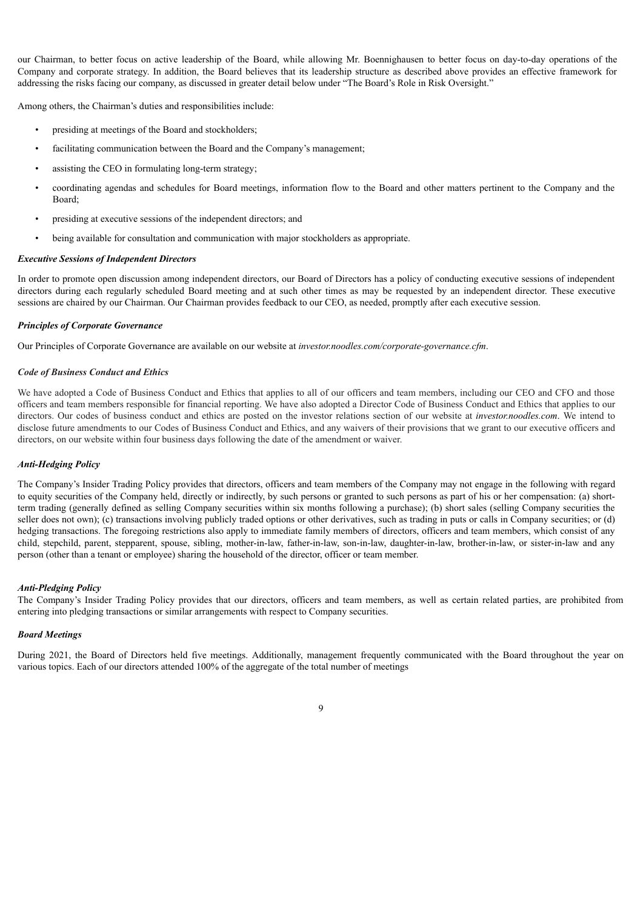our Chairman, to better focus on active leadership of the Board, while allowing Mr. Boennighausen to better focus on day-to-day operations of the Company and corporate strategy. In addition, the Board believes that its leadership structure as described above provides an effective framework for addressing the risks facing our company, as discussed in greater detail below under "The Board's Role in Risk Oversight."

Among others, the Chairman's duties and responsibilities include:

- presiding at meetings of the Board and stockholders;
- facilitating communication between the Board and the Company's management;
- assisting the CEO in formulating long-term strategy;
- coordinating agendas and schedules for Board meetings, information flow to the Board and other matters pertinent to the Company and the Board;
- presiding at executive sessions of the independent directors; and
- being available for consultation and communication with major stockholders as appropriate.

***Executive Sessions of Independent Directors***

In order to promote open discussion among independent directors, our Board of Directors has a policy of conducting executive sessions of independent directors during each regularly scheduled Board meeting and at such other times as may be requested by an independent director. These executive sessions are chaired by our Chairman. Our Chairman provides feedback to our CEO, as needed, promptly after each executive session.

***Principles of Corporate Governance***

Our Principles of Corporate Governance are available on our website at *investor.noodles.com/corporate-governance.cfm*.

***Code of Business Conduct and Ethics***

We have adopted a Code of Business Conduct and Ethics that applies to all of our officers and team members, including our CEO and CFO and those officers and team members responsible for financial reporting. We have also adopted a Director Code of Business Conduct and Ethics that applies to our directors. Our codes of business conduct and ethics are posted on the investor relations section of our website at *investor.noodles.com*. We intend to disclose future amendments to our Codes of Business Conduct and Ethics, and any waivers of their provisions that we grant to our executive officers and directors, on our website within four business days following the date of the amendment or waiver.

***Anti-Hedging Policy***

The Company's Insider Trading Policy provides that directors, officers and team members of the Company may not engage in the following with regard to equity securities of the Company held, directly or indirectly, by such persons or granted to such persons as part of his or her compensation: (a) short-term trading (generally defined as selling Company securities within six months following a purchase); (b) short sales (selling Company securities the seller does not own); (c) transactions involving publicly traded options or other derivatives, such as trading in puts or calls in Company securities; or (d) hedging transactions. The foregoing restrictions also apply to immediate family members of directors, officers and team members, which consist of any child, stepchild, parent, stepparent, spouse, sibling, mother-in-law, father-in-law, son-in-law, daughter-in-law, brother-in-law, or sister-in-law and any person (other than a tenant or employee) sharing the household of the director, officer or team member.

***Anti-Pledging Policy***

The Company's Insider Trading Policy provides that our directors, officers and team members, as well as certain related parties, are prohibited from entering into pledging transactions or similar arrangements with respect to Company securities.

***Board Meetings***

During 2021, the Board of Directors held five meetings. Additionally, management frequently communicated with the Board throughout the year on various topics. Each of our directors attended 100% of the aggregate of the total number of meetings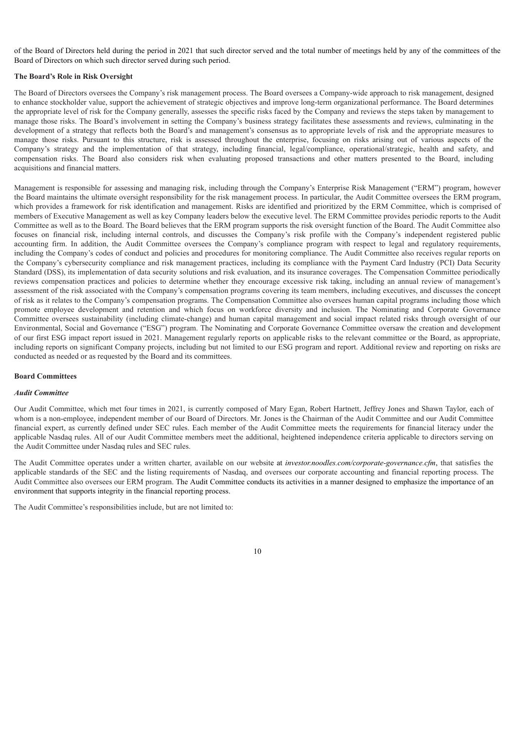of the Board of Directors held during the period in 2021 that such director served and the total number of meetings held by any of the committees of the Board of Directors on which such director served during such period.

**The Board's Role in Risk Oversight**

The Board of Directors oversees the Company's risk management process. The Board oversees a Company-wide approach to risk management, designed to enhance stockholder value, support the achievement of strategic objectives and improve long-term organizational performance. The Board determines the appropriate level of risk for the Company generally, assesses the specific risks faced by the Company and reviews the steps taken by management to manage those risks. The Board's involvement in setting the Company's business strategy facilitates these assessments and reviews, culminating in the development of a strategy that reflects both the Board's and management's consensus as to appropriate levels of risk and the appropriate measures to manage those risks. Pursuant to this structure, risk is assessed throughout the enterprise, focusing on risks arising out of various aspects of the Company's strategy and the implementation of that strategy, including financial, legal/compliance, operational/strategic, health and safety, and compensation risks. The Board also considers risk when evaluating proposed transactions and other matters presented to the Board, including acquisitions and financial matters.

Management is responsible for assessing and managing risk, including through the Company's Enterprise Risk Management ("ERM") program, however the Board maintains the ultimate oversight responsibility for the risk management process. In particular, the Audit Committee oversees the ERM program, which provides a framework for risk identification and management. Risks are identified and prioritized by the ERM Committee, which is comprised of members of Executive Management as well as key Company leaders below the executive level. The ERM Committee provides periodic reports to the Audit Committee as well as to the Board. The Board believes that the ERM program supports the risk oversight function of the Board. The Audit Committee also focuses on financial risk, including internal controls, and discusses the Company's risk profile with the Company's independent registered public accounting firm. In addition, the Audit Committee oversees the Company's compliance program with respect to legal and regulatory requirements, including the Company's codes of conduct and policies and procedures for monitoring compliance. The Audit Committee also receives regular reports on the Company's cybersecurity compliance and risk management practices, including its compliance with the Payment Card Industry (PCI) Data Security Standard (DSS), its implementation of data security solutions and risk evaluation, and its insurance coverages. The Compensation Committee periodically reviews compensation practices and policies to determine whether they encourage excessive risk taking, including an annual review of management's assessment of the risk associated with the Company's compensation programs covering its team members, including executives, and discusses the concept of risk as it relates to the Company's compensation programs. The Compensation Committee also oversees human capital programs including those which promote employee development and retention and which focus on workforce diversity and inclusion. The Nominating and Corporate Governance Committee oversees sustainability (including climate-change) and human capital management and social impact related risks through oversight of our Environmental, Social and Governance ("ESG") program. The Nominating and Corporate Governance Committee oversaw the creation and development of our first ESG impact report issued in 2021. Management regularly reports on applicable risks to the relevant committee or the Board, as appropriate, including reports on significant Company projects, including but not limited to our ESG program and report. Additional review and reporting on risks are conducted as needed or as requested by the Board and its committees.

**Board Committees**

***Audit Committee***

Our Audit Committee, which met four times in 2021, is currently composed of Mary Egan, Robert Hartnett, Jeffrey Jones and Shawn Taylor, each of whom is a non-employee, independent member of our Board of Directors. Mr. Jones is the Chairman of the Audit Committee and our Audit Committee financial expert, as currently defined under SEC rules. Each member of the Audit Committee meets the requirements for financial literacy under the applicable Nasdaq rules. All of our Audit Committee members meet the additional, heightened independence criteria applicable to directors serving on the Audit Committee under Nasdaq rules and SEC rules.

The Audit Committee operates under a written charter, available on our website at *investor.noodles.com/corporate-governance.cfm*, that satisfies the applicable standards of the SEC and the listing requirements of Nasdaq, and oversees our corporate accounting and financial reporting process. The Audit Committee also oversees our ERM program. The Audit Committee conducts its activities in a manner designed to emphasize the importance of an environment that supports integrity in the financial reporting process.

The Audit Committee's responsibilities include, but are not limited to: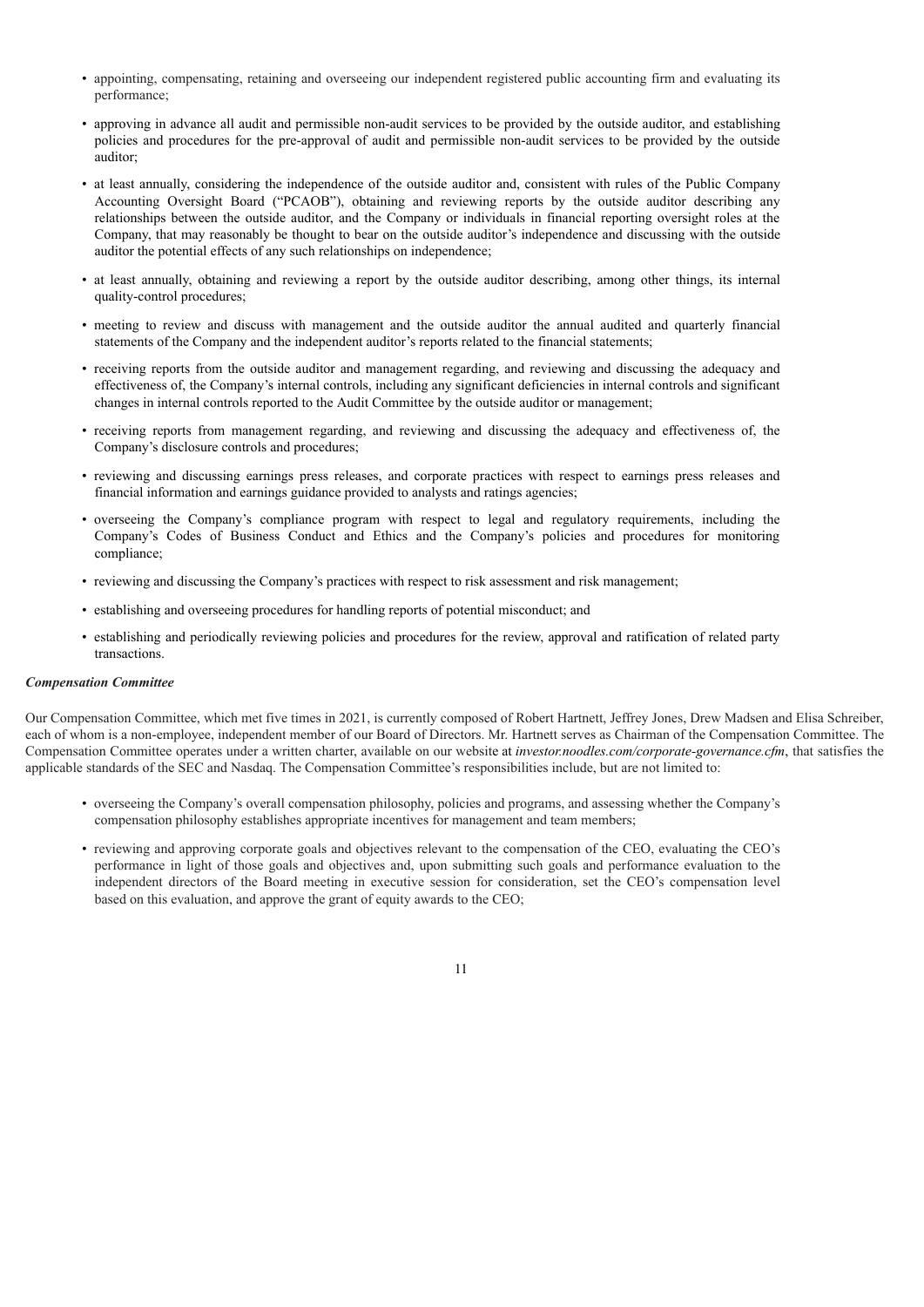- appointing, compensating, retaining and overseeing our independent registered public accounting firm and evaluating its performance;
- approving in advance all audit and permissible non-audit services to be provided by the outside auditor, and establishing policies and procedures for the pre-approval of audit and permissible non-audit services to be provided by the outside auditor;
- at least annually, considering the independence of the outside auditor and, consistent with rules of the Public Company Accounting Oversight Board ("PCAOB"), obtaining and reviewing reports by the outside auditor describing any relationships between the outside auditor, and the Company or individuals in financial reporting oversight roles at the Company, that may reasonably be thought to bear on the outside auditor's independence and discussing with the outside auditor the potential effects of any such relationships on independence;
- at least annually, obtaining and reviewing a report by the outside auditor describing, among other things, its internal quality-control procedures;
- meeting to review and discuss with management and the outside auditor the annual audited and quarterly financial statements of the Company and the independent auditor's reports related to the financial statements;
- receiving reports from the outside auditor and management regarding, and reviewing and discussing the adequacy and effectiveness of, the Company's internal controls, including any significant deficiencies in internal controls and significant changes in internal controls reported to the Audit Committee by the outside auditor or management;
- receiving reports from management regarding, and reviewing and discussing the adequacy and effectiveness of, the Company's disclosure controls and procedures;
- reviewing and discussing earnings press releases, and corporate practices with respect to earnings press releases and financial information and earnings guidance provided to analysts and ratings agencies;
- overseeing the Company's compliance program with respect to legal and regulatory requirements, including the Company's Codes of Business Conduct and Ethics and the Company's policies and procedures for monitoring compliance;
- reviewing and discussing the Company's practices with respect to risk assessment and risk management;
- establishing and overseeing procedures for handling reports of potential misconduct; and
- establishing and periodically reviewing policies and procedures for the review, approval and ratification of related party transactions.

***Compensation Committee***

Our Compensation Committee, which met five times in 2021, is currently composed of Robert Hartnett, Jeffrey Jones, Drew Madsen and Elisa Schreiber, each of whom is a non-employee, independent member of our Board of Directors. Mr. Hartnett serves as Chairman of the Compensation Committee. The Compensation Committee operates under a written charter, available on our website at *investor.noodles.com/corporate-governance.cfm*, that satisfies the applicable standards of the SEC and Nasdaq. The Compensation Committee's responsibilities include, but are not limited to:

- overseeing the Company's overall compensation philosophy, policies and programs, and assessing whether the Company's compensation philosophy establishes appropriate incentives for management and team members;
- reviewing and approving corporate goals and objectives relevant to the compensation of the CEO, evaluating the CEO's performance in light of those goals and objectives and, upon submitting such goals and performance evaluation to the independent directors of the Board meeting in executive session for consideration, set the CEO's compensation level based on this evaluation, and approve the grant of equity awards to the CEO;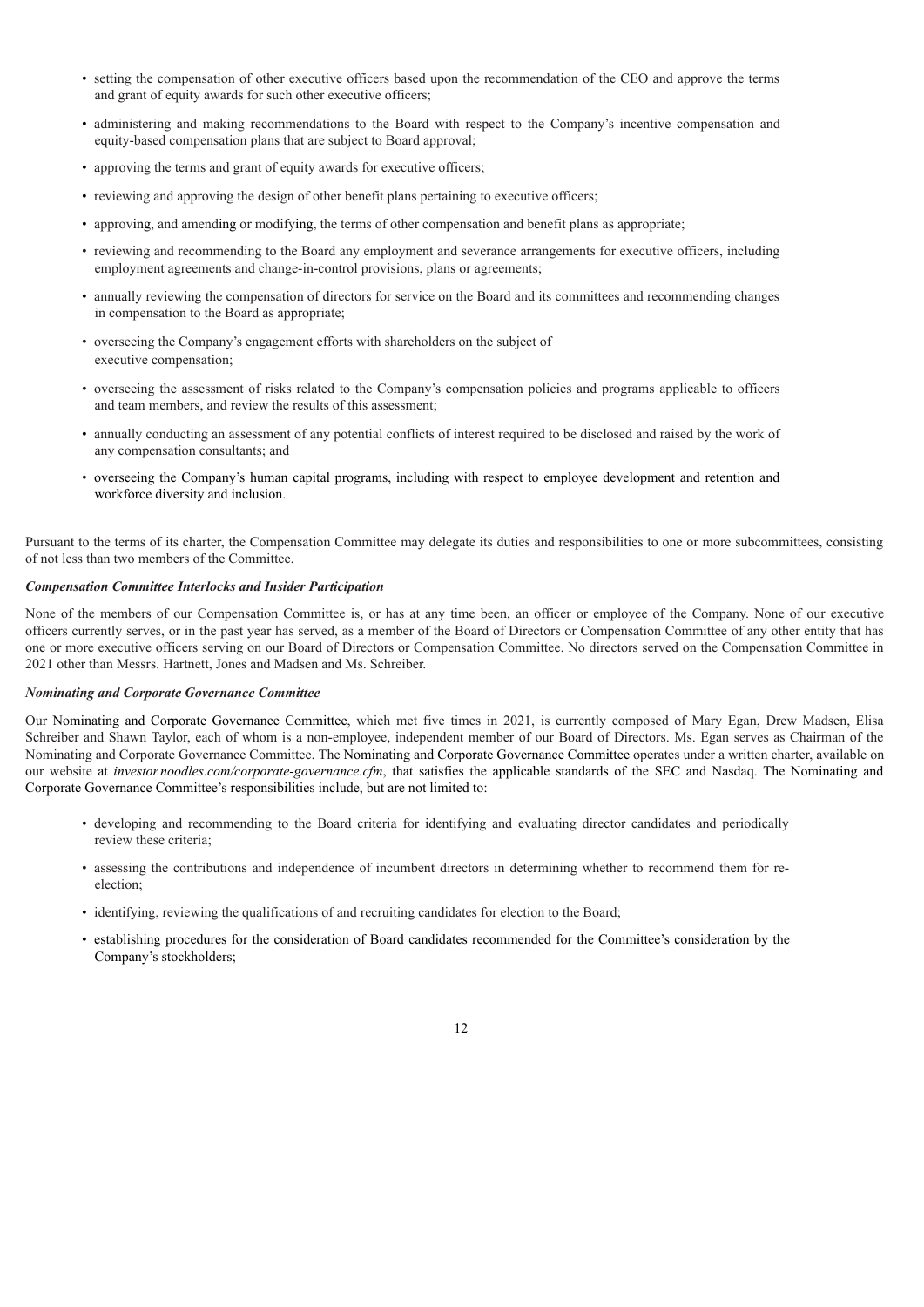- setting the compensation of other executive officers based upon the recommendation of the CEO and approve the terms and grant of equity awards for such other executive officers;
- administering and making recommendations to the Board with respect to the Company's incentive compensation and equity-based compensation plans that are subject to Board approval;
- approving the terms and grant of equity awards for executive officers;
- reviewing and approving the design of other benefit plans pertaining to executive officers;
- approving, and amending or modifying, the terms of other compensation and benefit plans as appropriate;
- reviewing and recommending to the Board any employment and severance arrangements for executive officers, including employment agreements and change-in-control provisions, plans or agreements;
- annually reviewing the compensation of directors for service on the Board and its committees and recommending changes in compensation to the Board as appropriate;
- overseeing the Company's engagement efforts with shareholders on the subject of executive compensation;
- overseeing the assessment of risks related to the Company's compensation policies and programs applicable to officers and team members, and review the results of this assessment;
- annually conducting an assessment of any potential conflicts of interest required to be disclosed and raised by the work of any compensation consultants; and
- overseeing the Company's human capital programs, including with respect to employee development and retention and workforce diversity and inclusion.

Pursuant to the terms of its charter, the Compensation Committee may delegate its duties and responsibilities to one or more subcommittees, consisting of not less than two members of the Committee.

***Compensation Committee Interlocks and Insider Participation***

None of the members of our Compensation Committee is, or has at any time been, an officer or employee of the Company. None of our executive officers currently serves, or in the past year has served, as a member of the Board of Directors or Compensation Committee of any other entity that has one or more executive officers serving on our Board of Directors or Compensation Committee. No directors served on the Compensation Committee in 2021 other than Messrs. Hartnett, Jones and Madsen and Ms. Schreiber.

***Nominating and Corporate Governance Committee***

Our Nominating and Corporate Governance Committee, which met five times in 2021, is currently composed of Mary Egan, Drew Madsen, Elisa Schreiber and Shawn Taylor, each of whom is a non-employee, independent member of our Board of Directors. Ms. Egan serves as Chairman of the Nominating and Corporate Governance Committee. The Nominating and Corporate Governance Committee operates under a written charter, available on our website at *investor.noodles.com/corporate-governance.cfm*, that satisfies the applicable standards of the SEC and Nasdaq. The Nominating and Corporate Governance Committee's responsibilities include, but are not limited to:

- developing and recommending to the Board criteria for identifying and evaluating director candidates and periodically review these criteria;
- assessing the contributions and independence of incumbent directors in determining whether to recommend them for re-election;
- identifying, reviewing the qualifications of and recruiting candidates for election to the Board;
- establishing procedures for the consideration of Board candidates recommended for the Committee's consideration by the Company's stockholders;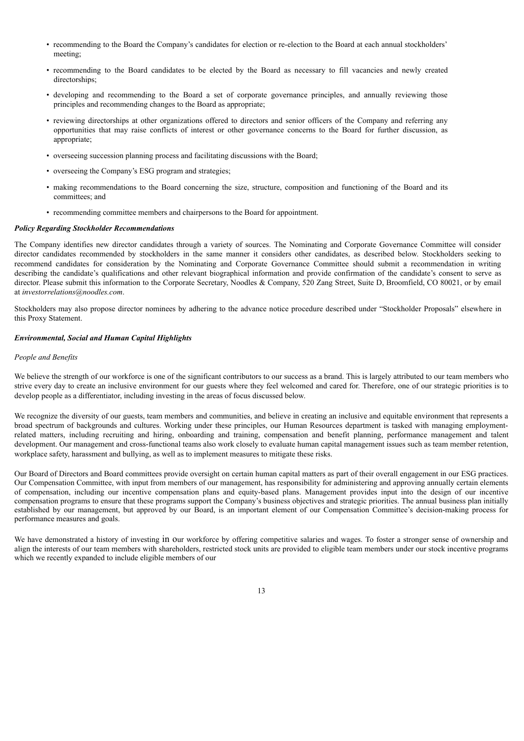- recommending to the Board the Company's candidates for election or re-election to the Board at each annual stockholders' meeting;
- recommending to the Board candidates to be elected by the Board as necessary to fill vacancies and newly created directorships;
- developing and recommending to the Board a set of corporate governance principles, and annually reviewing those principles and recommending changes to the Board as appropriate;
- reviewing directorships at other organizations offered to directors and senior officers of the Company and referring any opportunities that may raise conflicts of interest or other governance concerns to the Board for further discussion, as appropriate;
- overseeing succession planning process and facilitating discussions with the Board;
- overseeing the Company's ESG program and strategies;
- making recommendations to the Board concerning the size, structure, composition and functioning of the Board and its committees; and
- recommending committee members and chairpersons to the Board for appointment.

***Policy Regarding Stockholder Recommendations***

The Company identifies new director candidates through a variety of sources. The Nominating and Corporate Governance Committee will consider director candidates recommended by stockholders in the same manner it considers other candidates, as described below. Stockholders seeking to recommend candidates for consideration by the Nominating and Corporate Governance Committee should submit a recommendation in writing describing the candidate's qualifications and other relevant biographical information and provide confirmation of the candidate's consent to serve as director. Please submit this information to the Corporate Secretary, Noodles & Company, 520 Zang Street, Suite D, Broomfield, CO 80021, or by email at *investorrelations@noodles.com*.

Stockholders may also propose director nominees by adhering to the advance notice procedure described under "Stockholder Proposals" elsewhere in this Proxy Statement.

***Environmental, Social and Human Capital Highlights***

*People and Benefits*

We believe the strength of our workforce is one of the significant contributors to our success as a brand. This is largely attributed to our team members who strive every day to create an inclusive environment for our guests where they feel welcomed and cared for. Therefore, one of our strategic priorities is to develop people as a differentiator, including investing in the areas of focus discussed below.

We recognize the diversity of our guests, team members and communities, and believe in creating an inclusive and equitable environment that represents a broad spectrum of backgrounds and cultures. Working under these principles, our Human Resources department is tasked with managing employment-related matters, including recruiting and hiring, onboarding and training, compensation and benefit planning, performance management and talent development. Our management and cross-functional teams also work closely to evaluate human capital management issues such as team member retention, workplace safety, harassment and bullying, as well as to implement measures to mitigate these risks.

Our Board of Directors and Board committees provide oversight on certain human capital matters as part of their overall engagement in our ESG practices. Our Compensation Committee, with input from members of our management, has responsibility for administering and approving annually certain elements of compensation, including our incentive compensation plans and equity-based plans. Management provides input into the design of our incentive compensation programs to ensure that these programs support the Company's business objectives and strategic priorities. The annual business plan initially established by our management, but approved by our Board, is an important element of our Compensation Committee's decision-making process for performance measures and goals.

We have demonstrated a history of investing in our workforce by offering competitive salaries and wages. To foster a stronger sense of ownership and align the interests of our team members with shareholders, restricted stock units are provided to eligible team members under our stock incentive programs which we recently expanded to include eligible members of our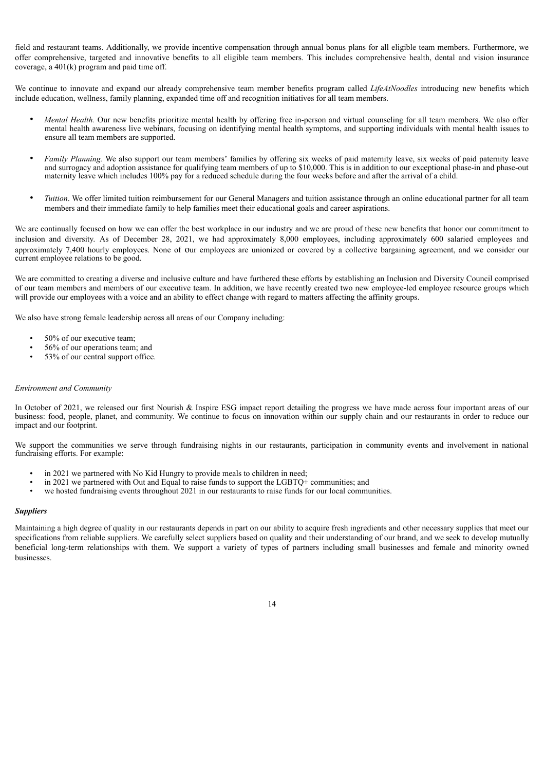field and restaurant teams. Additionally, we provide incentive compensation through annual bonus plans for all eligible team members. Furthermore, we offer comprehensive, targeted and innovative benefits to all eligible team members. This includes comprehensive health, dental and vision insurance coverage, a 401(k) program and paid time off.

We continue to innovate and expand our already comprehensive team member benefits program called *LifeAtNoodles* introducing new benefits which include education, wellness, family planning, expanded time off and recognition initiatives for all team members.

- *Mental Health.* Our new benefits prioritize mental health by offering free in-person and virtual counseling for all team members. We also offer mental health awareness live webinars, focusing on identifying mental health symptoms, and supporting individuals with mental health issues to ensure all team members are supported.
- *Family Planning.* We also support our team members' families by offering six weeks of paid maternity leave, six weeks of paid paternity leave and surrogacy and adoption assistance for qualifying team members of up to $10,000. This is in addition to our exceptional phase-in and phase-out maternity leave which includes 100% pay for a reduced schedule during the four weeks before and after the arrival of a child.
- *Tuition*. We offer limited tuition reimbursement for our General Managers and tuition assistance through an online educational partner for all team members and their immediate family to help families meet their educational goals and career aspirations.

We are continually focused on how we can offer the best workplace in our industry and we are proud of these new benefits that honor our commitment to inclusion and diversity. As of December 28, 2021, we had approximately 8,000 employees, including approximately 600 salaried employees and approximately 7,400 hourly employees. None of our employees are unionized or covered by a collective bargaining agreement, and we consider our current employee relations to be good.

We are committed to creating a diverse and inclusive culture and have furthered these efforts by establishing an Inclusion and Diversity Council comprised of our team members and members of our executive team. In addition, we have recently created two new employee-led employee resource groups which will provide our employees with a voice and an ability to effect change with regard to matters affecting the affinity groups.

We also have strong female leadership across all areas of our Company including:

- 50% of our executive team;
- 56% of our operations team; and
- 53% of our central support office.

*Environment and Community*

In October of 2021, we released our first Nourish & Inspire ESG impact report detailing the progress we have made across four important areas of our business: food, people, planet, and community. We continue to focus on innovation within our supply chain and our restaurants in order to reduce our impact and our footprint.

We support the communities we serve through fundraising nights in our restaurants, participation in community events and involvement in national fundraising efforts. For example:

- in 2021 we partnered with No Kid Hungry to provide meals to children in need;
- in 2021 we partnered with Out and Equal to raise funds to support the LGBTQ+ communities; and
- we hosted fundraising events throughout 2021 in our restaurants to raise funds for our local communities.

***Suppliers***

Maintaining a high degree of quality in our restaurants depends in part on our ability to acquire fresh ingredients and other necessary supplies that meet our specifications from reliable suppliers. We carefully select suppliers based on quality and their understanding of our brand, and we seek to develop mutually beneficial long-term relationships with them. We support a variety of types of partners including small businesses and female and minority owned businesses.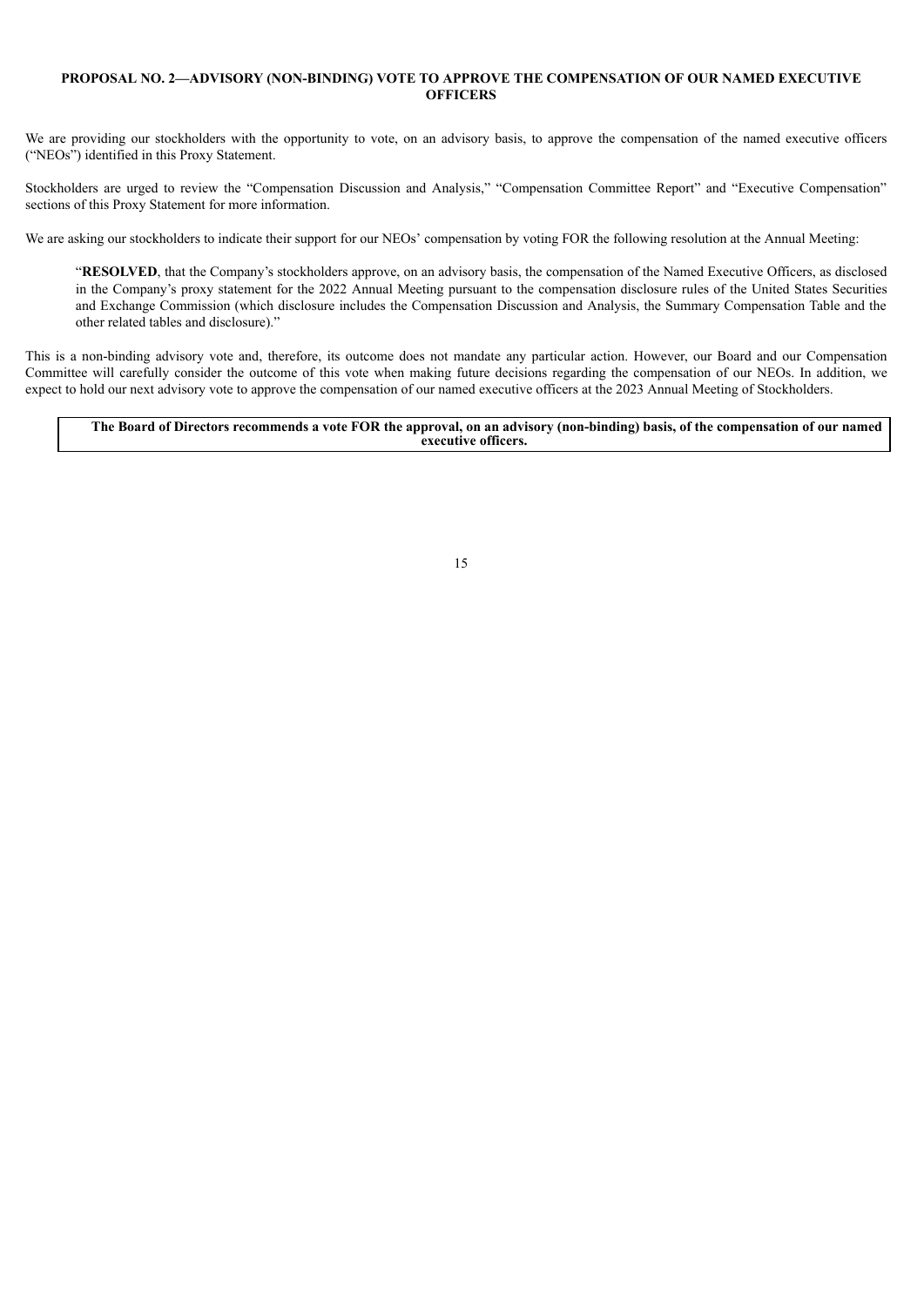## PROPOSAL NO. 2—ADVISORY (NON-BINDING) VOTE TO APPROVE THE COMPENSATION OF OUR NAMED EXECUTIVE OFFICERS

We are providing our stockholders with the opportunity to vote, on an advisory basis, to approve the compensation of the named executive officers ("NEOs") identified in this Proxy Statement.

Stockholders are urged to review the "Compensation Discussion and Analysis," "Compensation Committee Report" and "Executive Compensation" sections of this Proxy Statement for more information.

We are asking our stockholders to indicate their support for our NEOs' compensation by voting FOR the following resolution at the Annual Meeting:

> "**RESOLVED**, that the Company's stockholders approve, on an advisory basis, the compensation of the Named Executive Officers, as disclosed in the Company's proxy statement for the 2022 Annual Meeting pursuant to the compensation disclosure rules of the United States Securities and Exchange Commission (which disclosure includes the Compensation Discussion and Analysis, the Summary Compensation Table and the other related tables and disclosure)."

This is a non-binding advisory vote and, therefore, its outcome does not mandate any particular action. However, our Board and our Compensation Committee will carefully consider the outcome of this vote when making future decisions regarding the compensation of our NEOs. In addition, we expect to hold our next advisory vote to approve the compensation of our named executive officers at the 2023 Annual Meeting of Stockholders.

**The Board of Directors recommends a vote FOR the approval, on an advisory (non-binding) basis, of the compensation of our named executive officers.**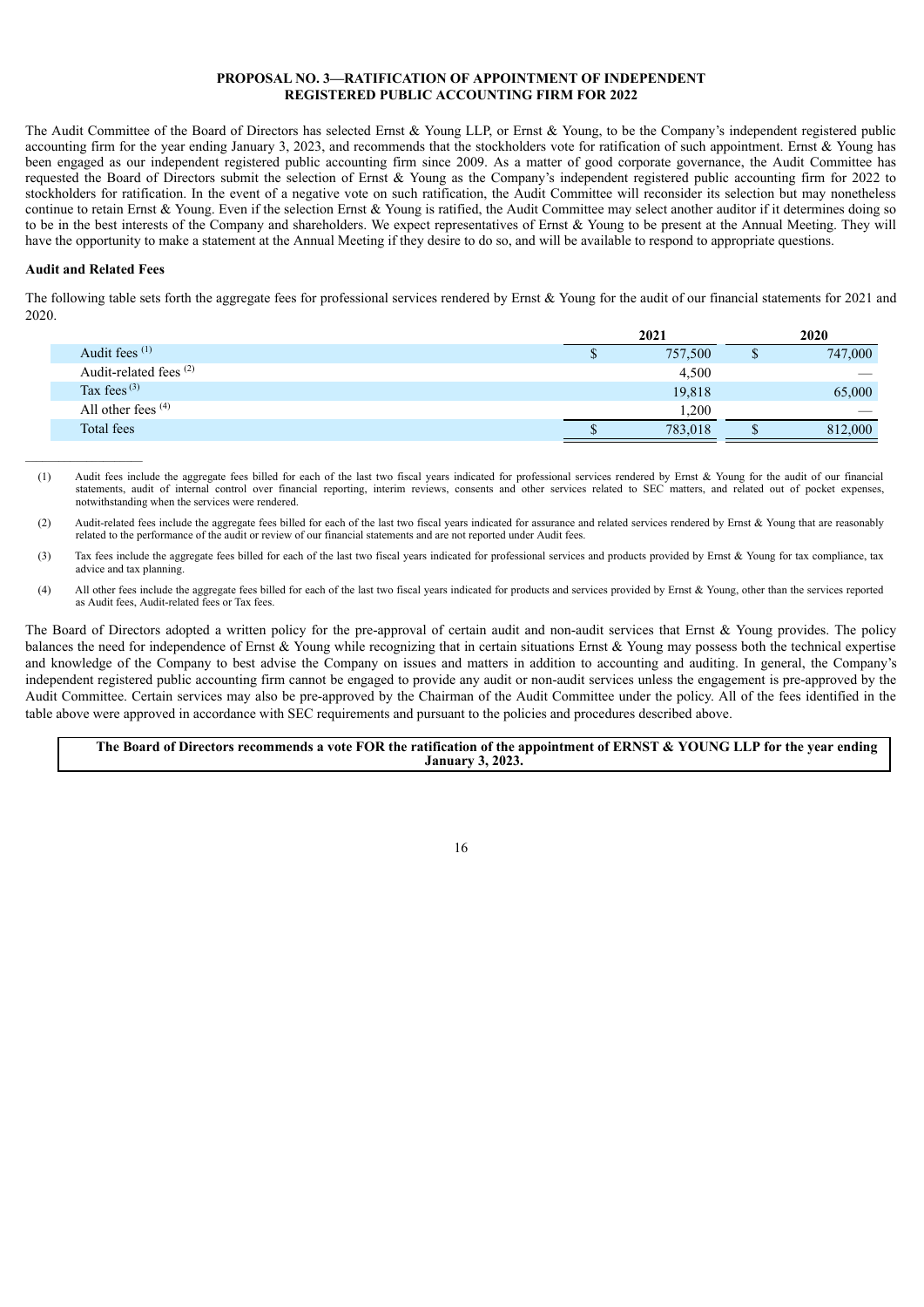## PROPOSAL NO. 3—RATIFICATION OF APPOINTMENT OF INDEPENDENT REGISTERED PUBLIC ACCOUNTING FIRM FOR 2022

The Audit Committee of the Board of Directors has selected Ernst & Young LLP, or Ernst & Young, to be the Company's independent registered public accounting firm for the year ending January 3, 2023, and recommends that the stockholders vote for ratification of such appointment. Ernst & Young has been engaged as our independent registered public accounting firm since 2009. As a matter of good corporate governance, the Audit Committee has requested the Board of Directors submit the selection of Ernst & Young as the Company's independent registered public accounting firm for 2022 to stockholders for ratification. In the event of a negative vote on such ratification, the Audit Committee will reconsider its selection but may nonetheless continue to retain Ernst & Young. Even if the selection Ernst & Young is ratified, the Audit Committee may select another auditor if it determines doing so to be in the best interests of the Company and shareholders. We expect representatives of Ernst & Young to be present at the Annual Meeting. They will have the opportunity to make a statement at the Annual Meeting if they desire to do so, and will be available to respond to appropriate questions.

**Audit and Related Fees**

The following table sets forth the aggregate fees for professional services rendered by Ernst & Young for the audit of our financial statements for 2021 and 2020.

| | 2021 | 2020 |
|---|---|---|
| Audit fees [(1)] | $ 757,500 | $ 747,000 |
| Audit-related fees [(2)] | 4,500 | — |
| Tax fees [(3)] | 19,818 | 65,000 |
| All other fees [(4)] | 1,200 | — |
| Total fees | $ 783,018 | $ 812,000 |

(1) Audit fees include the aggregate fees billed for each of the last two fiscal years indicated for professional services rendered by Ernst & Young for the audit of our financial statements, audit of internal control over financial reporting, interim reviews, consents and other services related to SEC matters, and related out of pocket expenses, notwithstanding when the services were rendered.

(2) Audit-related fees include the aggregate fees billed for each of the last two fiscal years indicated for assurance and related services rendered by Ernst & Young that are reasonably related to the performance of the audit or review of our financial statements and are not reported under Audit fees.

(3) Tax fees include the aggregate fees billed for each of the last two fiscal years indicated for professional services and products provided by Ernst & Young for tax compliance, tax advice and tax planning.

(4) All other fees include the aggregate fees billed for each of the last two fiscal years indicated for products and services provided by Ernst & Young, other than the services reported as Audit fees, Audit-related fees or Tax fees.

The Board of Directors adopted a written policy for the pre-approval of certain audit and non-audit services that Ernst & Young provides. The policy balances the need for independence of Ernst & Young while recognizing that in certain situations Ernst & Young may possess both the technical expertise and knowledge of the Company to best advise the Company on issues and matters in addition to accounting and auditing. In general, the Company's independent registered public accounting firm cannot be engaged to provide any audit or non-audit services unless the engagement is pre-approved by the Audit Committee. Certain services may also be pre-approved by the Chairman of the Audit Committee under the policy. All of the fees identified in the table above were approved in accordance with SEC requirements and pursuant to the policies and procedures described above.

**The Board of Directors recommends a vote FOR the ratification of the appointment of ERNST & YOUNG LLP for the year ending January 3, 2023.**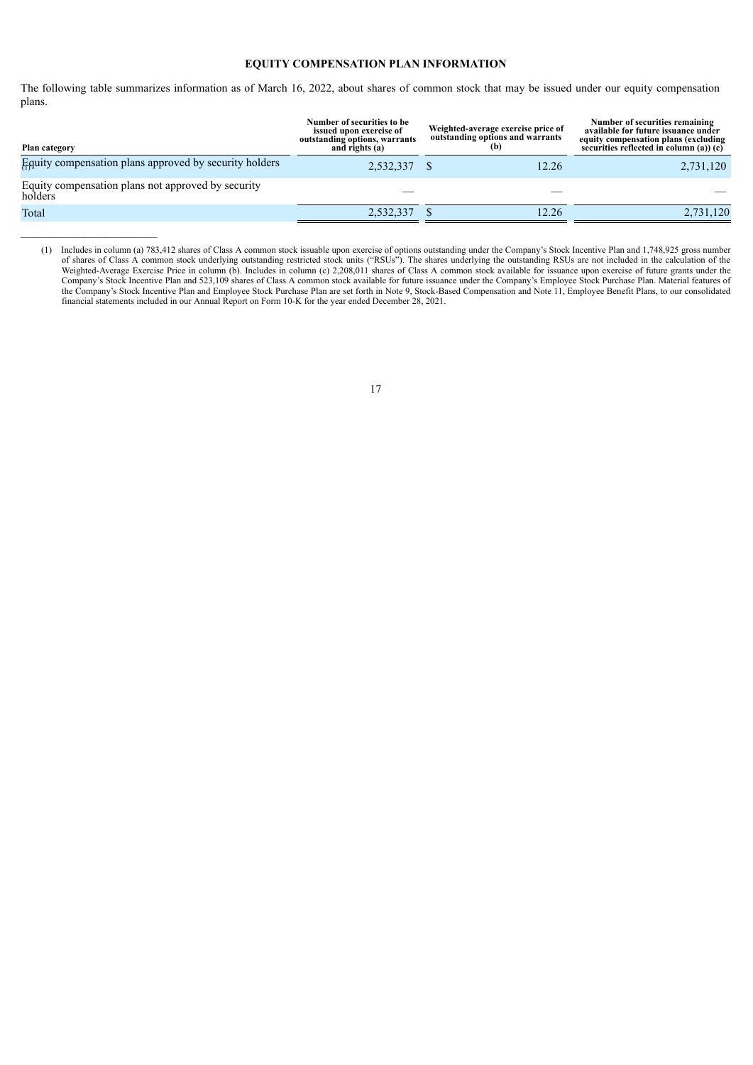## EQUITY COMPENSATION PLAN INFORMATION

The following table summarizes information as of March 16, 2022, about shares of common stock that may be issued under our equity compensation plans.

| Plan category | Number of securities to be issued upon exercise of outstanding options, warrants and rights (a) | Weighted-average exercise price of outstanding options and warrants (b) | Number of securities remaining available for future issuance under equity compensation plans (excluding securities reflected in column (a)) (c) |
|---|---|---|---|
| Equity compensation plans approved by security holders[(1)] | 2,532,337 | $ 12.26 | 2,731,120 |
| Equity compensation plans not approved by security holders | — | — | — |
| Total | 2,532,337 | $ 12.26 | 2,731,120 |

---

(1) Includes in column (a) 783,412 shares of Class A common stock issuable upon exercise of options outstanding under the Company's Stock Incentive Plan and 1,748,925 gross number of shares of Class A common stock underlying outstanding restricted stock units ("RSUs"). The shares underlying the outstanding RSUs are not included in the calculation of the Weighted-Average Exercise Price in column (b). Includes in column (c) 2,208,011 shares of Class A common stock available for issuance upon exercise of future grants under the Company's Stock Incentive Plan and 523,109 shares of Class A common stock available for future issuance under the Company's Employee Stock Purchase Plan. Material features of the Company's Stock Incentive Plan and Employee Stock Purchase Plan are set forth in Note 9, Stock-Based Compensation and Note 11, Employee Benefit Plans, to our consolidated financial statements included in our Annual Report on Form 10-K for the year ended December 28, 2021.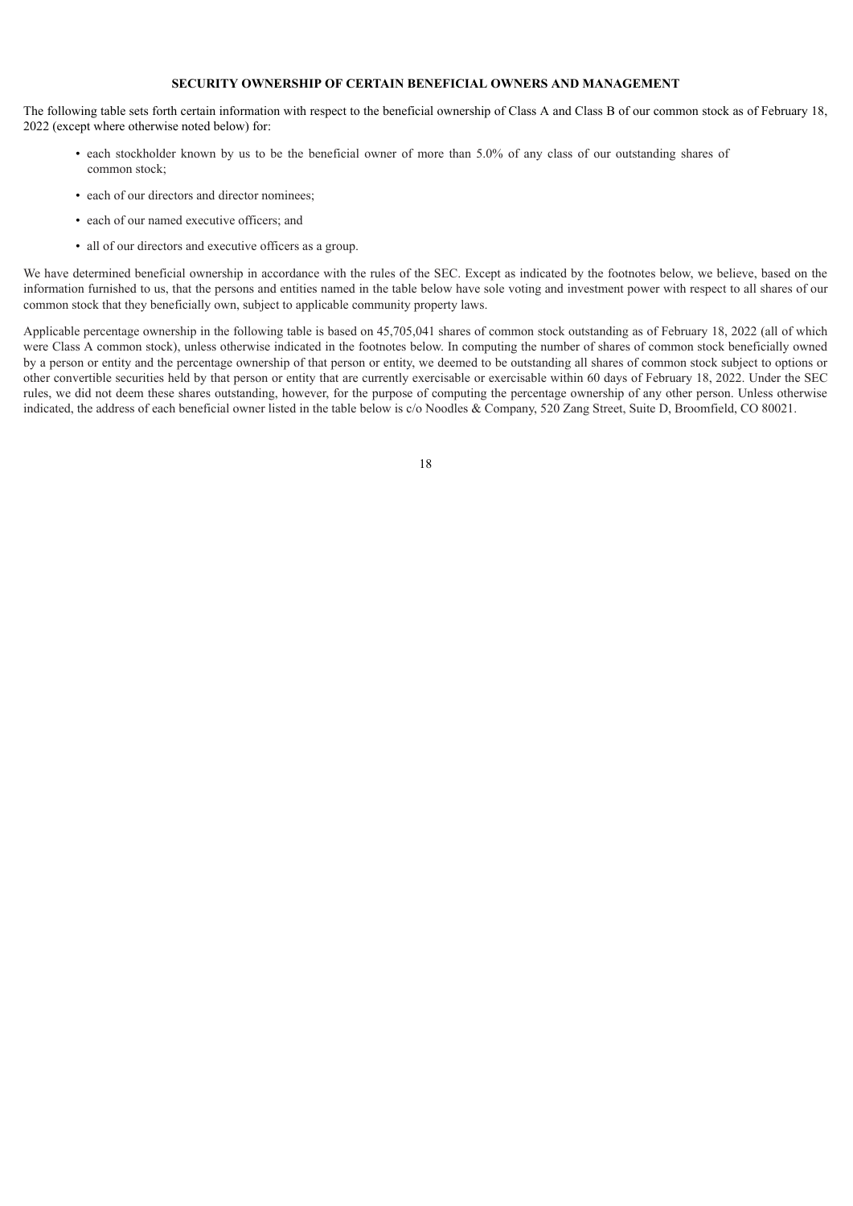## SECURITY OWNERSHIP OF CERTAIN BENEFICIAL OWNERS AND MANAGEMENT

The following table sets forth certain information with respect to the beneficial ownership of Class A and Class B of our common stock as of February 18, 2022 (except where otherwise noted below) for:

- each stockholder known by us to be the beneficial owner of more than 5.0% of any class of our outstanding shares of common stock;
- each of our directors and director nominees;
- each of our named executive officers; and
- all of our directors and executive officers as a group.

We have determined beneficial ownership in accordance with the rules of the SEC. Except as indicated by the footnotes below, we believe, based on the information furnished to us, that the persons and entities named in the table below have sole voting and investment power with respect to all shares of our common stock that they beneficially own, subject to applicable community property laws.

Applicable percentage ownership in the following table is based on 45,705,041 shares of common stock outstanding as of February 18, 2022 (all of which were Class A common stock), unless otherwise indicated in the footnotes below. In computing the number of shares of common stock beneficially owned by a person or entity and the percentage ownership of that person or entity, we deemed to be outstanding all shares of common stock subject to options or other convertible securities held by that person or entity that are currently exercisable or exercisable within 60 days of February 18, 2022. Under the SEC rules, we did not deem these shares outstanding, however, for the purpose of computing the percentage ownership of any other person. Unless otherwise indicated, the address of each beneficial owner listed in the table below is c/o Noodles & Company, 520 Zang Street, Suite D, Broomfield, CO 80021.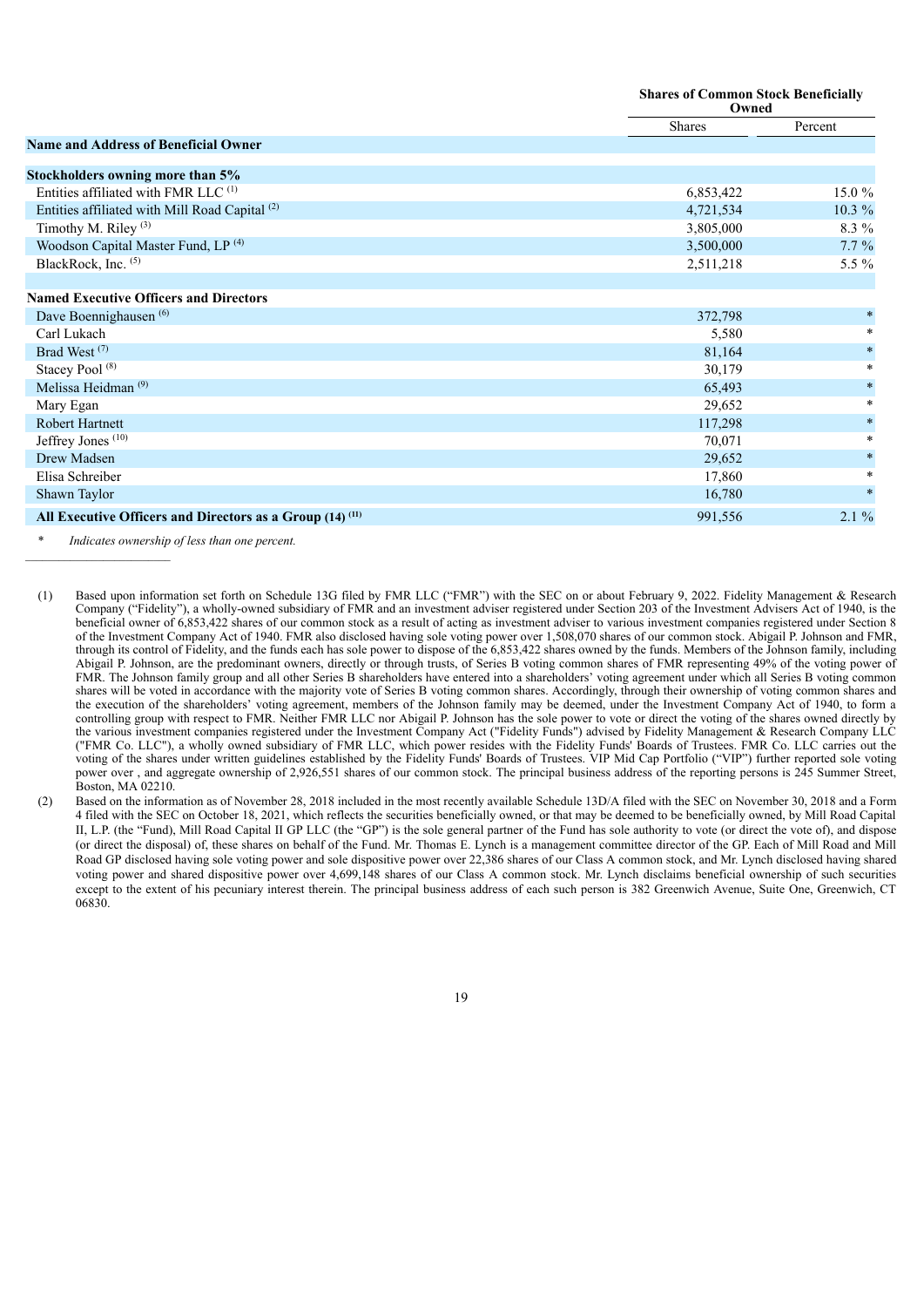| Name and Address of Beneficial Owner | Shares of Common Stock Beneficially Owned | |
|---|---|---|
| | Shares | Percent |
| **Stockholders owning more than 5%** | | |
| Entities affiliated with FMR LLC [(1)] | 6,853,422 | 15.0 % |
| Entities affiliated with Mill Road Capital [(2)] | 4,721,534 | 10.3 % |
| Timothy M. Riley [(3)] | 3,805,000 | 8.3 % |
| Woodson Capital Master Fund, LP [(4)] | 3,500,000 | 7.7 % |
| BlackRock, Inc. [(5)] | 2,511,218 | 5.5 % |
| **Named Executive Officers and Directors** | | |
| Dave Boennighausen [(6)] | 372,798 | * |
| Carl Lukach | 5,580 | * |
| Brad West [(7)] | 81,164 | * |
| Stacey Pool [(8)] | 30,179 | * |
| Melissa Heidman [(9)] | 65,493 | * |
| Mary Egan | 29,652 | * |
| Robert Hartnett | 117,298 | * |
| Jeffrey Jones [(10)] | 70,071 | * |
| Drew Madsen | 29,652 | * |
| Elisa Schreiber | 17,860 | * |
| Shawn Taylor | 16,780 | * |
| **All Executive Officers and Directors as a Group (14) [(11)]** | 991,556 | 2.1 % |

\* *Indicates ownership of less than one percent.*

---

(1) Based upon information set forth on Schedule 13G filed by FMR LLC ("FMR") with the SEC on or about February 9, 2022. Fidelity Management & Research Company ("Fidelity"), a wholly-owned subsidiary of FMR and an investment adviser registered under Section 203 of the Investment Advisers Act of 1940, is the beneficial owner of 6,853,422 shares of our common stock as a result of acting as investment adviser to various investment companies registered under Section 8 of the Investment Company Act of 1940. FMR also disclosed having sole voting power over 1,508,070 shares of our common stock. Abigail P. Johnson and FMR, through its control of Fidelity, and the funds each has sole power to dispose of the 6,853,422 shares owned by the funds. Members of the Johnson family, including Abigail P. Johnson, are the predominant owners, directly or through trusts, of Series B voting common shares of FMR representing 49% of the voting power of FMR. The Johnson family group and all other Series B shareholders have entered into a shareholders' voting agreement under which all Series B voting common shares will be voted in accordance with the majority vote of Series B voting common shares. Accordingly, through their ownership of voting common shares and the execution of the shareholders' voting agreement, members of the Johnson family may be deemed, under the Investment Company Act of 1940, to form a controlling group with respect to FMR. Neither FMR LLC nor Abigail P. Johnson has the sole power to vote or direct the voting of the shares owned directly by the various investment companies registered under the Investment Company Act ("Fidelity Funds") advised by Fidelity Management & Research Company LLC ("FMR Co. LLC"), a wholly owned subsidiary of FMR LLC, which power resides with the Fidelity Funds' Boards of Trustees. FMR Co. LLC carries out the voting of the shares under written guidelines established by the Fidelity Funds' Boards of Trustees. VIP Mid Cap Portfolio ("VIP") further reported sole voting power over , and aggregate ownership of 2,926,551 shares of our common stock. The principal business address of the reporting persons is 245 Summer Street, Boston, MA 02210.

(2) Based on the information as of November 28, 2018 included in the most recently available Schedule 13D/A filed with the SEC on November 30, 2018 and a Form 4 filed with the SEC on October 18, 2021, which reflects the securities beneficially owned, or that may be deemed to be beneficially owned, by Mill Road Capital II, L.P. (the "Fund), Mill Road Capital II GP LLC (the "GP") is the sole general partner of the Fund has sole authority to vote (or direct the vote of), and dispose (or direct the disposal) of, these shares on behalf of the Fund. Mr. Thomas E. Lynch is a management committee director of the GP. Each of Mill Road and Mill Road GP disclosed having sole voting power and sole dispositive power over 22,386 shares of our Class A common stock, and Mr. Lynch disclosed having shared voting power and shared dispositive power over 4,699,148 shares of our Class A common stock. Mr. Lynch disclaims beneficial ownership of such securities except to the extent of his pecuniary interest therein. The principal business address of each such person is 382 Greenwich Avenue, Suite One, Greenwich, CT 06830.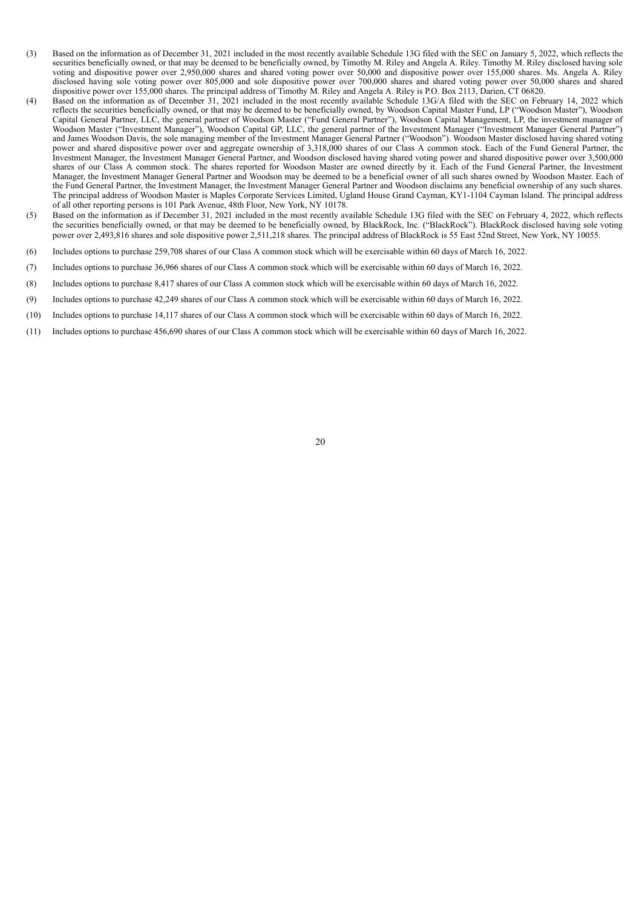(3) Based on the information as of December 31, 2021 included in the most recently available Schedule 13G filed with the SEC on January 5, 2022, which reflects the securities beneficially owned, or that may be deemed to be beneficially owned, by Timothy M. Riley and Angela A. Riley. Timothy M. Riley disclosed having sole voting and dispositive power over 2,950,000 shares and shared voting power over 50,000 and dispositive power over 155,000 shares. Ms. Angela A. Riley disclosed having sole voting power over 805,000 and sole dispositive power over 700,000 shares and shared voting power over 50,000 shares and shared dispositive power over 155,000 shares. The principal address of Timothy M. Riley and Angela A. Riley is P.O. Box 2113, Darien, CT 06820.

(4) Based on the information as of December 31, 2021 included in the most recently available Schedule 13G/A filed with the SEC on February 14, 2022 which reflects the securities beneficially owned, or that may be deemed to be beneficially owned, by Woodson Capital Master Fund, LP ("Woodson Master"), Woodson Capital General Partner, LLC, the general partner of Woodson Master ("Fund General Partner"), Woodson Capital Management, LP, the investment manager of Woodson Master ("Investment Manager"), Woodson Capital GP, LLC, the general partner of the Investment Manager ("Investment Manager General Partner") and James Woodson Davis, the sole managing member of the Investment Manager General Partner ("Woodson"). Woodson Master disclosed having shared voting power and shared dispositive power over and aggregate ownership of 3,318,000 shares of our Class A common stock. Each of the Fund General Partner, the Investment Manager, the Investment Manager General Partner, and Woodson disclosed having shared voting power and shared dispositive power over 3,500,000 shares of our Class A common stock. The shares reported for Woodson Master are owned directly by it. Each of the Fund General Partner, the Investment Manager, the Investment Manager General Partner and Woodson may be deemed to be a beneficial owner of all such shares owned by Woodson Master. Each of the Fund General Partner, the Investment Manager, the Investment Manager General Partner and Woodson disclaims any beneficial ownership of any such shares. The principal address of Woodson Master is Maples Corporate Services Limited, Ugland House Grand Cayman, KY1-1104 Cayman Island. The principal address of all other reporting persons is 101 Park Avenue, 48th Floor, New York, NY 10178.

(5) Based on the information as if December 31, 2021 included in the most recently available Schedule 13G filed with the SEC on February 4, 2022, which reflects the securities beneficially owned, or that may be deemed to be beneficially owned, by BlackRock, Inc. ("BlackRock"). BlackRock disclosed having sole voting power over 2,493,816 shares and sole dispositive power 2,511,218 shares. The principal address of BlackRock is 55 East 52nd Street, New York, NY 10055.

(6) Includes options to purchase 259,708 shares of our Class A common stock which will be exercisable within 60 days of March 16, 2022.

(7) Includes options to purchase 36,966 shares of our Class A common stock which will be exercisable within 60 days of March 16, 2022.

(8) Includes options to purchase 8,417 shares of our Class A common stock which will be exercisable within 60 days of March 16, 2022.

(9) Includes options to purchase 42,249 shares of our Class A common stock which will be exercisable within 60 days of March 16, 2022.

(10) Includes options to purchase 14,117 shares of our Class A common stock which will be exercisable within 60 days of March 16, 2022.

(11) Includes options to purchase 456,690 shares of our Class A common stock which will be exercisable within 60 days of March 16, 2022.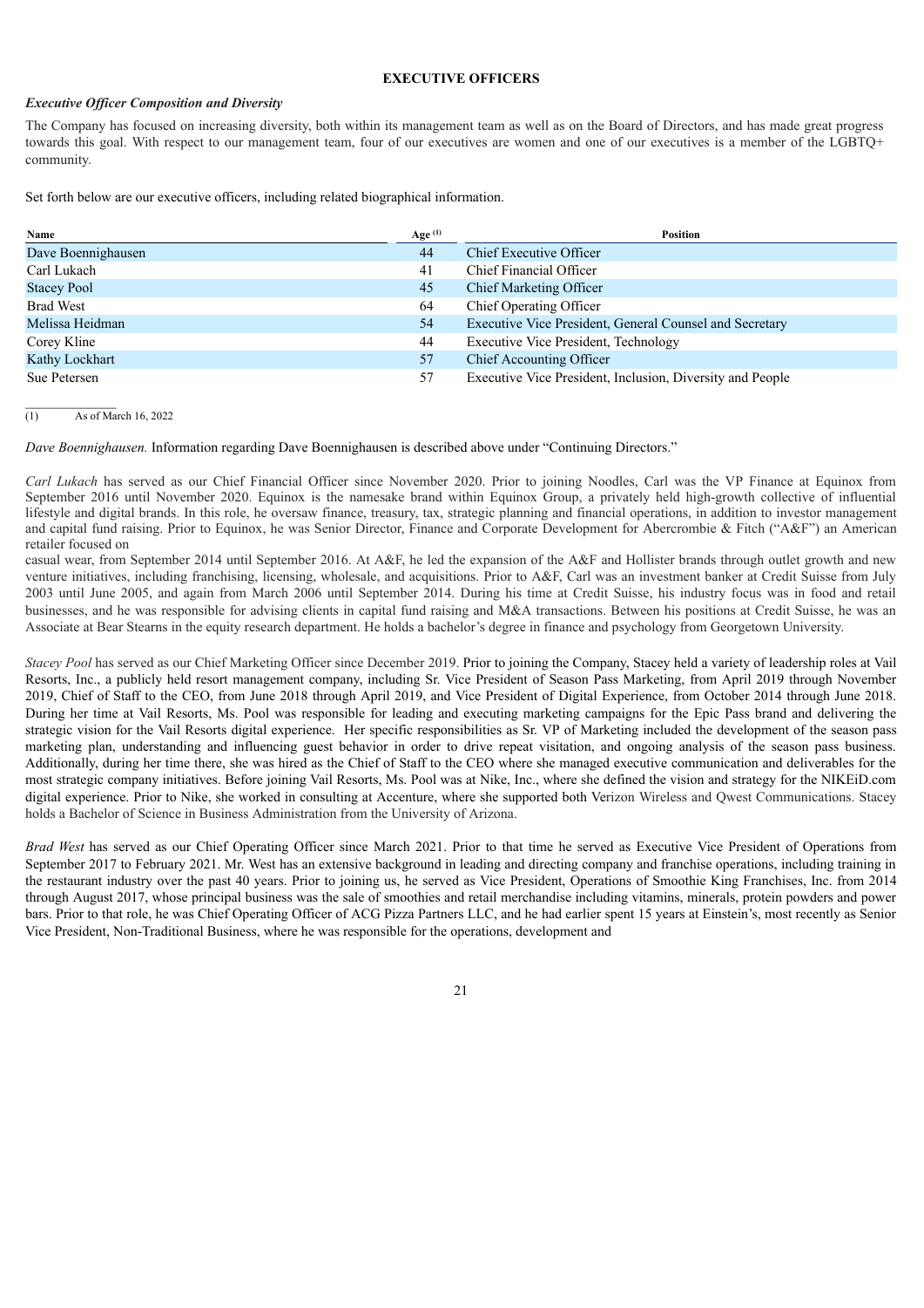## EXECUTIVE OFFICERS

***Executive Officer Composition and Diversity***

The Company has focused on increasing diversity, both within its management team as well as on the Board of Directors, and has made great progress towards this goal. With respect to our management team, four of our executives are women and one of our executives is a member of the LGBTQ+ community.

Set forth below are our executive officers, including related biographical information.

| Name | Age [(1)] | Position |
|---|---|---|
| Dave Boennighausen | 44 | Chief Executive Officer |
| Carl Lukach | 41 | Chief Financial Officer |
| Stacey Pool | 45 | Chief Marketing Officer |
| Brad West | 64 | Chief Operating Officer |
| Melissa Heidman | 54 | Executive Vice President, General Counsel and Secretary |
| Corey Kline | 44 | Executive Vice President, Technology |
| Kathy Lockhart | 57 | Chief Accounting Officer |
| Sue Petersen | 57 | Executive Vice President, Inclusion, Diversity and People |

(1) As of March 16, 2022

*Dave Boennighausen.* Information regarding Dave Boennighausen is described above under "Continuing Directors."

*Carl Lukach* has served as our Chief Financial Officer since November 2020. Prior to joining Noodles, Carl was the VP Finance at Equinox from September 2016 until November 2020. Equinox is the namesake brand within Equinox Group, a privately held high-growth collective of influential lifestyle and digital brands. In this role, he oversaw finance, treasury, tax, strategic planning and financial operations, in addition to investor management and capital fund raising. Prior to Equinox, he was Senior Director, Finance and Corporate Development for Abercrombie & Fitch ("A&F") an American retailer focused on casual wear, from September 2014 until September 2016. At A&F, he led the expansion of the A&F and Hollister brands through outlet growth and new venture initiatives, including franchising, licensing, wholesale, and acquisitions. Prior to A&F, Carl was an investment banker at Credit Suisse from July 2003 until June 2005, and again from March 2006 until September 2014. During his time at Credit Suisse, his industry focus was in food and retail businesses, and he was responsible for advising clients in capital fund raising and M&A transactions. Between his positions at Credit Suisse, he was an Associate at Bear Stearns in the equity research department. He holds a bachelor's degree in finance and psychology from Georgetown University.

*Stacey Pool* has served as our Chief Marketing Officer since December 2019. Prior to joining the Company, Stacey held a variety of leadership roles at Vail Resorts, Inc., a publicly held resort management company, including Sr. Vice President of Season Pass Marketing, from April 2019 through November 2019, Chief of Staff to the CEO, from June 2018 through April 2019, and Vice President of Digital Experience, from October 2014 through June 2018. During her time at Vail Resorts, Ms. Pool was responsible for leading and executing marketing campaigns for the Epic Pass brand and delivering the strategic vision for the Vail Resorts digital experience. Her specific responsibilities as Sr. VP of Marketing included the development of the season pass marketing plan, understanding and influencing guest behavior in order to drive repeat visitation, and ongoing analysis of the season pass business. Additionally, during her time there, she was hired as the Chief of Staff to the CEO where she managed executive communication and deliverables for the most strategic company initiatives. Before joining Vail Resorts, Ms. Pool was at Nike, Inc., where she defined the vision and strategy for the NIKEiD.com digital experience. Prior to Nike, she worked in consulting at Accenture, where she supported both Verizon Wireless and Qwest Communications. Stacey holds a Bachelor of Science in Business Administration from the University of Arizona.

*Brad West* has served as our Chief Operating Officer since March 2021. Prior to that time he served as Executive Vice President of Operations from September 2017 to February 2021. Mr. West has an extensive background in leading and directing company and franchise operations, including training in the restaurant industry over the past 40 years. Prior to joining us, he served as Vice President, Operations of Smoothie King Franchises, Inc. from 2014 through August 2017, whose principal business was the sale of smoothies and retail merchandise including vitamins, minerals, protein powders and power bars. Prior to that role, he was Chief Operating Officer of ACG Pizza Partners LLC, and he had earlier spent 15 years at Einstein's, most recently as Senior Vice President, Non-Traditional Business, where he was responsible for the operations, development and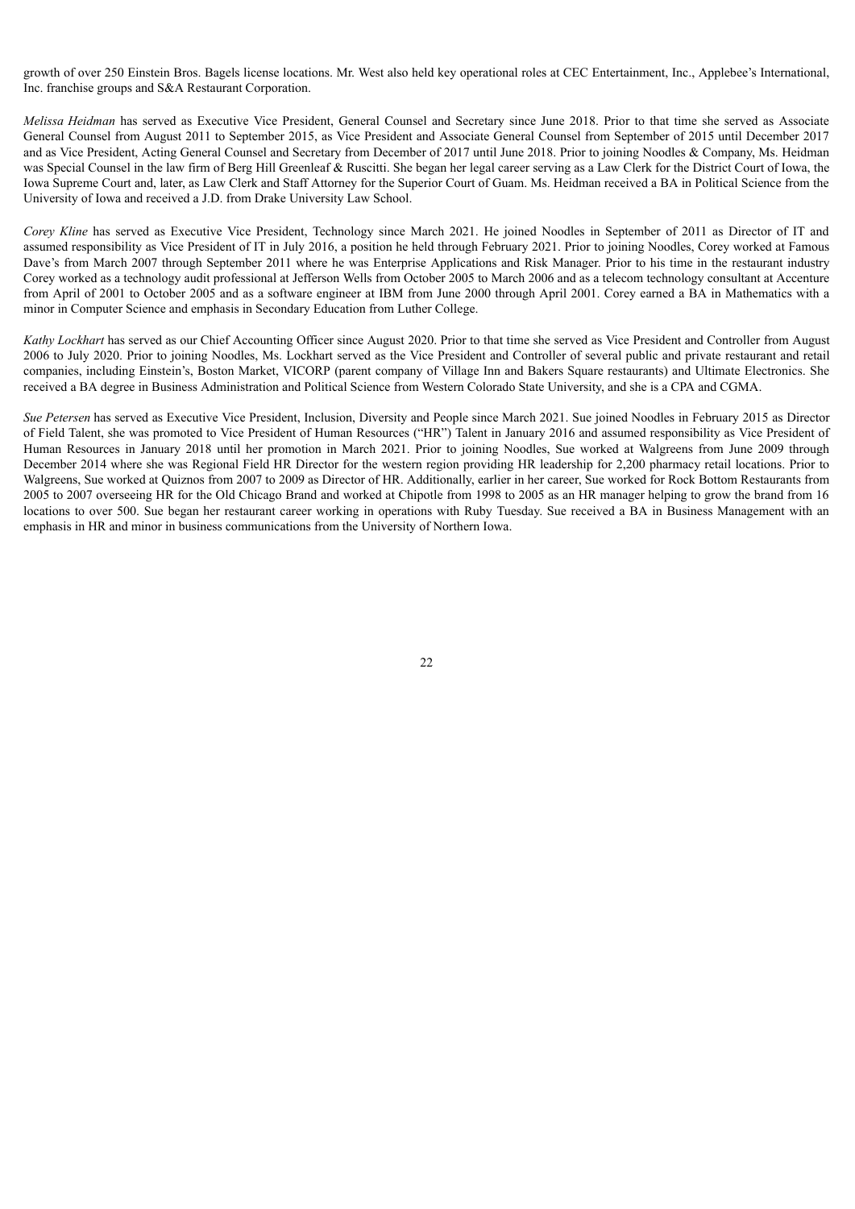growth of over 250 Einstein Bros. Bagels license locations. Mr. West also held key operational roles at CEC Entertainment, Inc., Applebee's International, Inc. franchise groups and S&A Restaurant Corporation.

*Melissa Heidman* has served as Executive Vice President, General Counsel and Secretary since June 2018. Prior to that time she served as Associate General Counsel from August 2011 to September 2015, as Vice President and Associate General Counsel from September of 2015 until December 2017 and as Vice President, Acting General Counsel and Secretary from December of 2017 until June 2018. Prior to joining Noodles & Company, Ms. Heidman was Special Counsel in the law firm of Berg Hill Greenleaf & Ruscitti. She began her legal career serving as a Law Clerk for the District Court of Iowa, the Iowa Supreme Court and, later, as Law Clerk and Staff Attorney for the Superior Court of Guam. Ms. Heidman received a BA in Political Science from the University of Iowa and received a J.D. from Drake University Law School.

*Corey Kline* has served as Executive Vice President, Technology since March 2021. He joined Noodles in September of 2011 as Director of IT and assumed responsibility as Vice President of IT in July 2016, a position he held through February 2021. Prior to joining Noodles, Corey worked at Famous Dave's from March 2007 through September 2011 where he was Enterprise Applications and Risk Manager. Prior to his time in the restaurant industry Corey worked as a technology audit professional at Jefferson Wells from October 2005 to March 2006 and as a telecom technology consultant at Accenture from April of 2001 to October 2005 and as a software engineer at IBM from June 2000 through April 2001. Corey earned a BA in Mathematics with a minor in Computer Science and emphasis in Secondary Education from Luther College.

*Kathy Lockhart* has served as our Chief Accounting Officer since August 2020. Prior to that time she served as Vice President and Controller from August 2006 to July 2020. Prior to joining Noodles, Ms. Lockhart served as the Vice President and Controller of several public and private restaurant and retail companies, including Einstein's, Boston Market, VICORP (parent company of Village Inn and Bakers Square restaurants) and Ultimate Electronics. She received a BA degree in Business Administration and Political Science from Western Colorado State University, and she is a CPA and CGMA.

*Sue Petersen* has served as Executive Vice President, Inclusion, Diversity and People since March 2021. Sue joined Noodles in February 2015 as Director of Field Talent, she was promoted to Vice President of Human Resources ("HR") Talent in January 2016 and assumed responsibility as Vice President of Human Resources in January 2018 until her promotion in March 2021. Prior to joining Noodles, Sue worked at Walgreens from June 2009 through December 2014 where she was Regional Field HR Director for the western region providing HR leadership for 2,200 pharmacy retail locations. Prior to Walgreens, Sue worked at Quiznos from 2007 to 2009 as Director of HR. Additionally, earlier in her career, Sue worked for Rock Bottom Restaurants from 2005 to 2007 overseeing HR for the Old Chicago Brand and worked at Chipotle from 1998 to 2005 as an HR manager helping to grow the brand from 16 locations to over 500. Sue began her restaurant career working in operations with Ruby Tuesday. Sue received a BA in Business Management with an emphasis in HR and minor in business communications from the University of Northern Iowa.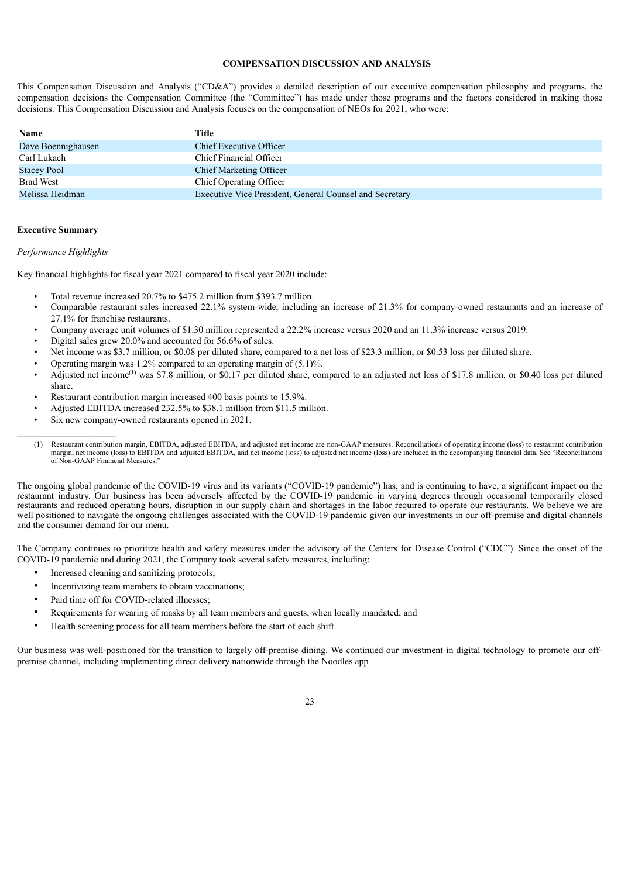## COMPENSATION DISCUSSION AND ANALYSIS

This Compensation Discussion and Analysis ("CD&A") provides a detailed description of our executive compensation philosophy and programs, the compensation decisions the Compensation Committee (the "Committee") has made under those programs and the factors considered in making those decisions. This Compensation Discussion and Analysis focuses on the compensation of NEOs for 2021, who were:

| Name | Title |
|---|---|
| Dave Boennighausen | Chief Executive Officer |
| Carl Lukach | Chief Financial Officer |
| Stacey Pool | Chief Marketing Officer |
| Brad West | Chief Operating Officer |
| Melissa Heidman | Executive Vice President, General Counsel and Secretary |

**Executive Summary**

*Performance Highlights*

Key financial highlights for fiscal year 2021 compared to fiscal year 2020 include:

- Total revenue increased 20.7% to $475.2 million from $393.7 million.
- Comparable restaurant sales increased 22.1% system-wide, including an increase of 21.3% for company-owned restaurants and an increase of 27.1% for franchise restaurants.
- Company average unit volumes of $1.30 million represented a 22.2% increase versus 2020 and an 11.3% increase versus 2019.
- Digital sales grew 20.0% and accounted for 56.6% of sales.
- Net income was $3.7 million, or $0.08 per diluted share, compared to a net loss of $23.3 million, or $0.53 loss per diluted share.
- Operating margin was 1.2% compared to an operating margin of (5.1)%.
- Adjusted net income[1] was $7.8 million, or $0.17 per diluted share, compared to an adjusted net loss of $17.8 million, or $0.40 loss per diluted share.
- Restaurant contribution margin increased 400 basis points to 15.9%.
- Adjusted EBITDA increased 232.5% to $38.1 million from $11.5 million.
- Six new company-owned restaurants opened in 2021.

(1) Restaurant contribution margin, EBITDA, adjusted EBITDA, and adjusted net income are non-GAAP measures. Reconciliations of operating income (loss) to restaurant contribution margin, net income (loss) to EBITDA and adjusted EBITDA, and net income (loss) to adjusted net income (loss) are included in the accompanying financial data. See "Reconciliations of Non-GAAP Financial Measures."

The ongoing global pandemic of the COVID-19 virus and its variants ("COVID-19 pandemic") has, and is continuing to have, a significant impact on the restaurant industry. Our business has been adversely affected by the COVID-19 pandemic in varying degrees through occasional temporarily closed restaurants and reduced operating hours, disruption in our supply chain and shortages in the labor required to operate our restaurants. We believe we are well positioned to navigate the ongoing challenges associated with the COVID-19 pandemic given our investments in our off-premise and digital channels and the consumer demand for our menu.

The Company continues to prioritize health and safety measures under the advisory of the Centers for Disease Control ("CDC"). Since the onset of the COVID-19 pandemic and during 2021, the Company took several safety measures, including:

- Increased cleaning and sanitizing protocols;
- Incentivizing team members to obtain vaccinations;
- Paid time off for COVID-related illnesses;
- Requirements for wearing of masks by all team members and guests, when locally mandated; and
- Health screening process for all team members before the start of each shift.

Our business was well-positioned for the transition to largely off-premise dining. We continued our investment in digital technology to promote our off-premise channel, including implementing direct delivery nationwide through the Noodles app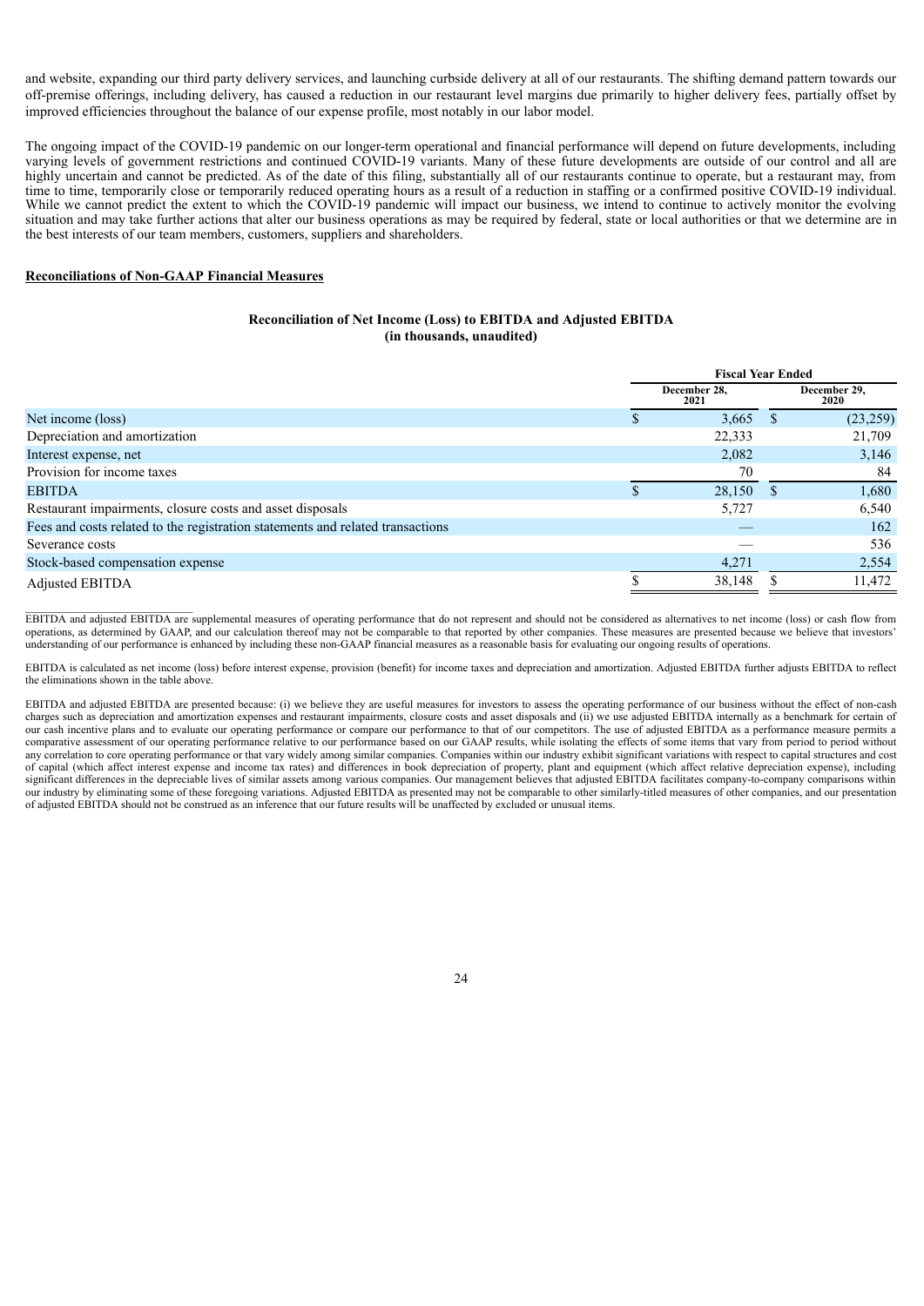and website, expanding our third party delivery services, and launching curbside delivery at all of our restaurants. The shifting demand pattern towards our off-premise offerings, including delivery, has caused a reduction in our restaurant level margins due primarily to higher delivery fees, partially offset by improved efficiencies throughout the balance of our expense profile, most notably in our labor model.

The ongoing impact of the COVID-19 pandemic on our longer-term operational and financial performance will depend on future developments, including varying levels of government restrictions and continued COVID-19 variants. Many of these future developments are outside of our control and all are highly uncertain and cannot be predicted. As of the date of this filing, substantially all of our restaurants continue to operate, but a restaurant may, from time to time, temporarily close or temporarily reduced operating hours as a result of a reduction in staffing or a confirmed positive COVID-19 individual. While we cannot predict the extent to which the COVID-19 pandemic will impact our business, we intend to continue to actively monitor the evolving situation and may take further actions that alter our business operations as may be required by federal, state or local authorities or that we determine are in the best interests of our team members, customers, suppliers and shareholders.

**Reconciliations of Non-GAAP Financial Measures**

**Reconciliation of Net Income (Loss) to EBITDA and Adjusted EBITDA**
**(in thousands, unaudited)**

| | Fiscal Year Ended | |
|---|---|---|
| | December 28, 2021 | December 29, 2020 |
| Net income (loss) | $ 3,665 | $ (23,259) |
| Depreciation and amortization | 22,333 | 21,709 |
| Interest expense, net | 2,082 | 3,146 |
| Provision for income taxes | 70 | 84 |
| EBITDA | $ 28,150 | $ 1,680 |
| Restaurant impairments, closure costs and asset disposals | 5,727 | 6,540 |
| Fees and costs related to the registration statements and related transactions | — | 162 |
| Severance costs | — | 536 |
| Stock-based compensation expense | 4,271 | 2,554 |
| Adjusted EBITDA | $ 38,148 | $ 11,472 |

EBITDA and adjusted EBITDA are supplemental measures of operating performance that do not represent and should not be considered as alternatives to net income (loss) or cash flow from operations, as determined by GAAP, and our calculation thereof may not be comparable to that reported by other companies. These measures are presented because we believe that investors' understanding of our performance is enhanced by including these non-GAAP financial measures as a reasonable basis for evaluating our ongoing results of operations.

EBITDA is calculated as net income (loss) before interest expense, provision (benefit) for income taxes and depreciation and amortization. Adjusted EBITDA further adjusts EBITDA to reflect the eliminations shown in the table above.

EBITDA and adjusted EBITDA are presented because: (i) we believe they are useful measures for investors to assess the operating performance of our business without the effect of non-cash charges such as depreciation and amortization expenses and restaurant impairments, closure costs and asset disposals and (ii) we use adjusted EBITDA internally as a benchmark for certain of our cash incentive plans and to evaluate our operating performance or compare our performance to that of our competitors. The use of adjusted EBITDA as a performance measure permits a comparative assessment of our operating performance relative to our performance based on our GAAP results, while isolating the effects of some items that vary from period to period without any correlation to core operating performance or that vary widely among similar companies. Companies within our industry exhibit significant variations with respect to capital structures and cost of capital (which affect interest expense and income tax rates) and differences in book depreciation of property, plant and equipment (which affect relative depreciation expense), including significant differences in the depreciable lives of similar assets among various companies. Our management believes that adjusted EBITDA facilitates company-to-company comparisons within our industry by eliminating some of these foregoing variations. Adjusted EBITDA as presented may not be comparable to other similarly-titled measures of other companies, and our presentation of adjusted EBITDA should not be construed as an inference that our future results will be unaffected by excluded or unusual items.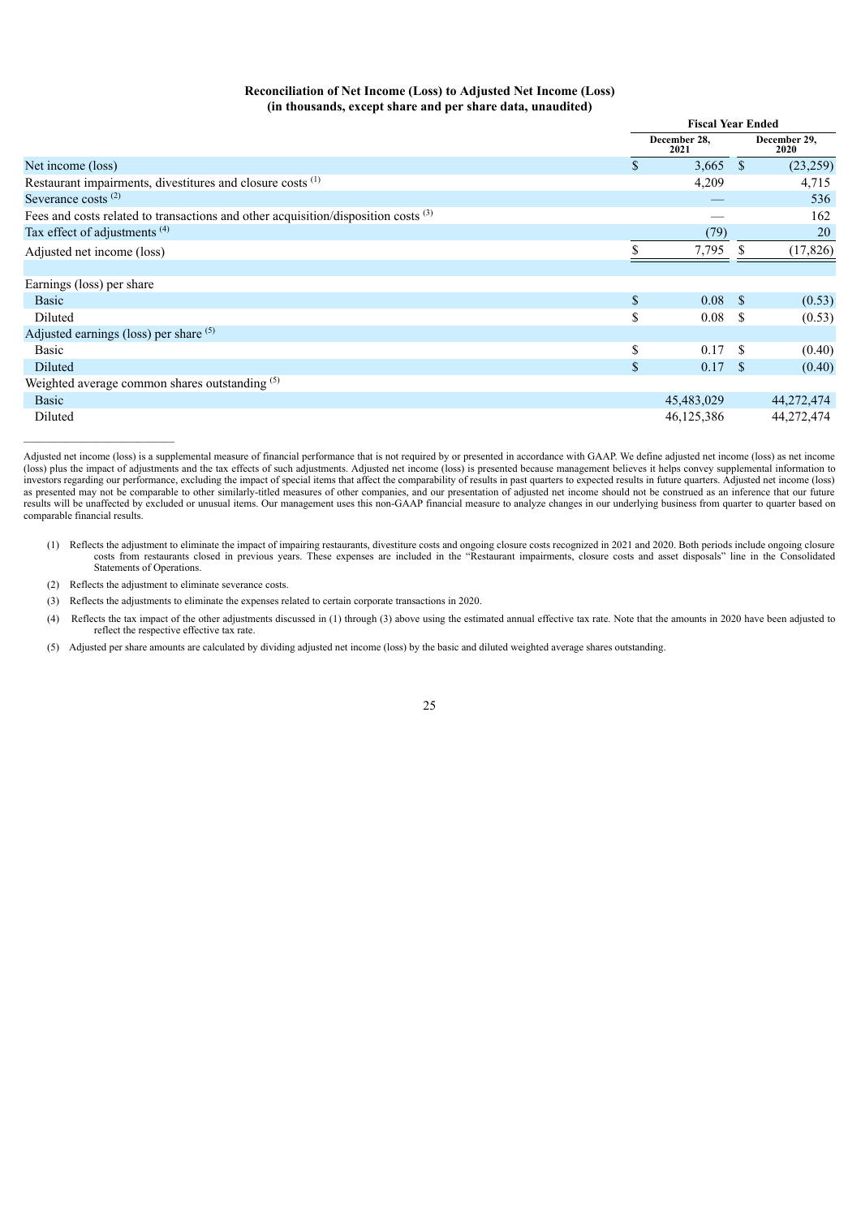**Reconciliation of Net Income (Loss) to Adjusted Net Income (Loss)**
**(in thousands, except share and per share data, unaudited)**

| | Fiscal Year Ended | |
|---|---|---|
| | December 28, 2021 | December 29, 2020 |
| Net income (loss) | $ 3,665 | $ (23,259) |
| Restaurant impairments, divestitures and closure costs [(1)] | 4,209 | 4,715 |
| Severance costs [(2)] | — | 536 |
| Fees and costs related to transactions and other acquisition/disposition costs [(3)] | — | 162 |
| Tax effect of adjustments [(4)] | (79) | 20 |
| Adjusted net income (loss) | $ 7,795 | $ (17,826) |
| | | |
| Earnings (loss) per share | | |
| Basic | $ 0.08 | $ (0.53) |
| Diluted | $ 0.08 | $ (0.53) |
| Adjusted earnings (loss) per share [(5)] | | |
| Basic | $ 0.17 | $ (0.40) |
| Diluted | $ 0.17 | $ (0.40) |
| Weighted average common shares outstanding [(5)] | | |
| Basic | 45,483,029 | 44,272,474 |
| Diluted | 46,125,386 | 44,272,474 |

---

Adjusted net income (loss) is a supplemental measure of financial performance that is not required by or presented in accordance with GAAP. We define adjusted net income (loss) as net income (loss) plus the impact of adjustments and the tax effects of such adjustments. Adjusted net income (loss) is presented because management believes it helps convey supplemental information to investors regarding our performance, excluding the impact of special items that affect the comparability of results in past quarters to expected results in future quarters. Adjusted net income (loss) as presented may not be comparable to other similarly-titled measures of other companies, and our presentation of adjusted net income should not be construed as an inference that our future results will be unaffected by excluded or unusual items. Our management uses this non-GAAP financial measure to analyze changes in our underlying business from quarter to quarter based on comparable financial results.

(1) Reflects the adjustment to eliminate the impact of impairing restaurants, divestiture costs and ongoing closure costs recognized in 2021 and 2020. Both periods include ongoing closure costs from restaurants closed in previous years. These expenses are included in the "Restaurant impairments, closure costs and asset disposals" line in the Consolidated Statements of Operations.

(2) Reflects the adjustment to eliminate severance costs.

(3) Reflects the adjustments to eliminate the expenses related to certain corporate transactions in 2020.

(4) Reflects the tax impact of the other adjustments discussed in (1) through (3) above using the estimated annual effective tax rate. Note that the amounts in 2020 have been adjusted to reflect the respective effective tax rate.

(5) Adjusted per share amounts are calculated by dividing adjusted net income (loss) by the basic and diluted weighted average shares outstanding.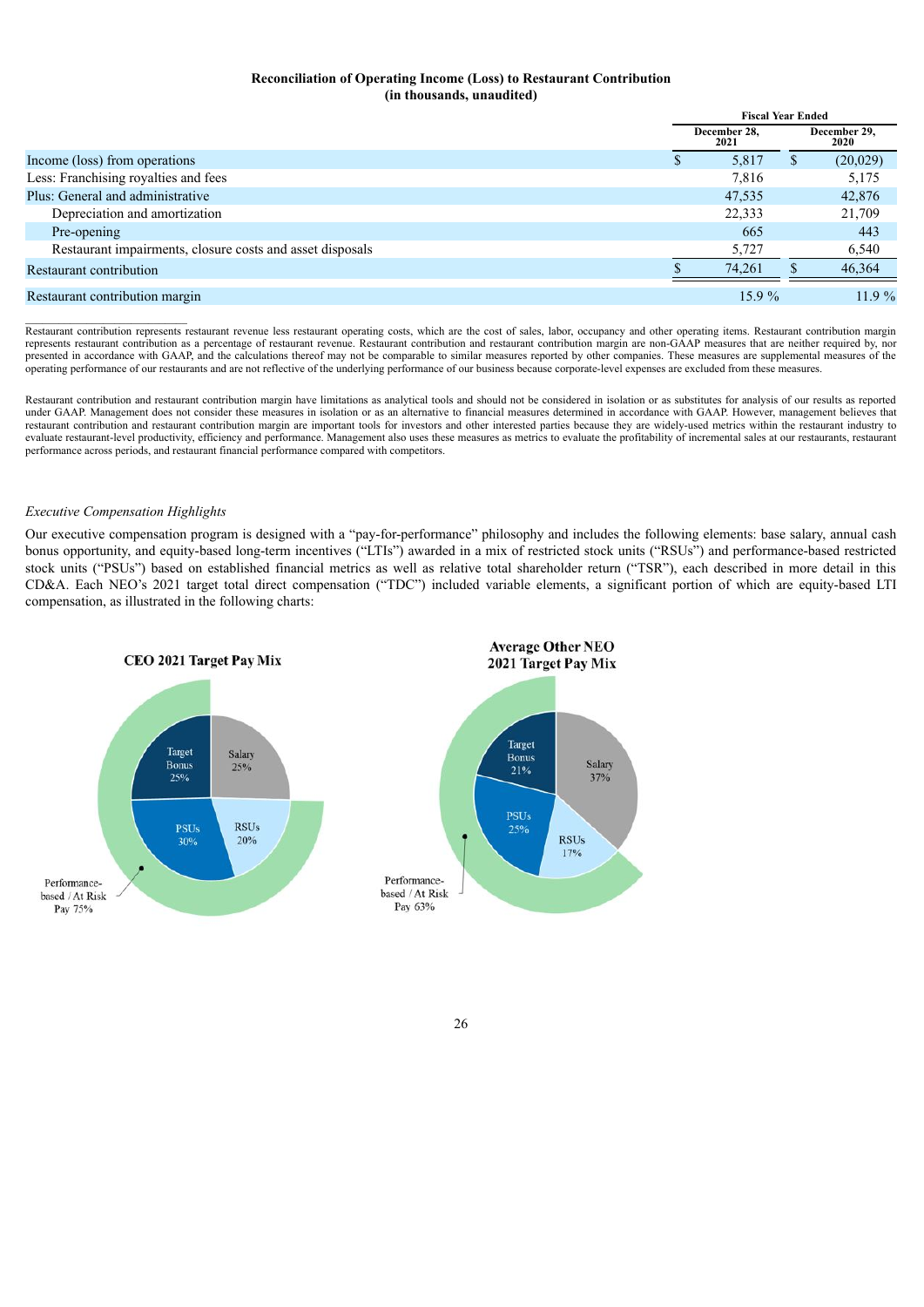**Reconciliation of Operating Income (Loss) to Restaurant Contribution**
**(in thousands, unaudited)**

| | Fiscal Year Ended | |
|---|---|---|
| | December 28, 2021 | December 29, 2020 |
| Income (loss) from operations | $ 5,817 | $ (20,029) |
| Less: Franchising royalties and fees | 7,816 | 5,175 |
| Plus: General and administrative | 47,535 | 42,876 |
| Depreciation and amortization | 22,333 | 21,709 |
| Pre-opening | 665 | 443 |
| Restaurant impairments, closure costs and asset disposals | 5,727 | 6,540 |
| Restaurant contribution | $ 74,261 | $ 46,364 |
| Restaurant contribution margin | 15.9 % | 11.9 % |

Restaurant contribution represents restaurant revenue less restaurant operating costs, which are the cost of sales, labor, occupancy and other operating items. Restaurant contribution margin represents restaurant contribution as a percentage of restaurant revenue. Restaurant contribution and restaurant contribution margin are non-GAAP measures that are neither required by, nor presented in accordance with GAAP, and the calculations thereof may not be comparable to similar measures reported by other companies. These measures are supplemental measures of the operating performance of our restaurants and are not reflective of the underlying performance of our business because corporate-level expenses are excluded from these measures.

Restaurant contribution and restaurant contribution margin have limitations as analytical tools and should not be considered in isolation or as substitutes for analysis of our results as reported under GAAP. Management does not consider these measures in isolation or as an alternative to financial measures determined in accordance with GAAP. However, management believes that restaurant contribution and restaurant contribution margin are important tools for investors and other interested parties because they are widely-used metrics within the restaurant industry to evaluate restaurant-level productivity, efficiency and performance. Management also uses these measures as metrics to evaluate the profitability of incremental sales at our restaurants, restaurant performance across periods, and restaurant financial performance compared with competitors.

*Executive Compensation Highlights*

Our executive compensation program is designed with a "pay-for-performance" philosophy and includes the following elements: base salary, annual cash bonus opportunity, and equity-based long-term incentives ("LTIs") awarded in a mix of restricted stock units ("RSUs") and performance-based restricted stock units ("PSUs") based on established financial metrics as well as relative total shareholder return ("TSR"), each described in more detail in this CD&A. Each NEO's 2021 target total direct compensation ("TDC") included variable elements, a significant portion of which are equity-based LTI compensation, as illustrated in the following charts:

**CEO 2021 Target Pay Mix**

Salary 25%; Target Bonus 25%; PSUs 30%; RSUs 20%; Performance-based / At Risk Pay 75%

**Average Other NEO 2021 Target Pay Mix**

Salary 37%; Target Bonus 21%; PSUs 25%; RSUs 17%; Performance-based / At Risk Pay 63%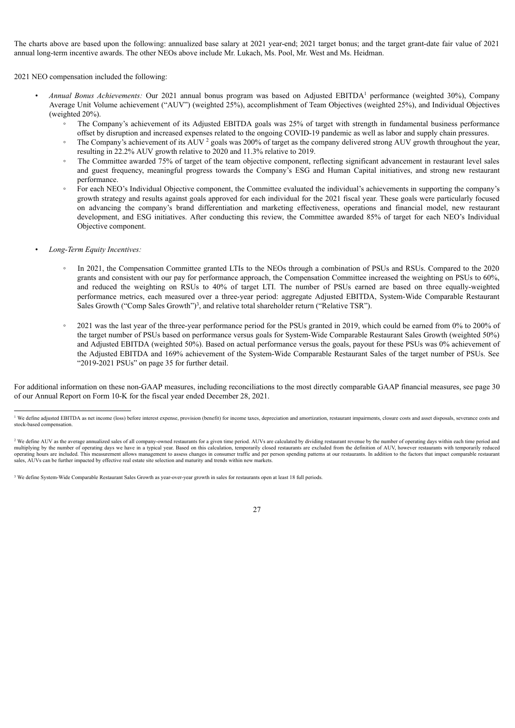The charts above are based upon the following: annualized base salary at 2021 year-end; 2021 target bonus; and the target grant-date fair value of 2021 annual long-term incentive awards. The other NEOs above include Mr. Lukach, Ms. Pool, Mr. West and Ms. Heidman.

2021 NEO compensation included the following:

- *Annual Bonus Achievements:* Our 2021 annual bonus program was based on Adjusted EBITDA[1] performance (weighted 30%), Company Average Unit Volume achievement ("AUV") (weighted 25%), accomplishment of Team Objectives (weighted 25%), and Individual Objectives (weighted 20%).
  - The Company's achievement of its Adjusted EBITDA goals was 25% of target with strength in fundamental business performance offset by disruption and increased expenses related to the ongoing COVID-19 pandemic as well as labor and supply chain pressures.
  - The Company's achievement of its AUV [2] goals was 200% of target as the company delivered strong AUV growth throughout the year, resulting in 22.2% AUV growth relative to 2020 and 11.3% relative to 2019.
  - The Committee awarded 75% of target of the team objective component, reflecting significant advancement in restaurant level sales and guest frequency, meaningful progress towards the Company's ESG and Human Capital initiatives, and strong new restaurant performance.
  - For each NEO's Individual Objective component, the Committee evaluated the individual's achievements in supporting the company's growth strategy and results against goals approved for each individual for the 2021 fiscal year. These goals were particularly focused on advancing the company's brand differentiation and marketing effectiveness, operations and financial model, new restaurant development, and ESG initiatives. After conducting this review, the Committee awarded 85% of target for each NEO's Individual Objective component.

- *Long-Term Equity Incentives:*

  - In 2021, the Compensation Committee granted LTIs to the NEOs through a combination of PSUs and RSUs. Compared to the 2020 grants and consistent with our pay for performance approach, the Compensation Committee increased the weighting on PSUs to 60%, and reduced the weighting on RSUs to 40% of target LTI. The number of PSUs earned are based on three equally-weighted performance metrics, each measured over a three-year period: aggregate Adjusted EBITDA, System-Wide Comparable Restaurant Sales Growth ("Comp Sales Growth")[3], and relative total shareholder return ("Relative TSR").

  - 2021 was the last year of the three-year performance period for the PSUs granted in 2019, which could be earned from 0% to 200% of the target number of PSUs based on performance versus goals for System-Wide Comparable Restaurant Sales Growth (weighted 50%) and Adjusted EBITDA (weighted 50%). Based on actual performance versus the goals, payout for these PSUs was 0% achievement of the Adjusted EBITDA and 169% achievement of the System-Wide Comparable Restaurant Sales of the target number of PSUs. See "2019-2021 PSUs" on page 35 for further detail.

For additional information on these non-GAAP measures, including reconciliations to the most directly comparable GAAP financial measures, see page 30 of our Annual Report on Form 10-K for the fiscal year ended December 28, 2021.

---

[1] We define adjusted EBITDA as net income (loss) before interest expense, provision (benefit) for income taxes, depreciation and amortization, restaurant impairments, closure costs and asset disposals, severance costs and stock-based compensation.

[2] We define AUV as the average annualized sales of all company-owned restaurants for a given time period. AUVs are calculated by dividing restaurant revenue by the number of operating days within each time period and multiplying by the number of operating days we have in a typical year. Based on this calculation, temporarily closed restaurants are excluded from the definition of AUV, however restaurants with temporarily reduced operating hours are included. This measurement allows management to assess changes in consumer traffic and per person spending patterns at our restaurants. In addition to the factors that impact comparable restaurant sales, AUVs can be further impacted by effective real estate site selection and maturity and trends within new markets.

[3] We define System-Wide Comparable Restaurant Sales Growth as year-over-year growth in sales for restaurants open at least 18 full periods.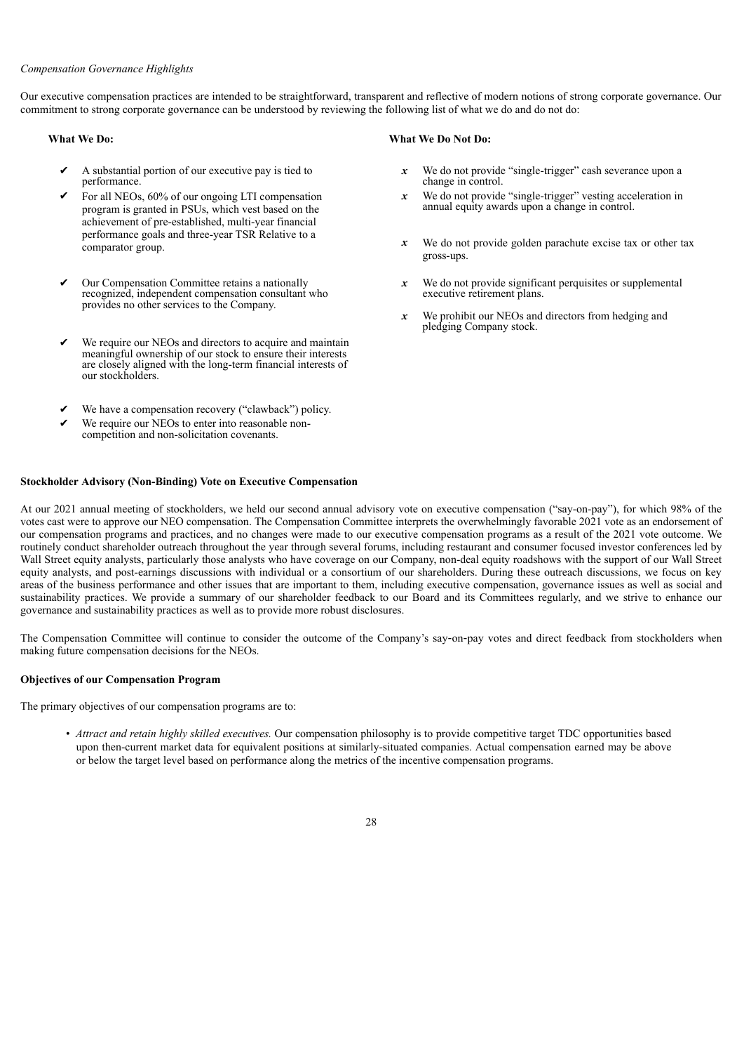*Compensation Governance Highlights*

Our executive compensation practices are intended to be straightforward, transparent and reflective of modern notions of strong corporate governance. Our commitment to strong corporate governance can be understood by reviewing the following list of what we do and do not do:

**What We Do:**

- ✔ A substantial portion of our executive pay is tied to performance.
- ✔ For all NEOs, 60% of our ongoing LTI compensation program is granted in PSUs, which vest based on the achievement of pre-established, multi-year financial performance goals and three-year TSR Relative to a comparator group.
- ✔ Our Compensation Committee retains a nationally recognized, independent compensation consultant who provides no other services to the Company.
- ✔ We require our NEOs and directors to acquire and maintain meaningful ownership of our stock to ensure their interests are closely aligned with the long-term financial interests of our stockholders.
- ✔ We have a compensation recovery ("clawback") policy.
- ✔ We require our NEOs to enter into reasonable non-competition and non-solicitation covenants.

**What We Do Not Do:**

- *x* We do not provide "single-trigger" cash severance upon a change in control.
- *x* We do not provide "single-trigger" vesting acceleration in annual equity awards upon a change in control.
- *x* We do not provide golden parachute excise tax or other tax gross-ups.
- *x* We do not provide significant perquisites or supplemental executive retirement plans.
- *x* We prohibit our NEOs and directors from hedging and pledging Company stock.

**Stockholder Advisory (Non-Binding) Vote on Executive Compensation**

At our 2021 annual meeting of stockholders, we held our second annual advisory vote on executive compensation ("say-on-pay"), for which 98% of the votes cast were to approve our NEO compensation. The Compensation Committee interprets the overwhelmingly favorable 2021 vote as an endorsement of our compensation programs and practices, and no changes were made to our executive compensation programs as a result of the 2021 vote outcome. We routinely conduct shareholder outreach throughout the year through several forums, including restaurant and consumer focused investor conferences led by Wall Street equity analysts, particularly those analysts who have coverage on our Company, non-deal equity roadshows with the support of our Wall Street equity analysts, and post-earnings discussions with individual or a consortium of our shareholders. During these outreach discussions, we focus on key areas of the business performance and other issues that are important to them, including executive compensation, governance issues as well as social and sustainability practices. We provide a summary of our shareholder feedback to our Board and its Committees regularly, and we strive to enhance our governance and sustainability practices as well as to provide more robust disclosures.

The Compensation Committee will continue to consider the outcome of the Company's say-on-pay votes and direct feedback from stockholders when making future compensation decisions for the NEOs.

**Objectives of our Compensation Program**

The primary objectives of our compensation programs are to:

- *Attract and retain highly skilled executives.* Our compensation philosophy is to provide competitive target TDC opportunities based upon then-current market data for equivalent positions at similarly-situated companies. Actual compensation earned may be above or below the target level based on performance along the metrics of the incentive compensation programs.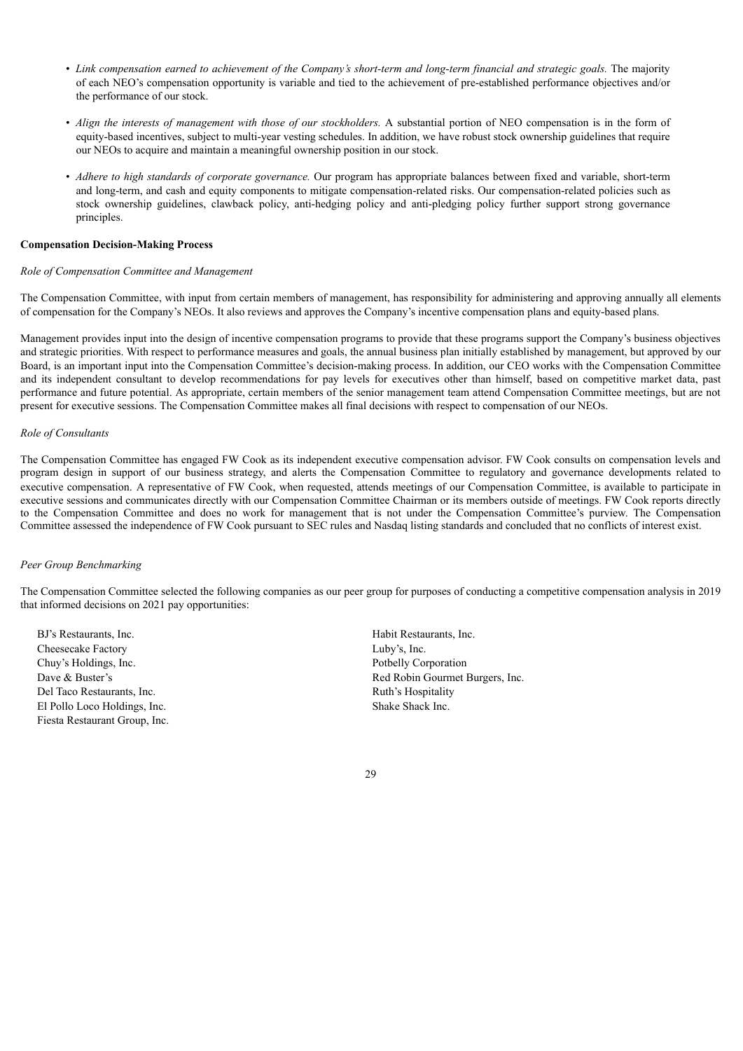- *Link compensation earned to achievement of the Company's short-term and long-term financial and strategic goals.* The majority of each NEO's compensation opportunity is variable and tied to the achievement of pre-established performance objectives and/or the performance of our stock.
- *Align the interests of management with those of our stockholders.* A substantial portion of NEO compensation is in the form of equity-based incentives, subject to multi-year vesting schedules. In addition, we have robust stock ownership guidelines that require our NEOs to acquire and maintain a meaningful ownership position in our stock.
- *Adhere to high standards of corporate governance.* Our program has appropriate balances between fixed and variable, short-term and long-term, and cash and equity components to mitigate compensation-related risks. Our compensation-related policies such as stock ownership guidelines, clawback policy, anti-hedging policy and anti-pledging policy further support strong governance principles.

**Compensation Decision-Making Process**

*Role of Compensation Committee and Management*

The Compensation Committee, with input from certain members of management, has responsibility for administering and approving annually all elements of compensation for the Company's NEOs. It also reviews and approves the Company's incentive compensation plans and equity-based plans.

Management provides input into the design of incentive compensation programs to provide that these programs support the Company's business objectives and strategic priorities. With respect to performance measures and goals, the annual business plan initially established by management, but approved by our Board, is an important input into the Compensation Committee's decision-making process. In addition, our CEO works with the Compensation Committee and its independent consultant to develop recommendations for pay levels for executives other than himself, based on competitive market data, past performance and future potential. As appropriate, certain members of the senior management team attend Compensation Committee meetings, but are not present for executive sessions. The Compensation Committee makes all final decisions with respect to compensation of our NEOs.

*Role of Consultants*

The Compensation Committee has engaged FW Cook as its independent executive compensation advisor. FW Cook consults on compensation levels and program design in support of our business strategy, and alerts the Compensation Committee to regulatory and governance developments related to executive compensation. A representative of FW Cook, when requested, attends meetings of our Compensation Committee, is available to participate in executive sessions and communicates directly with our Compensation Committee Chairman or its members outside of meetings. FW Cook reports directly to the Compensation Committee and does no work for management that is not under the Compensation Committee's purview. The Compensation Committee assessed the independence of FW Cook pursuant to SEC rules and Nasdaq listing standards and concluded that no conflicts of interest exist.

*Peer Group Benchmarking*

The Compensation Committee selected the following companies as our peer group for purposes of conducting a competitive compensation analysis in 2019 that informed decisions on 2021 pay opportunities:

- BJ's Restaurants, Inc.
- Cheesecake Factory
- Chuy's Holdings, Inc.
- Dave & Buster's
- Del Taco Restaurants, Inc.
- El Pollo Loco Holdings, Inc.
- Fiesta Restaurant Group, Inc.
- Habit Restaurants, Inc.
- Luby's, Inc.
- Potbelly Corporation
- Red Robin Gourmet Burgers, Inc.
- Ruth's Hospitality
- Shake Shack Inc.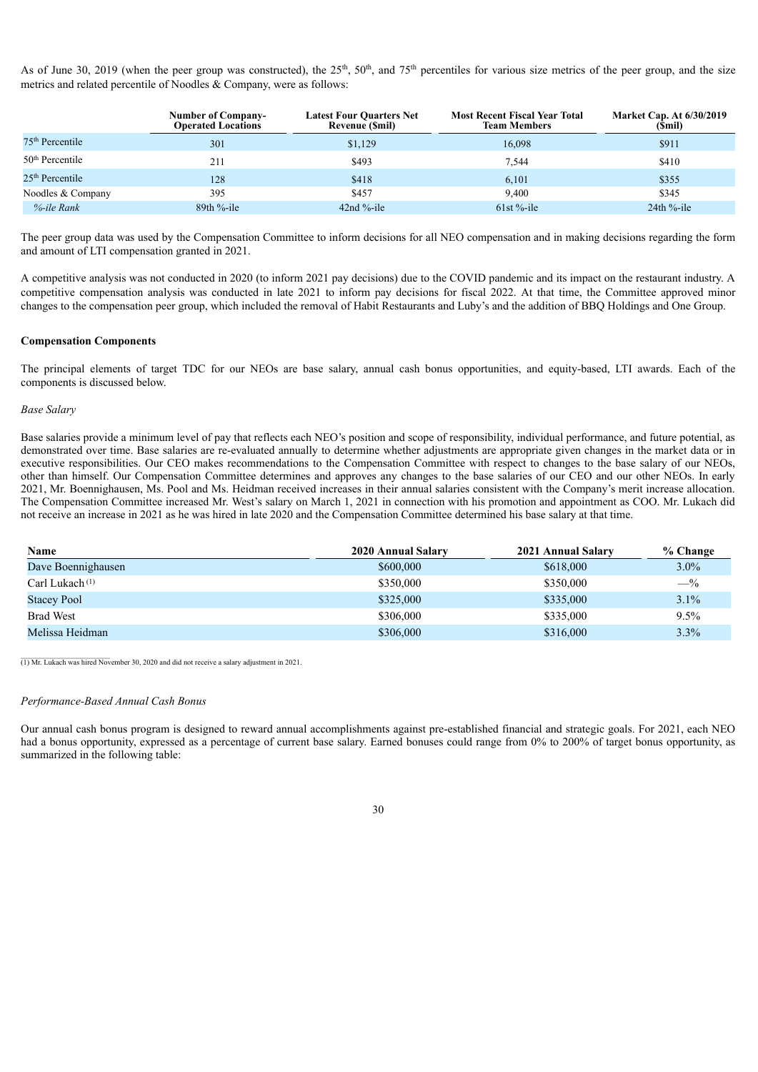As of June 30, 2019 (when the peer group was constructed), the 25th, 50th, and 75th percentiles for various size metrics of the peer group, and the size metrics and related percentile of Noodles & Company, were as follows:

| | Number of Company-Operated Locations | Latest Four Quarters Net Revenue ($mil) | Most Recent Fiscal Year Total Team Members | Market Cap. At 6/30/2019 ($mil) |
|---|---|---|---|---|
| 75th Percentile | 301 | $1,129 | 16,098 | $911 |
| 50th Percentile | 211 | $493 | 7,544 | $410 |
| 25th Percentile | 128 | $418 | 6,101 | $355 |
| Noodles & Company | 395 | $457 | 9,400 | $345 |
| *%-ile Rank* | 89th %-ile | 42nd %-ile | 61st %-ile | 24th %-ile |

The peer group data was used by the Compensation Committee to inform decisions for all NEO compensation and in making decisions regarding the form and amount of LTI compensation granted in 2021.

A competitive analysis was not conducted in 2020 (to inform 2021 pay decisions) due to the COVID pandemic and its impact on the restaurant industry. A competitive compensation analysis was conducted in late 2021 to inform pay decisions for fiscal 2022. At that time, the Committee approved minor changes to the compensation peer group, which included the removal of Habit Restaurants and Luby's and the addition of BBQ Holdings and One Group.

**Compensation Components**

The principal elements of target TDC for our NEOs are base salary, annual cash bonus opportunities, and equity-based, LTI awards. Each of the components is discussed below.

*Base Salary*

Base salaries provide a minimum level of pay that reflects each NEO's position and scope of responsibility, individual performance, and future potential, as demonstrated over time. Base salaries are re-evaluated annually to determine whether adjustments are appropriate given changes in the market data or in executive responsibilities. Our CEO makes recommendations to the Compensation Committee with respect to changes to the base salary of our NEOs, other than himself. Our Compensation Committee determines and approves any changes to the base salaries of our CEO and our other NEOs. In early 2021, Mr. Boennighausen, Ms. Pool and Ms. Heidman received increases in their annual salaries consistent with the Company's merit increase allocation. The Compensation Committee increased Mr. West's salary on March 1, 2021 in connection with his promotion and appointment as COO. Mr. Lukach did not receive an increase in 2021 as he was hired in late 2020 and the Compensation Committee determined his base salary at that time.

| Name | 2020 Annual Salary | 2021 Annual Salary | % Change |
|---|---|---|---|
| Dave Boennighausen | $600,000 | $618,000 | 3.0% |
| Carl Lukach [(1)] | $350,000 | $350,000 | —% |
| Stacey Pool | $325,000 | $335,000 | 3.1% |
| Brad West | $306,000 | $335,000 | 9.5% |
| Melissa Heidman | $306,000 | $316,000 | 3.3% |

(1) Mr. Lukach was hired November 30, 2020 and did not receive a salary adjustment in 2021.

*Performance-Based Annual Cash Bonus*

Our annual cash bonus program is designed to reward annual accomplishments against pre-established financial and strategic goals. For 2021, each NEO had a bonus opportunity, expressed as a percentage of current base salary. Earned bonuses could range from 0% to 200% of target bonus opportunity, as summarized in the following table: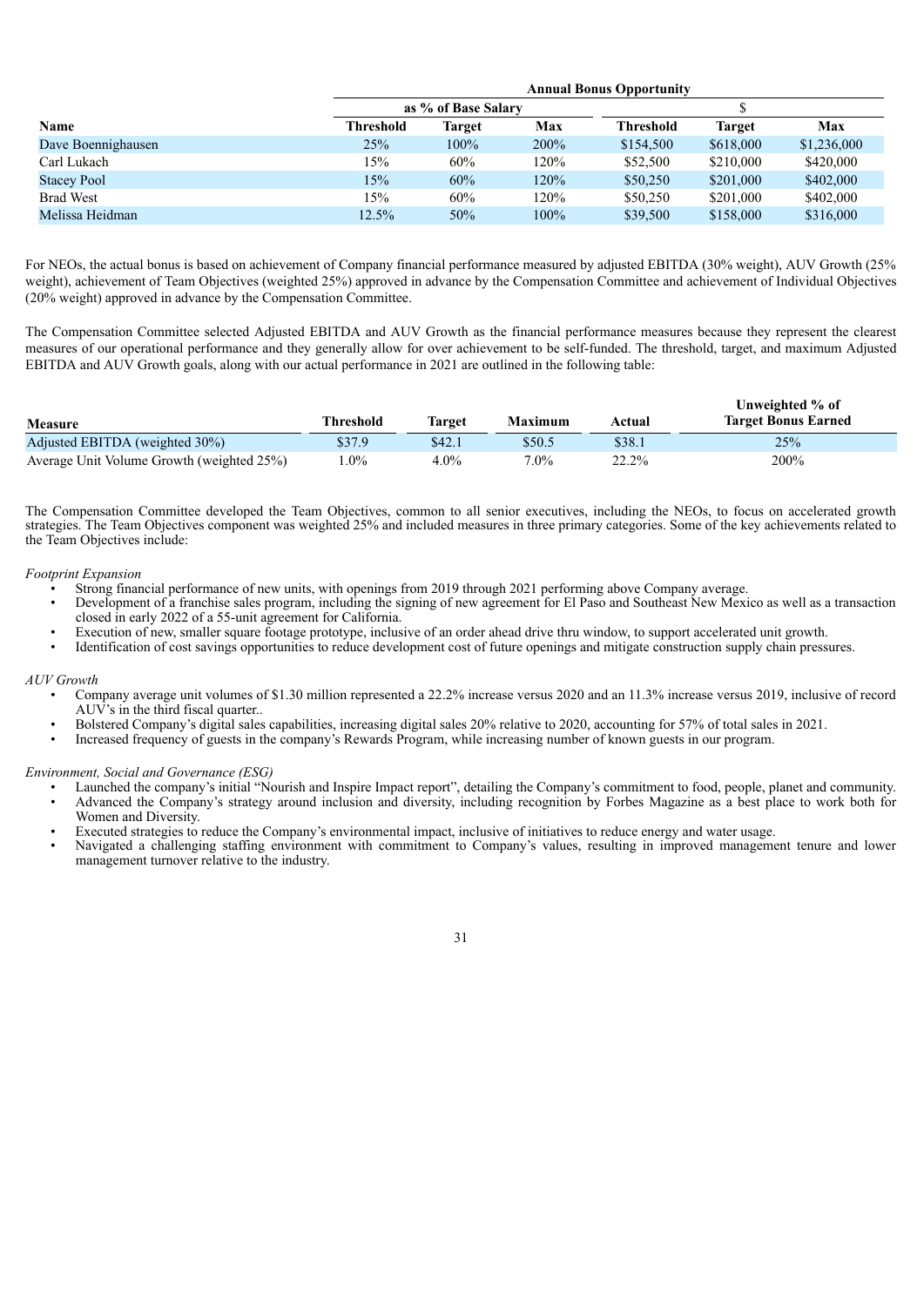| Name | Annual Bonus Opportunity | | | | | |
|---|---|---|---|---|---|---|
| | as % of Base Salary | | | $ | | |
| | Threshold | Target | Max | Threshold | Target | Max |
| Dave Boennighausen | 25% | 100% | 200% | $154,500 | $618,000 | $1,236,000 |
| Carl Lukach | 15% | 60% | 120% | $52,500 | $210,000 | $420,000 |
| Stacey Pool | 15% | 60% | 120% | $50,250 | $201,000 | $402,000 |
| Brad West | 15% | 60% | 120% | $50,250 | $201,000 | $402,000 |
| Melissa Heidman | 12.5% | 50% | 100% | $39,500 | $158,000 | $316,000 |

For NEOs, the actual bonus is based on achievement of Company financial performance measured by adjusted EBITDA (30% weight), AUV Growth (25% weight), achievement of Team Objectives (weighted 25%) approved in advance by the Compensation Committee and achievement of Individual Objectives (20% weight) approved in advance by the Compensation Committee.

The Compensation Committee selected Adjusted EBITDA and AUV Growth as the financial performance measures because they represent the clearest measures of our operational performance and they generally allow for over achievement to be self-funded. The threshold, target, and maximum Adjusted EBITDA and AUV Growth goals, along with our actual performance in 2021 are outlined in the following table:

| Measure | Threshold | Target | Maximum | Actual | Unweighted % of Target Bonus Earned |
|---|---|---|---|---|---|
| Adjusted EBITDA (weighted 30%) | $37.9 | $42.1 | $50.5 | $38.1 | 25% |
| Average Unit Volume Growth (weighted 25%) | 1.0% | 4.0% | 7.0% | 22.2% | 200% |

The Compensation Committee developed the Team Objectives, common to all senior executives, including the NEOs, to focus on accelerated growth strategies. The Team Objectives component was weighted 25% and included measures in three primary categories. Some of the key achievements related to the Team Objectives include:

*Footprint Expansion*

- Strong financial performance of new units, with openings from 2019 through 2021 performing above Company average.
- Development of a franchise sales program, including the signing of new agreement for El Paso and Southeast New Mexico as well as a transaction closed in early 2022 of a 55-unit agreement for California.
- Execution of new, smaller square footage prototype, inclusive of an order ahead drive thru window, to support accelerated unit growth.
- Identification of cost savings opportunities to reduce development cost of future openings and mitigate construction supply chain pressures.

*AUV Growth*

- Company average unit volumes of $1.30 million represented a 22.2% increase versus 2020 and an 11.3% increase versus 2019, inclusive of record AUV's in the third fiscal quarter..
- Bolstered Company's digital sales capabilities, increasing digital sales 20% relative to 2020, accounting for 57% of total sales in 2021.
- Increased frequency of guests in the company's Rewards Program, while increasing number of known guests in our program.

*Environment, Social and Governance (ESG)*

- Launched the company's initial "Nourish and Inspire Impact report", detailing the Company's commitment to food, people, planet and community.
- Advanced the Company's strategy around inclusion and diversity, including recognition by Forbes Magazine as a best place to work both for Women and Diversity.
- Executed strategies to reduce the Company's environmental impact, inclusive of initiatives to reduce energy and water usage.
- Navigated a challenging staffing environment with commitment to Company's values, resulting in improved management tenure and lower management turnover relative to the industry.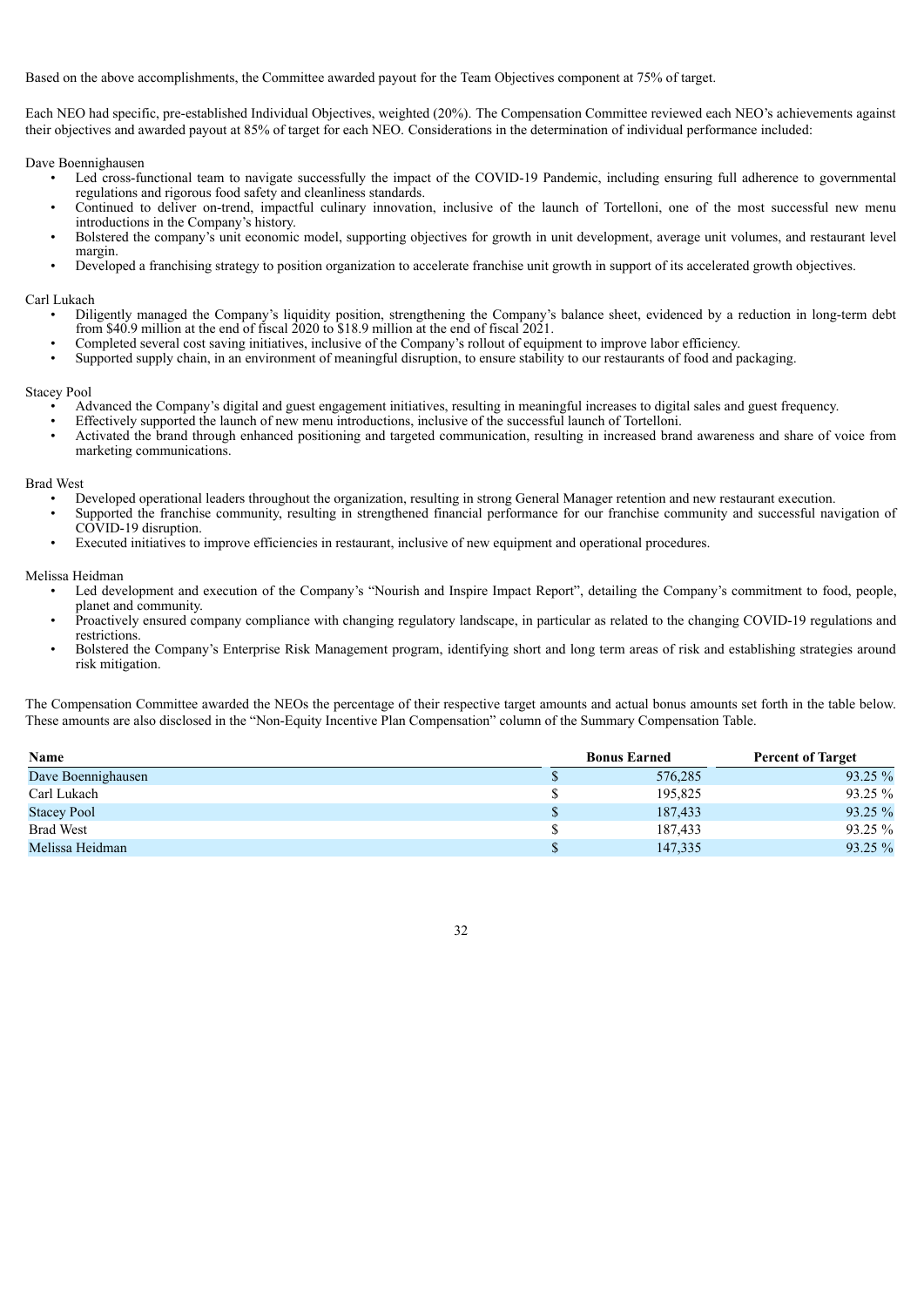Based on the above accomplishments, the Committee awarded payout for the Team Objectives component at 75% of target.

Each NEO had specific, pre-established Individual Objectives, weighted (20%). The Compensation Committee reviewed each NEO's achievements against their objectives and awarded payout at 85% of target for each NEO. Considerations in the determination of individual performance included:

Dave Boennighausen

- Led cross-functional team to navigate successfully the impact of the COVID-19 Pandemic, including ensuring full adherence to governmental regulations and rigorous food safety and cleanliness standards.
- Continued to deliver on-trend, impactful culinary innovation, inclusive of the launch of Tortelloni, one of the most successful new menu introductions in the Company's history.
- Bolstered the company's unit economic model, supporting objectives for growth in unit development, average unit volumes, and restaurant level margin.
- Developed a franchising strategy to position organization to accelerate franchise unit growth in support of its accelerated growth objectives.

Carl Lukach

- Diligently managed the Company's liquidity position, strengthening the Company's balance sheet, evidenced by a reduction in long-term debt from $40.9 million at the end of fiscal 2020 to $18.9 million at the end of fiscal 2021.
- Completed several cost saving initiatives, inclusive of the Company's rollout of equipment to improve labor efficiency.
- Supported supply chain, in an environment of meaningful disruption, to ensure stability to our restaurants of food and packaging.

Stacey Pool

- Advanced the Company's digital and guest engagement initiatives, resulting in meaningful increases to digital sales and guest frequency.
- Effectively supported the launch of new menu introductions, inclusive of the successful launch of Tortelloni.
- Activated the brand through enhanced positioning and targeted communication, resulting in increased brand awareness and share of voice from marketing communications.

Brad West

- Developed operational leaders throughout the organization, resulting in strong General Manager retention and new restaurant execution.
- Supported the franchise community, resulting in strengthened financial performance for our franchise community and successful navigation of COVID-19 disruption.
- Executed initiatives to improve efficiencies in restaurant, inclusive of new equipment and operational procedures.

Melissa Heidman

- Led development and execution of the Company's "Nourish and Inspire Impact Report", detailing the Company's commitment to food, people, planet and community.
- Proactively ensured company compliance with changing regulatory landscape, in particular as related to the changing COVID-19 regulations and restrictions.
- Bolstered the Company's Enterprise Risk Management program, identifying short and long term areas of risk and establishing strategies around risk mitigation.

The Compensation Committee awarded the NEOs the percentage of their respective target amounts and actual bonus amounts set forth in the table below. These amounts are also disclosed in the "Non-Equity Incentive Plan Compensation" column of the Summary Compensation Table.

| Name | Bonus Earned | Percent of Target |
|---|---|---|
| Dave Boennighausen | $ 576,285 | 93.25 % |
| Carl Lukach | $ 195,825 | 93.25 % |
| Stacey Pool | $ 187,433 | 93.25 % |
| Brad West | $ 187,433 | 93.25 % |
| Melissa Heidman | $ 147,335 | 93.25 % |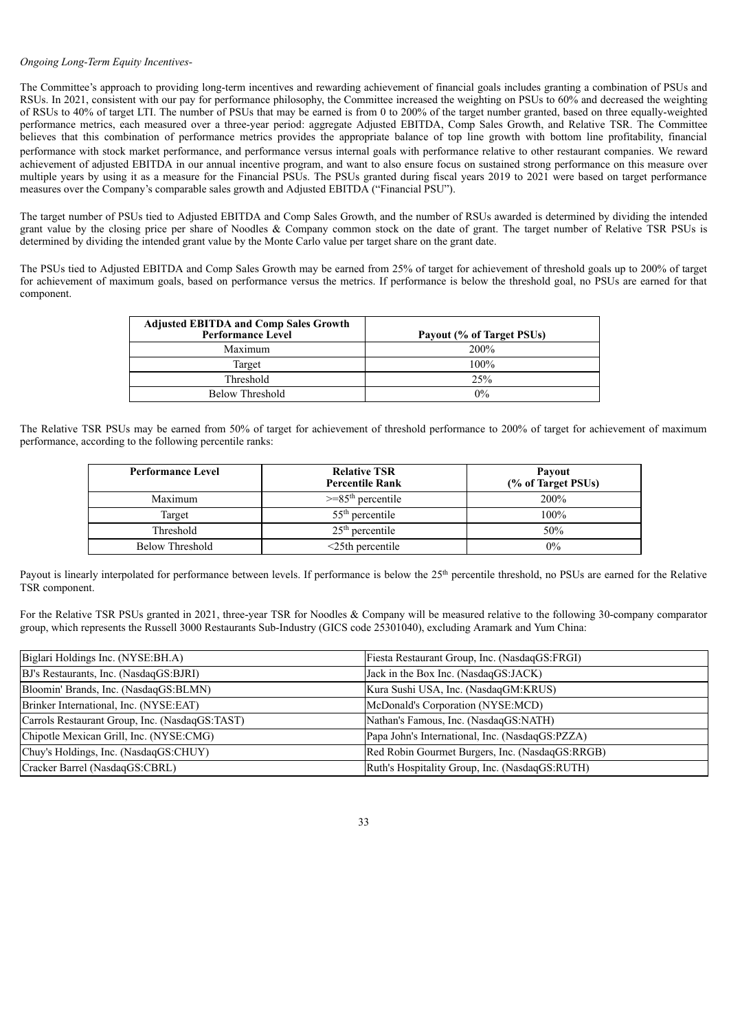*Ongoing Long-Term Equity Incentives-*

The Committee's approach to providing long-term incentives and rewarding achievement of financial goals includes granting a combination of PSUs and RSUs. In 2021, consistent with our pay for performance philosophy, the Committee increased the weighting on PSUs to 60% and decreased the weighting of RSUs to 40% of target LTI. The number of PSUs that may be earned is from 0 to 200% of the target number granted, based on three equally-weighted performance metrics, each measured over a three-year period: aggregate Adjusted EBITDA, Comp Sales Growth, and Relative TSR. The Committee believes that this combination of performance metrics provides the appropriate balance of top line growth with bottom line profitability, financial performance with stock market performance, and performance versus internal goals with performance relative to other restaurant companies. We reward achievement of adjusted EBITDA in our annual incentive program, and want to also ensure focus on sustained strong performance on this measure over multiple years by using it as a measure for the Financial PSUs. The PSUs granted during fiscal years 2019 to 2021 were based on target performance measures over the Company's comparable sales growth and Adjusted EBITDA ("Financial PSU").

The target number of PSUs tied to Adjusted EBITDA and Comp Sales Growth, and the number of RSUs awarded is determined by dividing the intended grant value by the closing price per share of Noodles & Company common stock on the date of grant. The target number of Relative TSR PSUs is determined by dividing the intended grant value by the Monte Carlo value per target share on the grant date.

The PSUs tied to Adjusted EBITDA and Comp Sales Growth may be earned from 25% of target for achievement of threshold goals up to 200% of target for achievement of maximum goals, based on performance versus the metrics. If performance is below the threshold goal, no PSUs are earned for that component.

| Adjusted EBITDA and Comp Sales Growth Performance Level | Payout (% of Target PSUs) |
|---|---|
| Maximum | 200% |
| Target | 100% |
| Threshold | 25% |
| Below Threshold | 0% |

The Relative TSR PSUs may be earned from 50% of target for achievement of threshold performance to 200% of target for achievement of maximum performance, according to the following percentile ranks:

| Performance Level | Relative TSR Percentile Rank | Payout (% of Target PSUs) |
|---|---|---|
| Maximum | >=85th percentile | 200% |
| Target | 55th percentile | 100% |
| Threshold | 25th percentile | 50% |
| Below Threshold | <25th percentile | 0% |

Payout is linearly interpolated for performance between levels. If performance is below the 25th percentile threshold, no PSUs are earned for the Relative TSR component.

For the Relative TSR PSUs granted in 2021, three-year TSR for Noodles & Company will be measured relative to the following 30-company comparator group, which represents the Russell 3000 Restaurants Sub-Industry (GICS code 25301040), excluding Aramark and Yum China:

| | |
|---|---|
| Biglari Holdings Inc. (NYSE:BH.A) | Fiesta Restaurant Group, Inc. (NasdaqGS:FRGI) |
| BJ's Restaurants, Inc. (NasdaqGS:BJRI) | Jack in the Box Inc. (NasdaqGS:JACK) |
| Bloomin' Brands, Inc. (NasdaqGS:BLMN) | Kura Sushi USA, Inc. (NasdaqGM:KRUS) |
| Brinker International, Inc. (NYSE:EAT) | McDonald's Corporation (NYSE:MCD) |
| Carrols Restaurant Group, Inc. (NasdaqGS:TAST) | Nathan's Famous, Inc. (NasdaqGS:NATH) |
| Chipotle Mexican Grill, Inc. (NYSE:CMG) | Papa John's International, Inc. (NasdaqGS:PZZA) |
| Chuy's Holdings, Inc. (NasdaqGS:CHUY) | Red Robin Gourmet Burgers, Inc. (NasdaqGS:RRGB) |
| Cracker Barrel (NasdaqGS:CBRL) | Ruth's Hospitality Group, Inc. (NasdaqGS:RUTH) |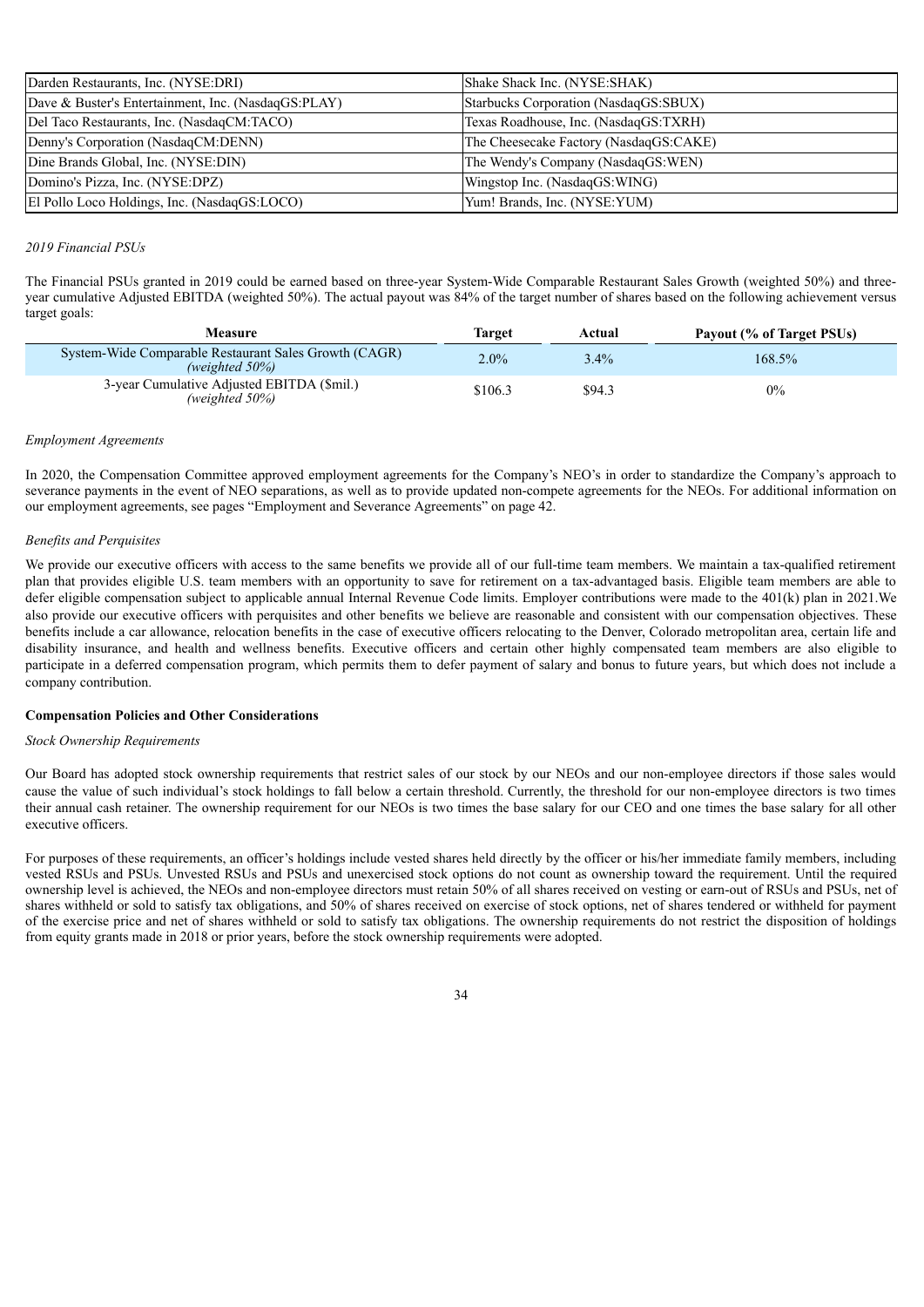| Darden Restaurants, Inc. (NYSE:DRI) | Shake Shack Inc. (NYSE:SHAK) |
| --- | --- |
| Dave & Buster's Entertainment, Inc. (NasdaqGS:PLAY) | Starbucks Corporation (NasdaqGS:SBUX) |
| Del Taco Restaurants, Inc. (NasdaqCM:TACO) | Texas Roadhouse, Inc. (NasdaqGS:TXRH) |
| Denny's Corporation (NasdaqCM:DENN) | The Cheesecake Factory (NasdaqGS:CAKE) |
| Dine Brands Global, Inc. (NYSE:DIN) | The Wendy's Company (NasdaqGS:WEN) |
| Domino's Pizza, Inc. (NYSE:DPZ) | Wingstop Inc. (NasdaqGS:WING) |
| El Pollo Loco Holdings, Inc. (NasdaqGS:LOCO) | Yum! Brands, Inc. (NYSE:YUM) |

*2019 Financial PSUs*

The Financial PSUs granted in 2019 could be earned based on three-year System-Wide Comparable Restaurant Sales Growth (weighted 50%) and three-year cumulative Adjusted EBITDA (weighted 50%). The actual payout was 84% of the target number of shares based on the following achievement versus target goals:

| Measure | Target | Actual | Payout (% of Target PSUs) |
| --- | --- | --- | --- |
| System-Wide Comparable Restaurant Sales Growth (CAGR) *(weighted 50%)* | 2.0% | 3.4% | 168.5% |
| 3-year Cumulative Adjusted EBITDA ($mil.) *(weighted 50%)* | $106.3 | $94.3 | 0% |

*Employment Agreements*

In 2020, the Compensation Committee approved employment agreements for the Company's NEO's in order to standardize the Company's approach to severance payments in the event of NEO separations, as well as to provide updated non-compete agreements for the NEOs. For additional information on our employment agreements, see pages "Employment and Severance Agreements" on page 42.

*Benefits and Perquisites*

We provide our executive officers with access to the same benefits we provide all of our full-time team members. We maintain a tax-qualified retirement plan that provides eligible U.S. team members with an opportunity to save for retirement on a tax-advantaged basis. Eligible team members are able to defer eligible compensation subject to applicable annual Internal Revenue Code limits. Employer contributions were made to the 401(k) plan in 2021.We also provide our executive officers with perquisites and other benefits we believe are reasonable and consistent with our compensation objectives. These benefits include a car allowance, relocation benefits in the case of executive officers relocating to the Denver, Colorado metropolitan area, certain life and disability insurance, and health and wellness benefits. Executive officers and certain other highly compensated team members are also eligible to participate in a deferred compensation program, which permits them to defer payment of salary and bonus to future years, but which does not include a company contribution.

**Compensation Policies and Other Considerations**

*Stock Ownership Requirements*

Our Board has adopted stock ownership requirements that restrict sales of our stock by our NEOs and our non-employee directors if those sales would cause the value of such individual's stock holdings to fall below a certain threshold. Currently, the threshold for our non-employee directors is two times their annual cash retainer. The ownership requirement for our NEOs is two times the base salary for our CEO and one times the base salary for all other executive officers.

For purposes of these requirements, an officer's holdings include vested shares held directly by the officer or his/her immediate family members, including vested RSUs and PSUs. Unvested RSUs and PSUs and unexercised stock options do not count as ownership toward the requirement. Until the required ownership level is achieved, the NEOs and non-employee directors must retain 50% of all shares received on vesting or earn-out of RSUs and PSUs, net of shares withheld or sold to satisfy tax obligations, and 50% of shares received on exercise of stock options, net of shares tendered or withheld for payment of the exercise price and net of shares withheld or sold to satisfy tax obligations. The ownership requirements do not restrict the disposition of holdings from equity grants made in 2018 or prior years, before the stock ownership requirements were adopted.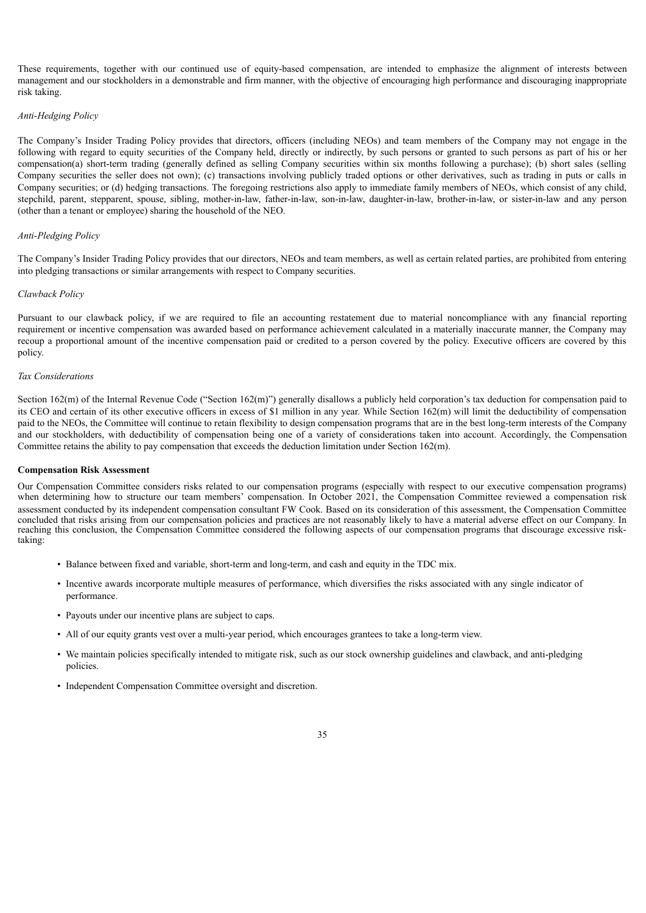These requirements, together with our continued use of equity-based compensation, are intended to emphasize the alignment of interests between management and our stockholders in a demonstrable and firm manner, with the objective of encouraging high performance and discouraging inappropriate risk taking.

*Anti-Hedging Policy*

The Company's Insider Trading Policy provides that directors, officers (including NEOs) and team members of the Company may not engage in the following with regard to equity securities of the Company held, directly or indirectly, by such persons or granted to such persons as part of his or her compensation(a) short-term trading (generally defined as selling Company securities within six months following a purchase); (b) short sales (selling Company securities the seller does not own); (c) transactions involving publicly traded options or other derivatives, such as trading in puts or calls in Company securities; or (d) hedging transactions. The foregoing restrictions also apply to immediate family members of NEOs, which consist of any child, stepchild, parent, stepparent, spouse, sibling, mother-in-law, father-in-law, son-in-law, daughter-in-law, brother-in-law, or sister-in-law and any person (other than a tenant or employee) sharing the household of the NEO.

*Anti-Pledging Policy*

The Company's Insider Trading Policy provides that our directors, NEOs and team members, as well as certain related parties, are prohibited from entering into pledging transactions or similar arrangements with respect to Company securities.

*Clawback Policy*

Pursuant to our clawback policy, if we are required to file an accounting restatement due to material noncompliance with any financial reporting requirement or incentive compensation was awarded based on performance achievement calculated in a materially inaccurate manner, the Company may recoup a proportional amount of the incentive compensation paid or credited to a person covered by the policy. Executive officers are covered by this policy.

*Tax Considerations*

Section 162(m) of the Internal Revenue Code ("Section 162(m)") generally disallows a publicly held corporation's tax deduction for compensation paid to its CEO and certain of its other executive officers in excess of $1 million in any year. While Section 162(m) will limit the deductibility of compensation paid to the NEOs, the Committee will continue to retain flexibility to design compensation programs that are in the best long-term interests of the Company and our stockholders, with deductibility of compensation being one of a variety of considerations taken into account. Accordingly, the Compensation Committee retains the ability to pay compensation that exceeds the deduction limitation under Section 162(m).

**Compensation Risk Assessment**

Our Compensation Committee considers risks related to our compensation programs (especially with respect to our executive compensation programs) when determining how to structure our team members' compensation. In October 2021, the Compensation Committee reviewed a compensation risk assessment conducted by its independent compensation consultant FW Cook. Based on its consideration of this assessment, the Compensation Committee concluded that risks arising from our compensation policies and practices are not reasonably likely to have a material adverse effect on our Company. In reaching this conclusion, the Compensation Committee considered the following aspects of our compensation programs that discourage excessive risk-taking:

- Balance between fixed and variable, short-term and long-term, and cash and equity in the TDC mix.
- Incentive awards incorporate multiple measures of performance, which diversifies the risks associated with any single indicator of performance.
- Payouts under our incentive plans are subject to caps.
- All of our equity grants vest over a multi-year period, which encourages grantees to take a long-term view.
- We maintain policies specifically intended to mitigate risk, such as our stock ownership guidelines and clawback, and anti-pledging policies.
- Independent Compensation Committee oversight and discretion.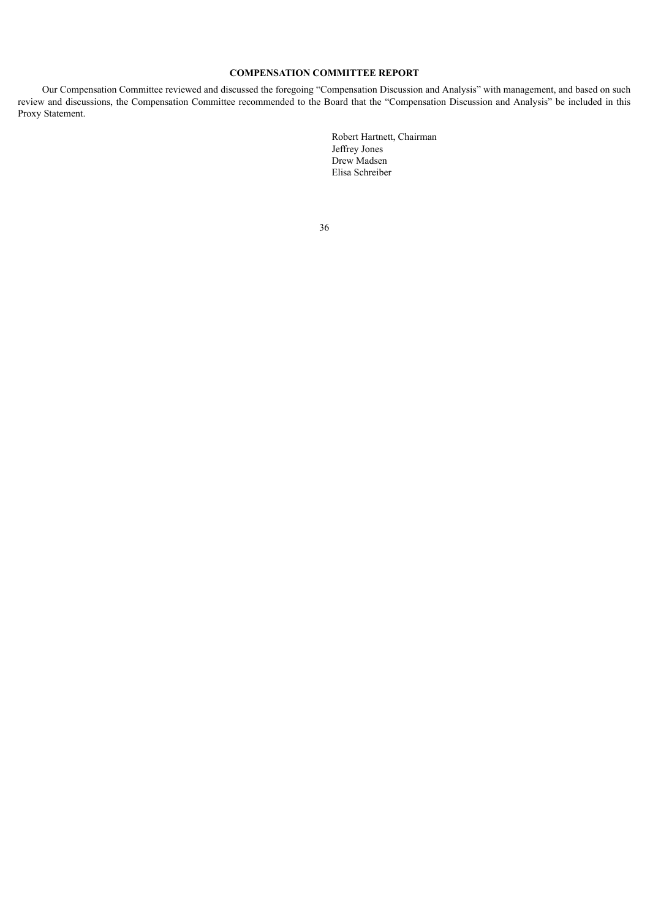## COMPENSATION COMMITTEE REPORT

Our Compensation Committee reviewed and discussed the foregoing "Compensation Discussion and Analysis" with management, and based on such review and discussions, the Compensation Committee recommended to the Board that the "Compensation Discussion and Analysis" be included in this Proxy Statement.

Robert Hartnett, Chairman
Jeffrey Jones
Drew Madsen
Elisa Schreiber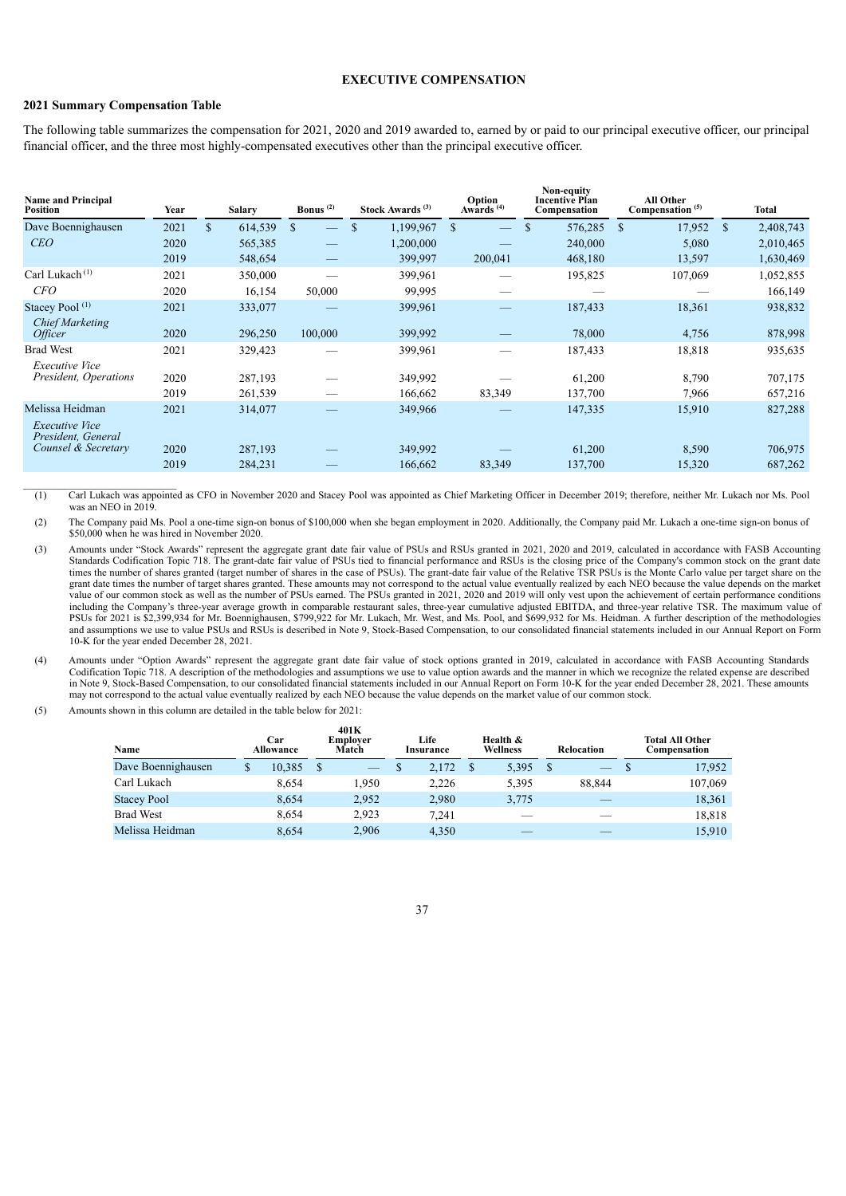# EXECUTIVE COMPENSATION

## 2021 Summary Compensation Table

The following table summarizes the compensation for 2021, 2020 and 2019 awarded to, earned by or paid to our principal executive officer, our principal financial officer, and the three most highly-compensated executives other than the principal executive officer.

| Name and Principal Position | Year | Salary | Bonus (2) | Stock Awards (3) | Option Awards (4) | Non-equity Incentive Plan Compensation | All Other Compensation (5) | Total |
|---|---|---|---|---|---|---|---|---|
| Dave Boennighausen | 2021 | $ 614,539 | $ — | $ 1,199,967 | $ — | $ 576,285 | $ 17,952 | $ 2,408,743 |
| *CEO* | 2020 | 565,385 | — | 1,200,000 | — | 240,000 | 5,080 | 2,010,465 |
| | 2019 | 548,654 | — | 399,997 | 200,041 | 468,180 | 13,597 | 1,630,469 |
| Carl Lukach (1) | 2021 | 350,000 | — | 399,961 | — | 195,825 | 107,069 | 1,052,855 |
| *CFO* | 2020 | 16,154 | 50,000 | 99,995 | — | — | — | 166,149 |
| Stacey Pool (1) | 2021 | 333,077 | — | 399,961 | — | 187,433 | 18,361 | 938,832 |
| *Chief Marketing Officer* | 2020 | 296,250 | 100,000 | 399,992 | — | 78,000 | 4,756 | 878,998 |
| Brad West | 2021 | 329,423 | — | 399,961 | — | 187,433 | 18,818 | 935,635 |
| *Executive Vice President, Operations* | 2020 | 287,193 | — | 349,992 | — | 61,200 | 8,790 | 707,175 |
| | 2019 | 261,539 | — | 166,662 | 83,349 | 137,700 | 7,966 | 657,216 |
| Melissa Heidman | 2021 | 314,077 | — | 349,966 | — | 147,335 | 15,910 | 827,288 |
| *Executive Vice President, General Counsel & Secretary* | 2020 | 287,193 | — | 349,992 | — | 61,200 | 8,590 | 706,975 |
| | 2019 | 284,231 | — | 166,662 | 83,349 | 137,700 | 15,320 | 687,262 |

(1) Carl Lukach was appointed as CFO in November 2020 and Stacey Pool was appointed as Chief Marketing Officer in December 2019; therefore, neither Mr. Lukach nor Ms. Pool was an NEO in 2019.

(2) The Company paid Ms. Pool a one-time sign-on bonus of $100,000 when she began employment in 2020. Additionally, the Company paid Mr. Lukach a one-time sign-on bonus of $50,000 when he was hired in November 2020.

(3) Amounts under "Stock Awards" represent the aggregate grant date fair value of PSUs and RSUs granted in 2021, 2020 and 2019, calculated in accordance with FASB Accounting Standards Codification Topic 718. The grant-date fair value of PSUs tied to financial performance and RSUs is the closing price of the Company's common stock on the grant date times the number of shares granted (target number of shares in the case of PSUs). The grant-date fair value of the Relative TSR PSUs is the Monte Carlo value per target share on the grant date times the number of target shares granted. These amounts may not correspond to the actual value eventually realized by each NEO because the value depends on the market value of our common stock as well as the number of PSUs earned. The PSUs granted in 2021, 2020 and 2019 will only vest upon the achievement of certain performance conditions including the Company's three-year average growth in comparable restaurant sales, three-year cumulative adjusted EBITDA, and three-year relative TSR. The maximum value of PSUs for 2021 is $2,399,934 for Mr. Boennighausen, $799,922 for Mr. Lukach, Mr. West, and Ms. Pool, and $699,932 for Ms. Heidman. A further description of the methodologies and assumptions we use to value PSUs and RSUs is described in Note 9, Stock-Based Compensation, to our consolidated financial statements included in our Annual Report on Form 10-K for the year ended December 28, 2021.

(4) Amounts under "Option Awards" represent the aggregate grant date fair value of stock options granted in 2019, calculated in accordance with FASB Accounting Standards Codification Topic 718. A description of the methodologies and assumptions we use to value option awards and the manner in which we recognize the related expense are described in Note 9, Stock-Based Compensation, to our consolidated financial statements included in our Annual Report on Form 10-K for the year ended December 28, 2021. These amounts may not correspond to the actual value eventually realized by each NEO because the value depends on the market value of our common stock.

(5) Amounts shown in this column are detailed in the table below for 2021:

| Name | Car Allowance | 401K Employer Match | Life Insurance | Health & Wellness | Relocation | Total All Other Compensation |
|---|---|---|---|---|---|---|
| Dave Boennighausen | $ 10,385 | $ — | $ 2,172 | $ 5,395 | $ — | $ 17,952 |
| Carl Lukach | 8,654 | 1,950 | 2,226 | 5,395 | 88,844 | 107,069 |
| Stacey Pool | 8,654 | 2,952 | 2,980 | 3,775 | — | 18,361 |
| Brad West | 8,654 | 2,923 | 7,241 | — | — | 18,818 |
| Melissa Heidman | 8,654 | 2,906 | 4,350 | — | — | 15,910 |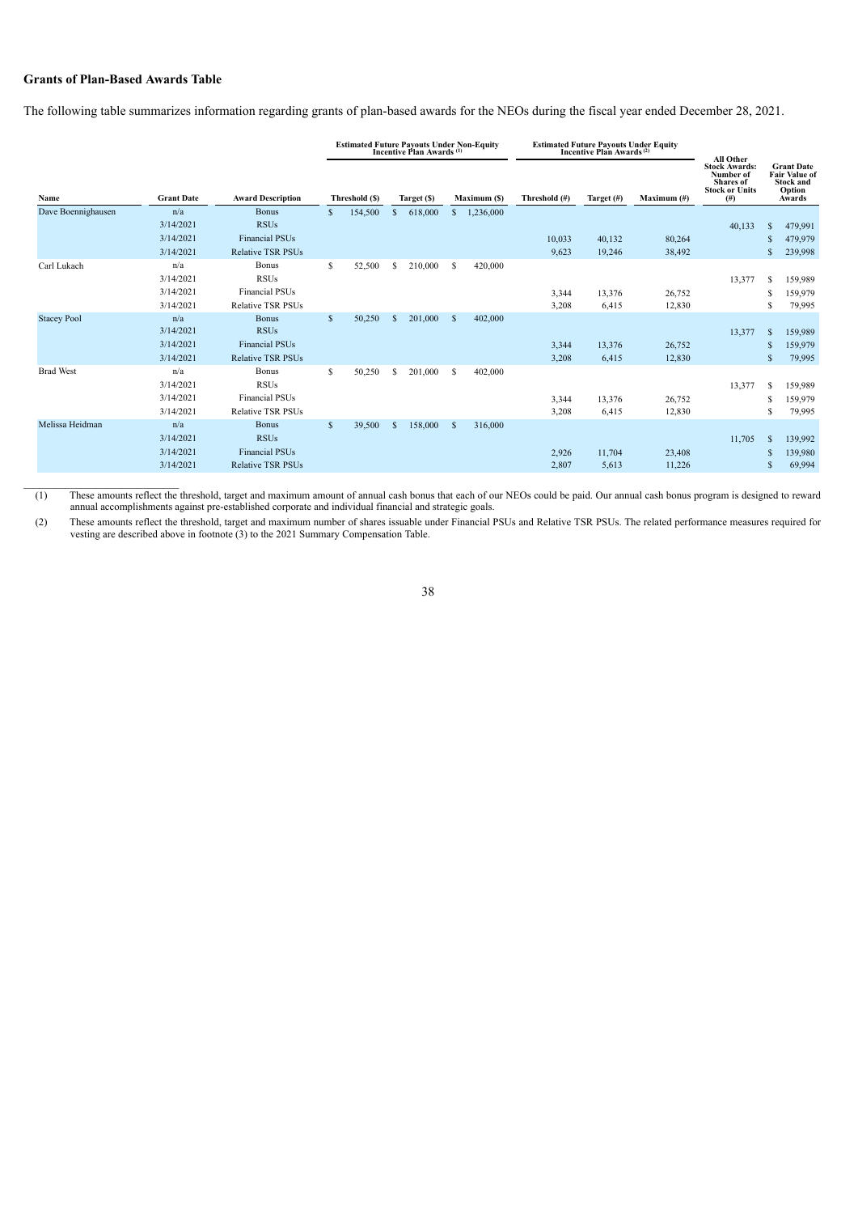## Grants of Plan-Based Awards Table

The following table summarizes information regarding grants of plan-based awards for the NEOs during the fiscal year ended December 28, 2021.

| Name | Grant Date | Award Description | Estimated Future Payouts Under Non-Equity Incentive Plan Awards [(1)] | | | Estimated Future Payouts Under Equity Incentive Plan Awards [(2)] | | | All Other Stock Awards: Number of Shares of Stock or Units (#) | Grant Date Fair Value of Stock and Option Awards |
|---|---|---|---|---|---|---|---|---|---|---|
| | | | Threshold ($) | Target ($) | Maximum ($) | Threshold (#) | Target (#) | Maximum (#) | | |
| Dave Boennighausen | n/a | Bonus | $ 154,500 | $ 618,000 | $ 1,236,000 | | | | | |
| | 3/14/2021 | RSUs | | | | | | | 40,133 | $ 479,991 |
| | 3/14/2021 | Financial PSUs | | | | 10,033 | 40,132 | 80,264 | | $ 479,979 |
| | 3/14/2021 | Relative TSR PSUs | | | | 9,623 | 19,246 | 38,492 | | $ 239,998 |
| Carl Lukach | n/a | Bonus | $ 52,500 | $ 210,000 | $ 420,000 | | | | | |
| | 3/14/2021 | RSUs | | | | | | | 13,377 | $ 159,989 |
| | 3/14/2021 | Financial PSUs | | | | 3,344 | 13,376 | 26,752 | | $ 159,979 |
| | 3/14/2021 | Relative TSR PSUs | | | | 3,208 | 6,415 | 12,830 | | $ 79,995 |
| Stacey Pool | n/a | Bonus | $ 50,250 | $ 201,000 | $ 402,000 | | | | | |
| | 3/14/2021 | RSUs | | | | | | | 13,377 | $ 159,989 |
| | 3/14/2021 | Financial PSUs | | | | 3,344 | 13,376 | 26,752 | | $ 159,979 |
| | 3/14/2021 | Relative TSR PSUs | | | | 3,208 | 6,415 | 12,830 | | $ 79,995 |
| Brad West | n/a | Bonus | $ 50,250 | $ 201,000 | $ 402,000 | | | | | |
| | 3/14/2021 | RSUs | | | | | | | 13,377 | $ 159,989 |
| | 3/14/2021 | Financial PSUs | | | | 3,344 | 13,376 | 26,752 | | $ 159,979 |
| | 3/14/2021 | Relative TSR PSUs | | | | 3,208 | 6,415 | 12,830 | | $ 79,995 |
| Melissa Heidman | n/a | Bonus | $ 39,500 | $ 158,000 | $ 316,000 | | | | | |
| | 3/14/2021 | RSUs | | | | | | | 11,705 | $ 139,992 |
| | 3/14/2021 | Financial PSUs | | | | 2,926 | 11,704 | 23,408 | | $ 139,980 |
| | 3/14/2021 | Relative TSR PSUs | | | | 2,807 | 5,613 | 11,226 | | $ 69,994 |

(1) These amounts reflect the threshold, target and maximum amount of annual cash bonus that each of our NEOs could be paid. Our annual cash bonus program is designed to reward annual accomplishments against pre-established corporate and individual financial and strategic goals.

(2) These amounts reflect the threshold, target and maximum number of shares issuable under Financial PSUs and Relative TSR PSUs. The related performance measures required for vesting are described above in footnote (3) to the 2021 Summary Compensation Table.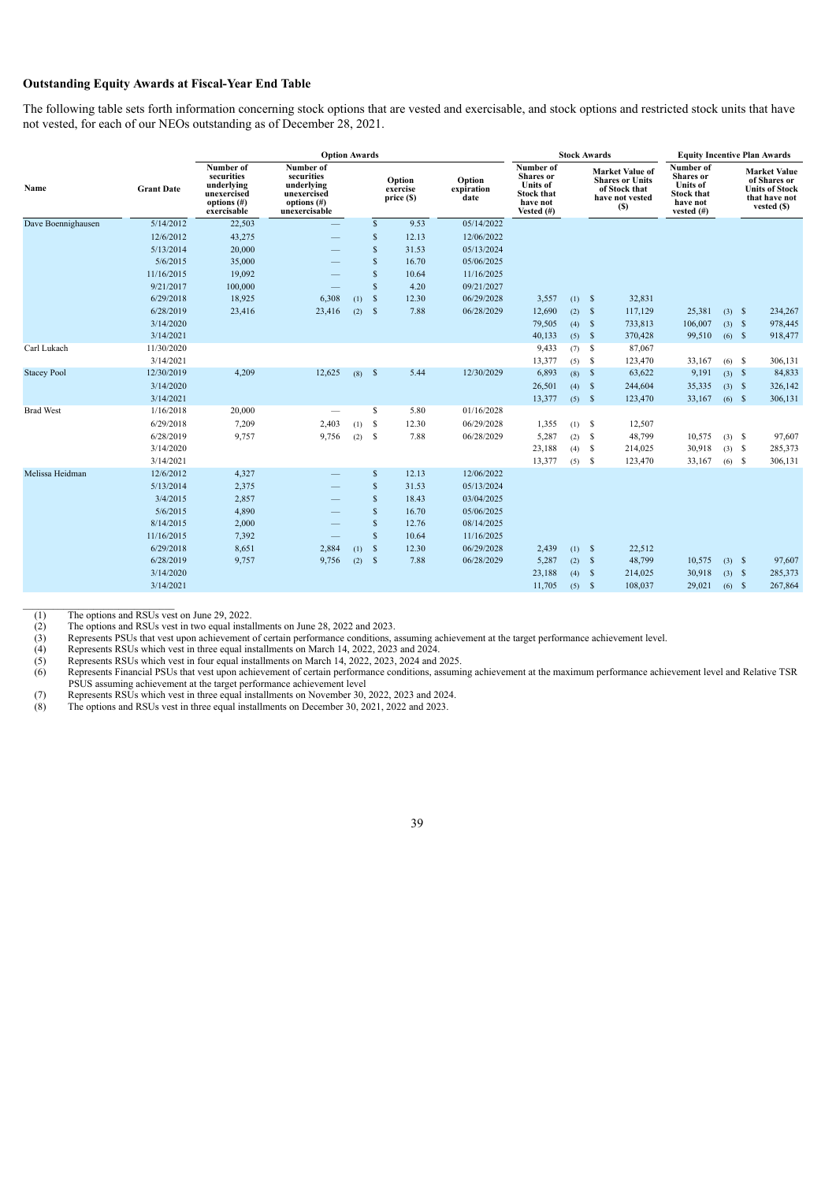### Outstanding Equity Awards at Fiscal-Year End Table

The following table sets forth information concerning stock options that are vested and exercisable, and stock options and restricted stock units that have not vested, for each of our NEOs outstanding as of December 28, 2021.

| | | Option Awards | | | | Stock Awards | | Equity Incentive Plan Awards | |
|---|---|---|---|---|---|---|---|---|---|
| Name | Grant Date | Number of securities underlying unexercised options (#) exercisable | Number of securities underlying unexercised options (#) unexercisable | Option exercise price ($) | Option expiration date | Number of Shares or Units of Stock that have not Vested (#) | Market Value of Shares or Units of Stock that have not vested ($) | Number of Shares or Units of Stock that have not vested (#) | Market Value of Shares or Units of Stock that have not vested ($) |
| Dave Boennighausen | 5/14/2012 | 22,503 | — | $ 9.53 | 05/14/2022 | | | | |
| | 12/6/2012 | 43,275 | — | $ 12.13 | 12/06/2022 | | | | |
| | 5/13/2014 | 20,000 | — | $ 31.53 | 05/13/2024 | | | | |
| | 5/6/2015 | 35,000 | — | $ 16.70 | 05/06/2025 | | | | |
| | 11/16/2015 | 19,092 | — | $ 10.64 | 11/16/2025 | | | | |
| | 9/21/2017 | 100,000 | — | $ 4.20 | 09/21/2027 | | | | |
| | 6/29/2018 | 18,925 | 6,308 (1) | $ 12.30 | 06/29/2028 | 3,557 (1) | $ 32,831 | | |
| | 6/28/2019 | 23,416 | 23,416 (2) | $ 7.88 | 06/28/2029 | 12,690 (2) | $ 117,129 | 25,381 (3) | $ 234,267 |
| | 3/14/2020 | | | | | 79,505 (4) | $ 733,813 | 106,007 (3) | $ 978,445 |
| | 3/14/2021 | | | | | 40,133 (5) | $ 370,428 | 99,510 (6) | $ 918,477 |
| Carl Lukach | 11/30/2020 | | | | | 9,433 (7) | $ 87,067 | | |
| | 3/14/2021 | | | | | 13,377 (5) | $ 123,470 | 33,167 (6) | $ 306,131 |
| Stacey Pool | 12/30/2019 | 4,209 | 12,625 (8) | $ 5.44 | 12/30/2029 | 6,893 (8) | $ 63,622 | 9,191 (3) | $ 84,833 |
| | 3/14/2020 | | | | | 26,501 (4) | $ 244,604 | 35,335 (3) | $ 326,142 |
| | 3/14/2021 | | | | | 13,377 (5) | $ 123,470 | 33,167 (6) | $ 306,131 |
| Brad West | 1/16/2018 | 20,000 | — | $ 5.80 | 01/16/2028 | | | | |
| | 6/29/2018 | 7,209 | 2,403 (1) | $ 12.30 | 06/29/2028 | 1,355 (1) | $ 12,507 | | |
| | 6/28/2019 | 9,757 | 9,756 (2) | $ 7.88 | 06/28/2029 | 5,287 (2) | $ 48,799 | 10,575 (3) | $ 97,607 |
| | 3/14/2020 | | | | | 23,188 (4) | $ 214,025 | 30,918 (3) | $ 285,373 |
| | 3/14/2021 | | | | | 13,377 (5) | $ 123,470 | 33,167 (6) | $ 306,131 |
| Melissa Heidman | 12/6/2012 | 4,327 | — | $ 12.13 | 12/06/2022 | | | | |
| | 5/13/2014 | 2,375 | — | $ 31.53 | 05/13/2024 | | | | |
| | 3/4/2015 | 2,857 | — | $ 18.43 | 03/04/2025 | | | | |
| | 5/6/2015 | 4,890 | — | $ 16.70 | 05/06/2025 | | | | |
| | 8/14/2015 | 2,000 | — | $ 12.76 | 08/14/2025 | | | | |
| | 11/16/2015 | 7,392 | — | $ 10.64 | 11/16/2025 | | | | |
| | 6/29/2018 | 8,651 | 2,884 (1) | $ 12.30 | 06/29/2028 | 2,439 (1) | $ 22,512 | | |
| | 6/28/2019 | 9,757 | 9,756 (2) | $ 7.88 | 06/28/2029 | 5,287 (2) | $ 48,799 | 10,575 (3) | $ 97,607 |
| | 3/14/2020 | | | | | 23,188 (4) | $ 214,025 | 30,918 (3) | $ 285,373 |
| | 3/14/2021 | | | | | 11,705 (5) | $ 108,037 | 29,021 (6) | $ 267,864 |

(1) The options and RSUs vest on June 29, 2022.
(2) The options and RSUs vest in two equal installments on June 28, 2022 and 2023.
(3) Represents PSUs that vest upon achievement of certain performance conditions, assuming achievement at the target performance achievement level.
(4) Represents RSUs which vest in three equal installments on March 14, 2022, 2023 and 2024.
(5) Represents RSUs which vest in four equal installments on March 14, 2022, 2023, 2024 and 2025.
(6) Represents Financial PSUs that vest upon achievement of certain performance conditions, assuming achievement at the maximum performance achievement level and Relative TSR PSUS assuming achievement at the target performance achievement level
(7) Represents RSUs which vest in three equal installments on November 30, 2022, 2023 and 2024.
(8) The options and RSUs vest in three equal installments on December 30, 2021, 2022 and 2023.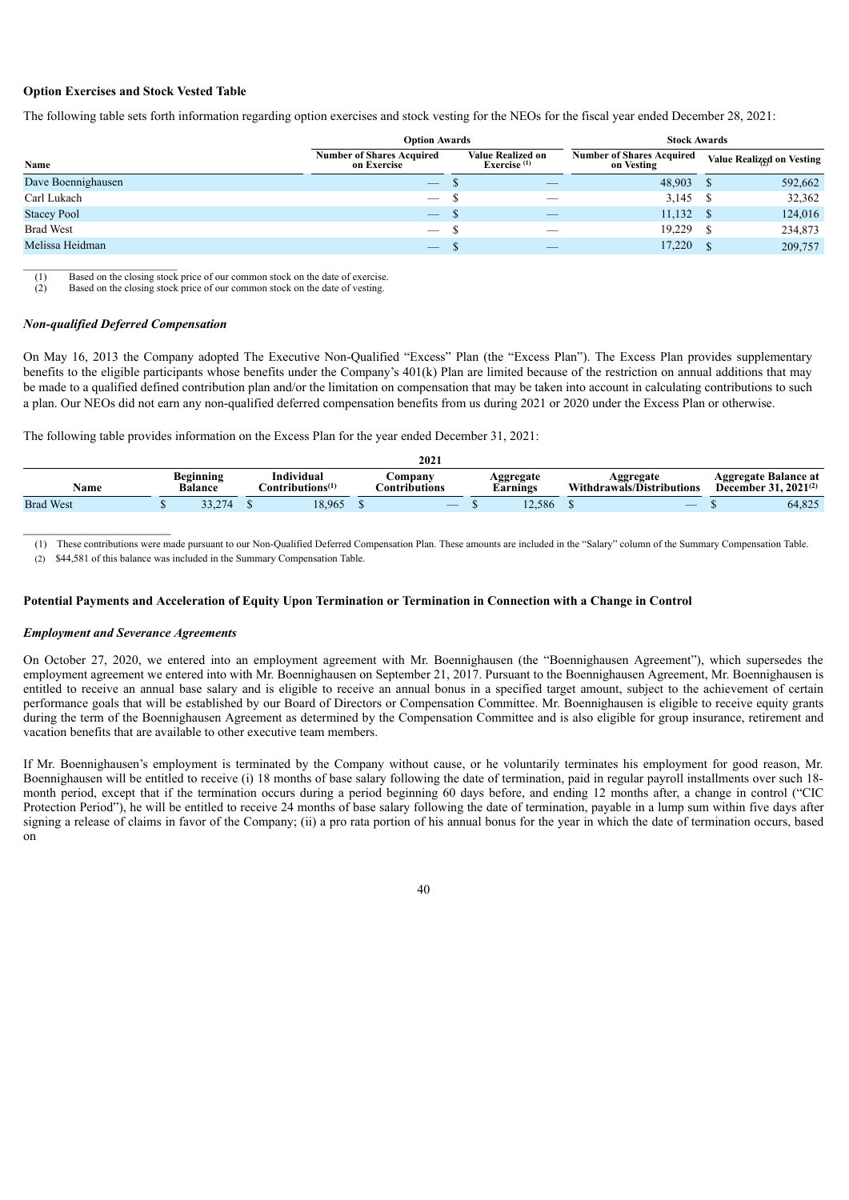**Option Exercises and Stock Vested Table**

The following table sets forth information regarding option exercises and stock vesting for the NEOs for the fiscal year ended December 28, 2021:

| | Option Awards | | Stock Awards | |
|---|---|---|---|---|
| Name | Number of Shares Acquired on Exercise | Value Realized on Exercise (1) | Number of Shares Acquired on Vesting | Value Realized on Vesting (2) |
| Dave Boennighausen | — | $ — | 48,903 | $ 592,662 |
| Carl Lukach | — | $ — | 3,145 | $ 32,362 |
| Stacey Pool | — | $ — | 11,132 | $ 124,016 |
| Brad West | — | $ — | 19,229 | $ 234,873 |
| Melissa Heidman | — | $ — | 17,220 | $ 209,757 |

(1) Based on the closing stock price of our common stock on the date of exercise.
(2) Based on the closing stock price of our common stock on the date of vesting.

***Non-qualified Deferred Compensation***

On May 16, 2013 the Company adopted The Executive Non-Qualified "Excess" Plan (the "Excess Plan"). The Excess Plan provides supplementary benefits to the eligible participants whose benefits under the Company's 401(k) Plan are limited because of the restriction on annual additions that may be made to a qualified defined contribution plan and/or the limitation on compensation that may be taken into account in calculating contributions to such a plan. Our NEOs did not earn any non-qualified deferred compensation benefits from us during 2021 or 2020 under the Excess Plan or otherwise.

The following table provides information on the Excess Plan for the year ended December 31, 2021:

| | 2021 | | | | | |
|---|---|---|---|---|---|---|
| Name | Beginning Balance | Individual Contributions(1) | Company Contributions | Aggregate Earnings | Aggregate Withdrawals/Distributions | Aggregate Balance at December 31, 2021(2) |
| Brad West | $ 33,274 | $ 18,965 | $ — | $ 12,586 | $ — | $ 64,825 |

(1) These contributions were made pursuant to our Non-Qualified Deferred Compensation Plan. These amounts are included in the "Salary" column of the Summary Compensation Table.

(2) $44,581 of this balance was included in the Summary Compensation Table.

**Potential Payments and Acceleration of Equity Upon Termination or Termination in Connection with a Change in Control**

***Employment and Severance Agreements***

On October 27, 2020, we entered into an employment agreement with Mr. Boennighausen (the "Boennighausen Agreement"), which supersedes the employment agreement we entered into with Mr. Boennighausen on September 21, 2017. Pursuant to the Boennighausen Agreement, Mr. Boennighausen is entitled to receive an annual base salary and is eligible to receive an annual bonus in a specified target amount, subject to the achievement of certain performance goals that will be established by our Board of Directors or Compensation Committee. Mr. Boennighausen is eligible to receive equity grants during the term of the Boennighausen Agreement as determined by the Compensation Committee and is also eligible for group insurance, retirement and vacation benefits that are available to other executive team members.

If Mr. Boennighausen's employment is terminated by the Company without cause, or he voluntarily terminates his employment for good reason, Mr. Boennighausen will be entitled to receive (i) 18 months of base salary following the date of termination, paid in regular payroll installments over such 18-month period, except that if the termination occurs during a period beginning 60 days before, and ending 12 months after, a change in control ("CIC Protection Period"), he will be entitled to receive 24 months of base salary following the date of termination, payable in a lump sum within five days after signing a release of claims in favor of the Company; (ii) a pro rata portion of his annual bonus for the year in which the date of termination occurs, based on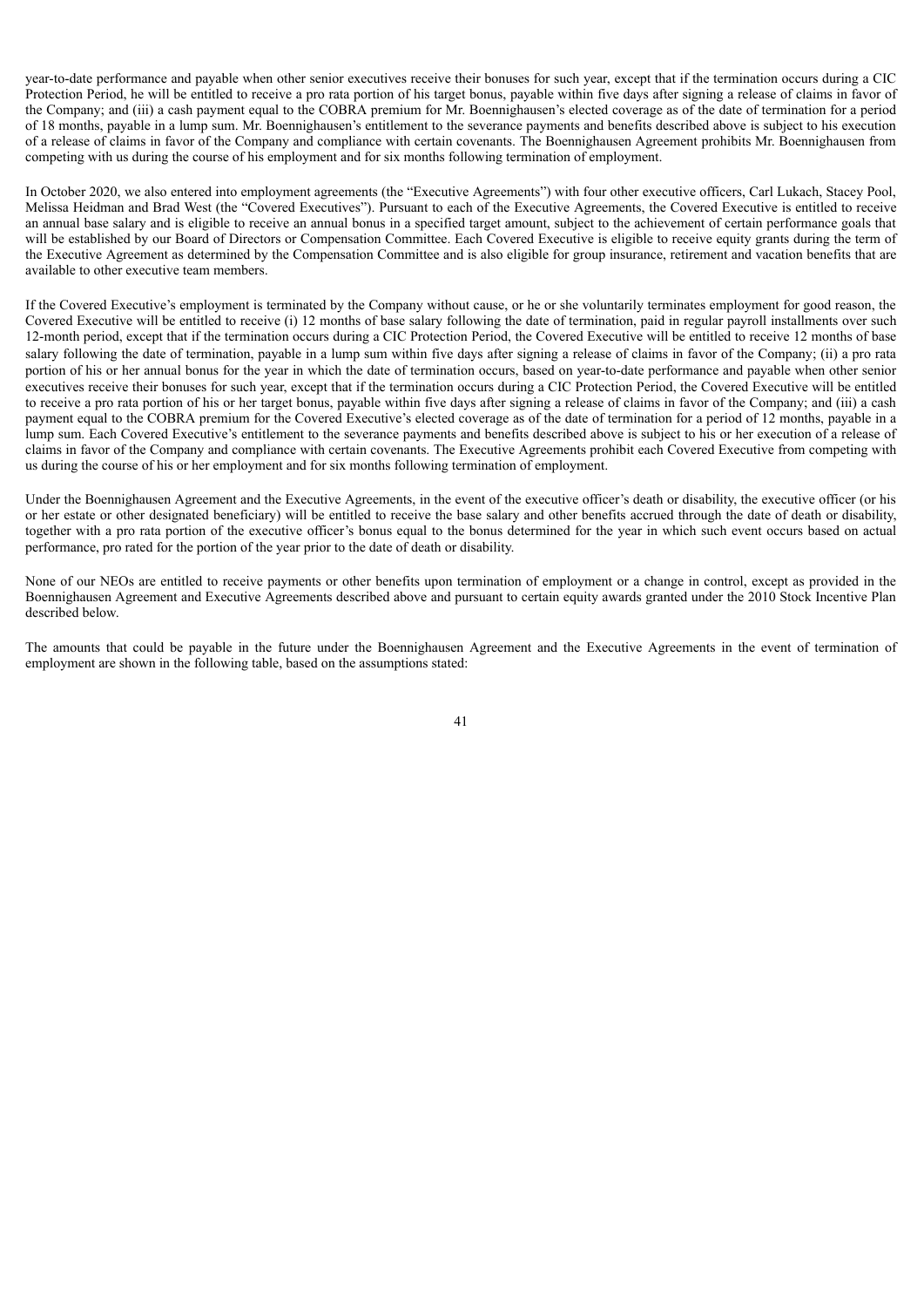year-to-date performance and payable when other senior executives receive their bonuses for such year, except that if the termination occurs during a CIC Protection Period, he will be entitled to receive a pro rata portion of his target bonus, payable within five days after signing a release of claims in favor of the Company; and (iii) a cash payment equal to the COBRA premium for Mr. Boennighausen's elected coverage as of the date of termination for a period of 18 months, payable in a lump sum. Mr. Boennighausen's entitlement to the severance payments and benefits described above is subject to his execution of a release of claims in favor of the Company and compliance with certain covenants. The Boennighausen Agreement prohibits Mr. Boennighausen from competing with us during the course of his employment and for six months following termination of employment.

In October 2020, we also entered into employment agreements (the "Executive Agreements") with four other executive officers, Carl Lukach, Stacey Pool, Melissa Heidman and Brad West (the "Covered Executives"). Pursuant to each of the Executive Agreements, the Covered Executive is entitled to receive an annual base salary and is eligible to receive an annual bonus in a specified target amount, subject to the achievement of certain performance goals that will be established by our Board of Directors or Compensation Committee. Each Covered Executive is eligible to receive equity grants during the term of the Executive Agreement as determined by the Compensation Committee and is also eligible for group insurance, retirement and vacation benefits that are available to other executive team members.

If the Covered Executive's employment is terminated by the Company without cause, or he or she voluntarily terminates employment for good reason, the Covered Executive will be entitled to receive (i) 12 months of base salary following the date of termination, paid in regular payroll installments over such 12-month period, except that if the termination occurs during a CIC Protection Period, the Covered Executive will be entitled to receive 12 months of base salary following the date of termination, payable in a lump sum within five days after signing a release of claims in favor of the Company; (ii) a pro rata portion of his or her annual bonus for the year in which the date of termination occurs, based on year-to-date performance and payable when other senior executives receive their bonuses for such year, except that if the termination occurs during a CIC Protection Period, the Covered Executive will be entitled to receive a pro rata portion of his or her target bonus, payable within five days after signing a release of claims in favor of the Company; and (iii) a cash payment equal to the COBRA premium for the Covered Executive's elected coverage as of the date of termination for a period of 12 months, payable in a lump sum. Each Covered Executive's entitlement to the severance payments and benefits described above is subject to his or her execution of a release of claims in favor of the Company and compliance with certain covenants. The Executive Agreements prohibit each Covered Executive from competing with us during the course of his or her employment and for six months following termination of employment.

Under the Boennighausen Agreement and the Executive Agreements, in the event of the executive officer's death or disability, the executive officer (or his or her estate or other designated beneficiary) will be entitled to receive the base salary and other benefits accrued through the date of death or disability, together with a pro rata portion of the executive officer's bonus equal to the bonus determined for the year in which such event occurs based on actual performance, pro rated for the portion of the year prior to the date of death or disability.

None of our NEOs are entitled to receive payments or other benefits upon termination of employment or a change in control, except as provided in the Boennighausen Agreement and Executive Agreements described above and pursuant to certain equity awards granted under the 2010 Stock Incentive Plan described below.

The amounts that could be payable in the future under the Boennighausen Agreement and the Executive Agreements in the event of termination of employment are shown in the following table, based on the assumptions stated: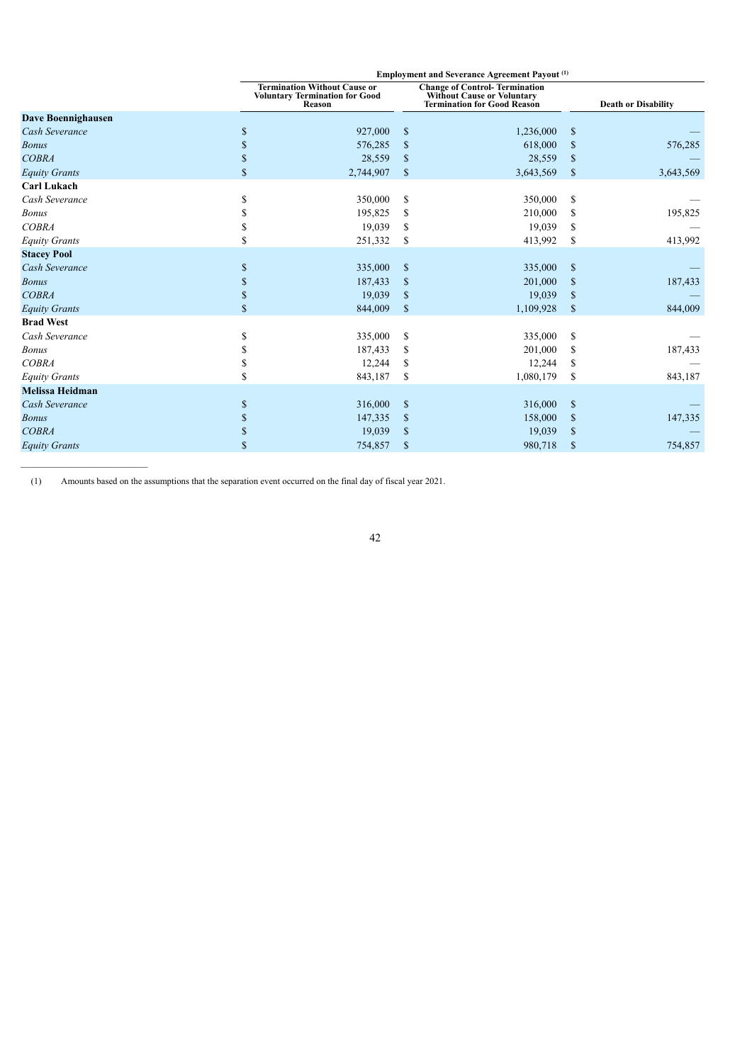| | Employment and Severance Agreement Payout [(1)] | | |
|---|---|---|---|
| | Termination Without Cause or Voluntary Termination for Good Reason | Change of Control- Termination Without Cause or Voluntary Termination for Good Reason | Death or Disability |
| **Dave Boennighausen** | | | |
| *Cash Severance* | $ 927,000 | $ 1,236,000 | $ — |
| *Bonus* | $ 576,285 | $ 618,000 | $ 576,285 |
| *COBRA* | $ 28,559 | $ 28,559 | $ — |
| *Equity Grants* | $ 2,744,907 | $ 3,643,569 | $ 3,643,569 |
| **Carl Lukach** | | | |
| *Cash Severance* | $ 350,000 | $ 350,000 | $ — |
| *Bonus* | $ 195,825 | $ 210,000 | $ 195,825 |
| *COBRA* | $ 19,039 | $ 19,039 | $ — |
| *Equity Grants* | $ 251,332 | $ 413,992 | $ 413,992 |
| **Stacey Pool** | | | |
| *Cash Severance* | $ 335,000 | $ 335,000 | $ — |
| *Bonus* | $ 187,433 | $ 201,000 | $ 187,433 |
| *COBRA* | $ 19,039 | $ 19,039 | $ — |
| *Equity Grants* | $ 844,009 | $ 1,109,928 | $ 844,009 |
| **Brad West** | | | |
| *Cash Severance* | $ 335,000 | $ 335,000 | $ — |
| *Bonus* | $ 187,433 | $ 201,000 | $ 187,433 |
| *COBRA* | $ 12,244 | $ 12,244 | $ — |
| *Equity Grants* | $ 843,187 | $ 1,080,179 | $ 843,187 |
| **Melissa Heidman** | | | |
| *Cash Severance* | $ 316,000 | $ 316,000 | $ — |
| *Bonus* | $ 147,335 | $ 158,000 | $ 147,335 |
| *COBRA* | $ 19,039 | $ 19,039 | $ — |
| *Equity Grants* | $ 754,857 | $ 980,718 | $ 754,857 |

(1) Amounts based on the assumptions that the separation event occurred on the final day of fiscal year 2021.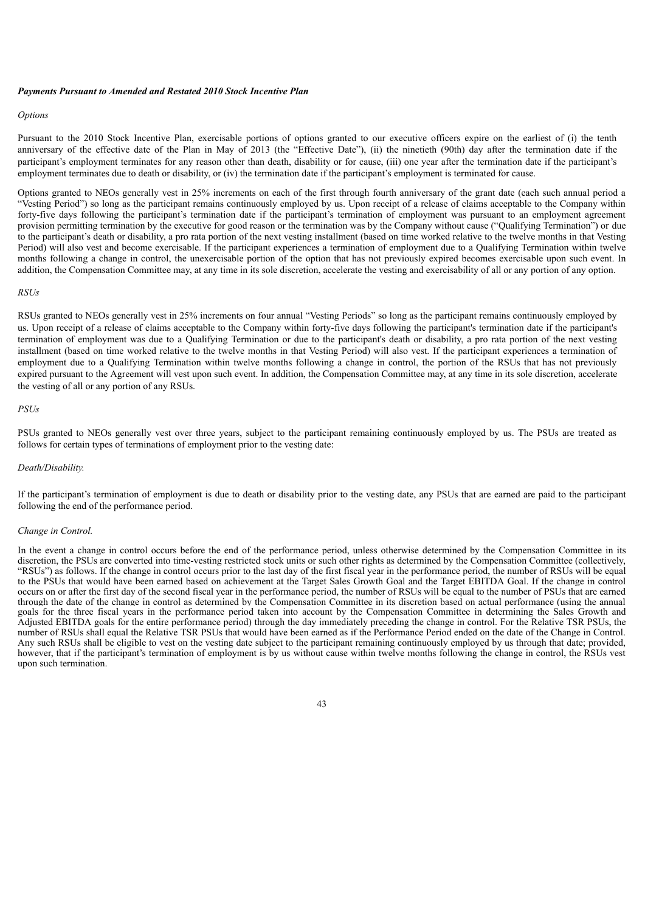***Payments Pursuant to Amended and Restated 2010 Stock Incentive Plan***

*Options*

Pursuant to the 2010 Stock Incentive Plan, exercisable portions of options granted to our executive officers expire on the earliest of (i) the tenth anniversary of the effective date of the Plan in May of 2013 (the "Effective Date"), (ii) the ninetieth (90th) day after the termination date if the participant's employment terminates for any reason other than death, disability or for cause, (iii) one year after the termination date if the participant's employment terminates due to death or disability, or (iv) the termination date if the participant's employment is terminated for cause.

Options granted to NEOs generally vest in 25% increments on each of the first through fourth anniversary of the grant date (each such annual period a "Vesting Period") so long as the participant remains continuously employed by us. Upon receipt of a release of claims acceptable to the Company within forty-five days following the participant's termination date if the participant's termination of employment was pursuant to an employment agreement provision permitting termination by the executive for good reason or the termination was by the Company without cause ("Qualifying Termination") or due to the participant's death or disability, a pro rata portion of the next vesting installment (based on time worked relative to the twelve months in that Vesting Period) will also vest and become exercisable. If the participant experiences a termination of employment due to a Qualifying Termination within twelve months following a change in control, the unexercisable portion of the option that has not previously expired becomes exercisable upon such event. In addition, the Compensation Committee may, at any time in its sole discretion, accelerate the vesting and exercisability of all or any portion of any option.

*RSUs*

RSUs granted to NEOs generally vest in 25% increments on four annual "Vesting Periods" so long as the participant remains continuously employed by us. Upon receipt of a release of claims acceptable to the Company within forty-five days following the participant's termination date if the participant's termination of employment was due to a Qualifying Termination or due to the participant's death or disability, a pro rata portion of the next vesting installment (based on time worked relative to the twelve months in that Vesting Period) will also vest. If the participant experiences a termination of employment due to a Qualifying Termination within twelve months following a change in control, the portion of the RSUs that has not previously expired pursuant to the Agreement will vest upon such event. In addition, the Compensation Committee may, at any time in its sole discretion, accelerate the vesting of all or any portion of any RSUs.

*PSUs*

PSUs granted to NEOs generally vest over three years, subject to the participant remaining continuously employed by us. The PSUs are treated as follows for certain types of terminations of employment prior to the vesting date:

*Death/Disability.*

If the participant's termination of employment is due to death or disability prior to the vesting date, any PSUs that are earned are paid to the participant following the end of the performance period.

*Change in Control.*

In the event a change in control occurs before the end of the performance period, unless otherwise determined by the Compensation Committee in its discretion, the PSUs are converted into time-vesting restricted stock units or such other rights as determined by the Compensation Committee (collectively, "RSUs") as follows. If the change in control occurs prior to the last day of the first fiscal year in the performance period, the number of RSUs will be equal to the PSUs that would have been earned based on achievement at the Target Sales Growth Goal and the Target EBITDA Goal. If the change in control occurs on or after the first day of the second fiscal year in the performance period, the number of RSUs will be equal to the number of PSUs that are earned through the date of the change in control as determined by the Compensation Committee in its discretion based on actual performance (using the annual goals for the three fiscal years in the performance period taken into account by the Compensation Committee in determining the Sales Growth and Adjusted EBITDA goals for the entire performance period) through the day immediately preceding the change in control. For the Relative TSR PSUs, the number of RSUs shall equal the Relative TSR PSUs that would have been earned as if the Performance Period ended on the date of the Change in Control. Any such RSUs shall be eligible to vest on the vesting date subject to the participant remaining continuously employed by us through that date; provided, however, that if the participant's termination of employment is by us without cause within twelve months following the change in control, the RSUs vest upon such termination.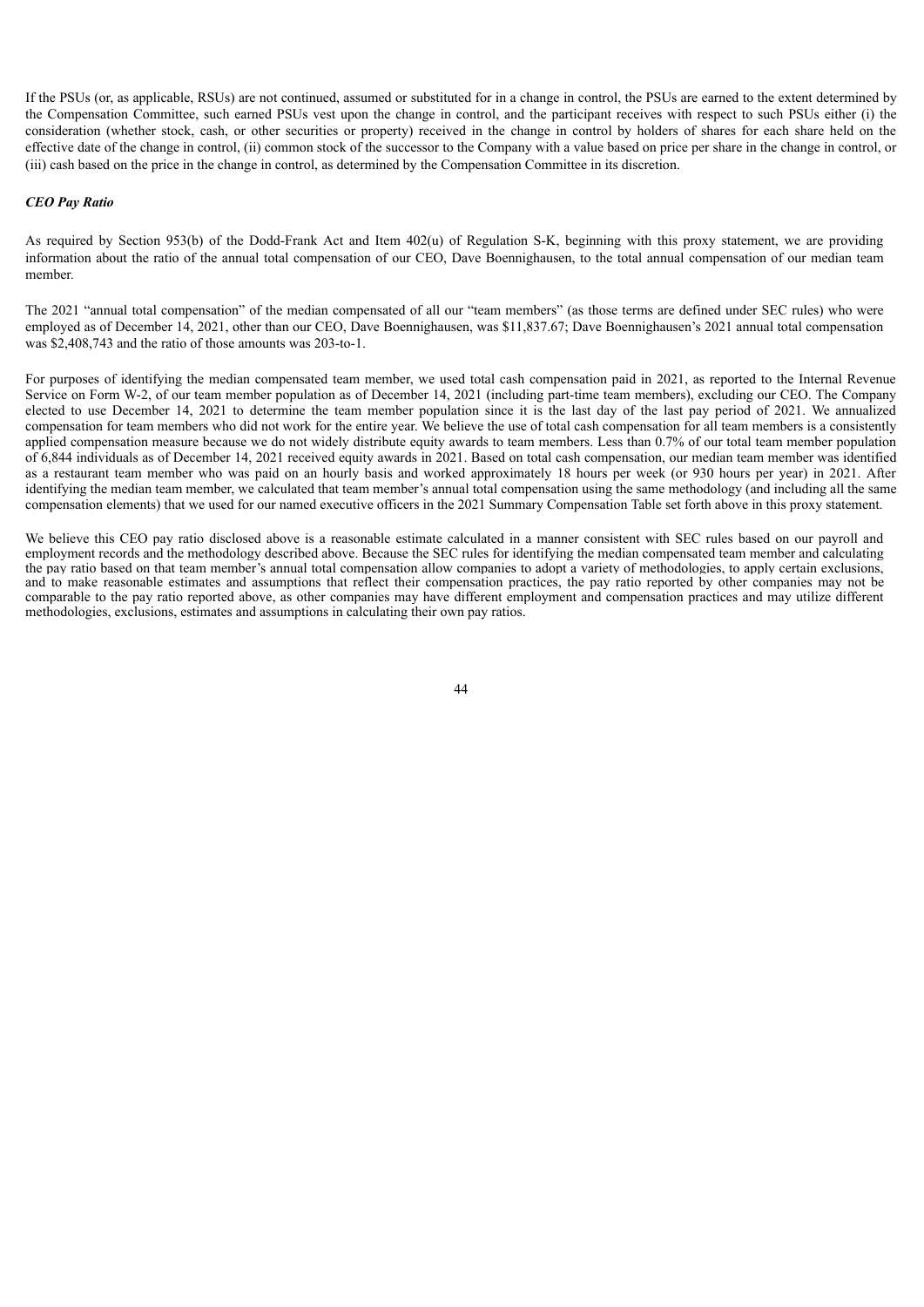If the PSUs (or, as applicable, RSUs) are not continued, assumed or substituted for in a change in control, the PSUs are earned to the extent determined by the Compensation Committee, such earned PSUs vest upon the change in control, and the participant receives with respect to such PSUs either (i) the consideration (whether stock, cash, or other securities or property) received in the change in control by holders of shares for each share held on the effective date of the change in control, (ii) common stock of the successor to the Company with a value based on price per share in the change in control, or (iii) cash based on the price in the change in control, as determined by the Compensation Committee in its discretion.

***CEO Pay Ratio***

As required by Section 953(b) of the Dodd-Frank Act and Item 402(u) of Regulation S-K, beginning with this proxy statement, we are providing information about the ratio of the annual total compensation of our CEO, Dave Boennighausen, to the total annual compensation of our median team member.

The 2021 "annual total compensation" of the median compensated of all our "team members" (as those terms are defined under SEC rules) who were employed as of December 14, 2021, other than our CEO, Dave Boennighausen, was $11,837.67; Dave Boennighausen's 2021 annual total compensation was $2,408,743 and the ratio of those amounts was 203-to-1.

For purposes of identifying the median compensated team member, we used total cash compensation paid in 2021, as reported to the Internal Revenue Service on Form W-2, of our team member population as of December 14, 2021 (including part-time team members), excluding our CEO. The Company elected to use December 14, 2021 to determine the team member population since it is the last day of the last pay period of 2021. We annualized compensation for team members who did not work for the entire year. We believe the use of total cash compensation for all team members is a consistently applied compensation measure because we do not widely distribute equity awards to team members. Less than 0.7% of our total team member population of 6,844 individuals as of December 14, 2021 received equity awards in 2021. Based on total cash compensation, our median team member was identified as a restaurant team member who was paid on an hourly basis and worked approximately 18 hours per week (or 930 hours per year) in 2021. After identifying the median team member, we calculated that team member's annual total compensation using the same methodology (and including all the same compensation elements) that we used for our named executive officers in the 2021 Summary Compensation Table set forth above in this proxy statement.

We believe this CEO pay ratio disclosed above is a reasonable estimate calculated in a manner consistent with SEC rules based on our payroll and employment records and the methodology described above. Because the SEC rules for identifying the median compensated team member and calculating the pay ratio based on that team member's annual total compensation allow companies to adopt a variety of methodologies, to apply certain exclusions, and to make reasonable estimates and assumptions that reflect their compensation practices, the pay ratio reported by other companies may not be comparable to the pay ratio reported above, as other companies may have different employment and compensation practices and may utilize different methodologies, exclusions, estimates and assumptions in calculating their own pay ratios.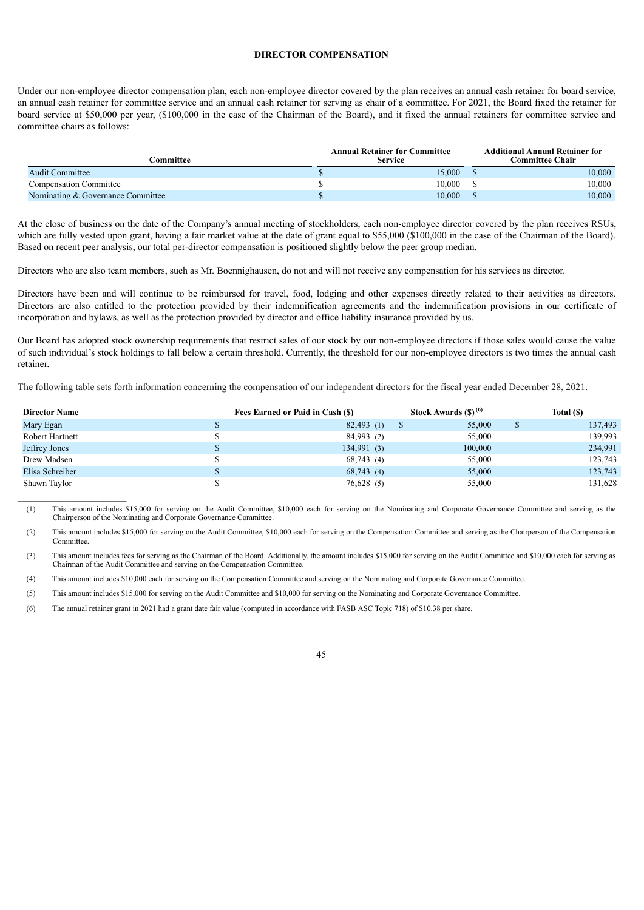## DIRECTOR COMPENSATION

Under our non-employee director compensation plan, each non-employee director covered by the plan receives an annual cash retainer for board service, an annual cash retainer for committee service and an annual cash retainer for serving as chair of a committee. For 2021, the Board fixed the retainer for board service at $50,000 per year, ($100,000 in the case of the Chairman of the Board), and it fixed the annual retainers for committee service and committee chairs as follows:

| Committee | Annual Retainer for Committee Service | Additional Annual Retainer for Committee Chair |
|---|---|---|
| Audit Committee | $ 15,000 | $ 10,000 |
| Compensation Committee | $ 10,000 | $ 10,000 |
| Nominating & Governance Committee | $ 10,000 | $ 10,000 |

At the close of business on the date of the Company's annual meeting of stockholders, each non-employee director covered by the plan receives RSUs, which are fully vested upon grant, having a fair market value at the date of grant equal to $55,000 ($100,000 in the case of the Chairman of the Board). Based on recent peer analysis, our total per-director compensation is positioned slightly below the peer group median.

Directors who are also team members, such as Mr. Boennighausen, do not and will not receive any compensation for his services as director.

Directors have been and will continue to be reimbursed for travel, food, lodging and other expenses directly related to their activities as directors. Directors are also entitled to the protection provided by their indemnification agreements and the indemnification provisions in our certificate of incorporation and bylaws, as well as the protection provided by director and office liability insurance provided by us.

Our Board has adopted stock ownership requirements that restrict sales of our stock by our non-employee directors if those sales would cause the value of such individual's stock holdings to fall below a certain threshold. Currently, the threshold for our non-employee directors is two times the annual cash retainer.

The following table sets forth information concerning the compensation of our independent directors for the fiscal year ended December 28, 2021.

| Director Name | Fees Earned or Paid in Cash ($) | Stock Awards ($) [6] | Total ($) |
|---|---|---|---|
| Mary Egan | $ 82,493 (1) | $ 55,000 | $ 137,493 |
| Robert Hartnett | $ 84,993 (2) | 55,000 | 139,993 |
| Jeffrey Jones | $ 134,991 (3) | 100,000 | 234,991 |
| Drew Madsen | $ 68,743 (4) | 55,000 | 123,743 |
| Elisa Schreiber | $ 68,743 (4) | 55,000 | 123,743 |
| Shawn Taylor | $ 76,628 (5) | 55,000 | 131,628 |

(1) This amount includes $15,000 for serving on the Audit Committee, $10,000 each for serving on the Nominating and Corporate Governance Committee and serving as the Chairperson of the Nominating and Corporate Governance Committee.

(2) This amount includes $15,000 for serving on the Audit Committee, $10,000 each for serving on the Compensation Committee and serving as the Chairperson of the Compensation Committee.

(3) This amount includes fees for serving as the Chairman of the Board. Additionally, the amount includes $15,000 for serving on the Audit Committee and $10,000 each for serving as Chairman of the Audit Committee and serving on the Compensation Committee.

(4) This amount includes $10,000 each for serving on the Compensation Committee and serving on the Nominating and Corporate Governance Committee.

(5) This amount includes $15,000 for serving on the Audit Committee and $10,000 for serving on the Nominating and Corporate Governance Committee.

(6) The annual retainer grant in 2021 had a grant date fair value (computed in accordance with FASB ASC Topic 718) of $10.38 per share.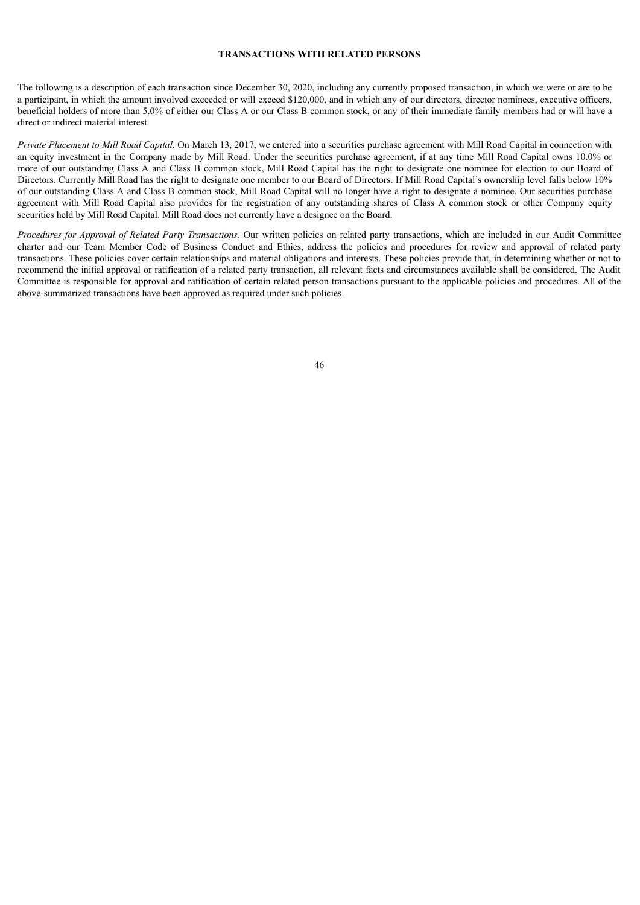## TRANSACTIONS WITH RELATED PERSONS

The following is a description of each transaction since December 30, 2020, including any currently proposed transaction, in which we were or are to be a participant, in which the amount involved exceeded or will exceed $120,000, and in which any of our directors, director nominees, executive officers, beneficial holders of more than 5.0% of either our Class A or our Class B common stock, or any of their immediate family members had or will have a direct or indirect material interest.

*Private Placement to Mill Road Capital.* On March 13, 2017, we entered into a securities purchase agreement with Mill Road Capital in connection with an equity investment in the Company made by Mill Road. Under the securities purchase agreement, if at any time Mill Road Capital owns 10.0% or more of our outstanding Class A and Class B common stock, Mill Road Capital has the right to designate one nominee for election to our Board of Directors. Currently Mill Road has the right to designate one member to our Board of Directors. If Mill Road Capital's ownership level falls below 10% of our outstanding Class A and Class B common stock, Mill Road Capital will no longer have a right to designate a nominee. Our securities purchase agreement with Mill Road Capital also provides for the registration of any outstanding shares of Class A common stock or other Company equity securities held by Mill Road Capital. Mill Road does not currently have a designee on the Board.

*Procedures for Approval of Related Party Transactions.* Our written policies on related party transactions, which are included in our Audit Committee charter and our Team Member Code of Business Conduct and Ethics, address the policies and procedures for review and approval of related party transactions. These policies cover certain relationships and material obligations and interests. These policies provide that, in determining whether or not to recommend the initial approval or ratification of a related party transaction, all relevant facts and circumstances available shall be considered. The Audit Committee is responsible for approval and ratification of certain related person transactions pursuant to the applicable policies and procedures. All of the above-summarized transactions have been approved as required under such policies.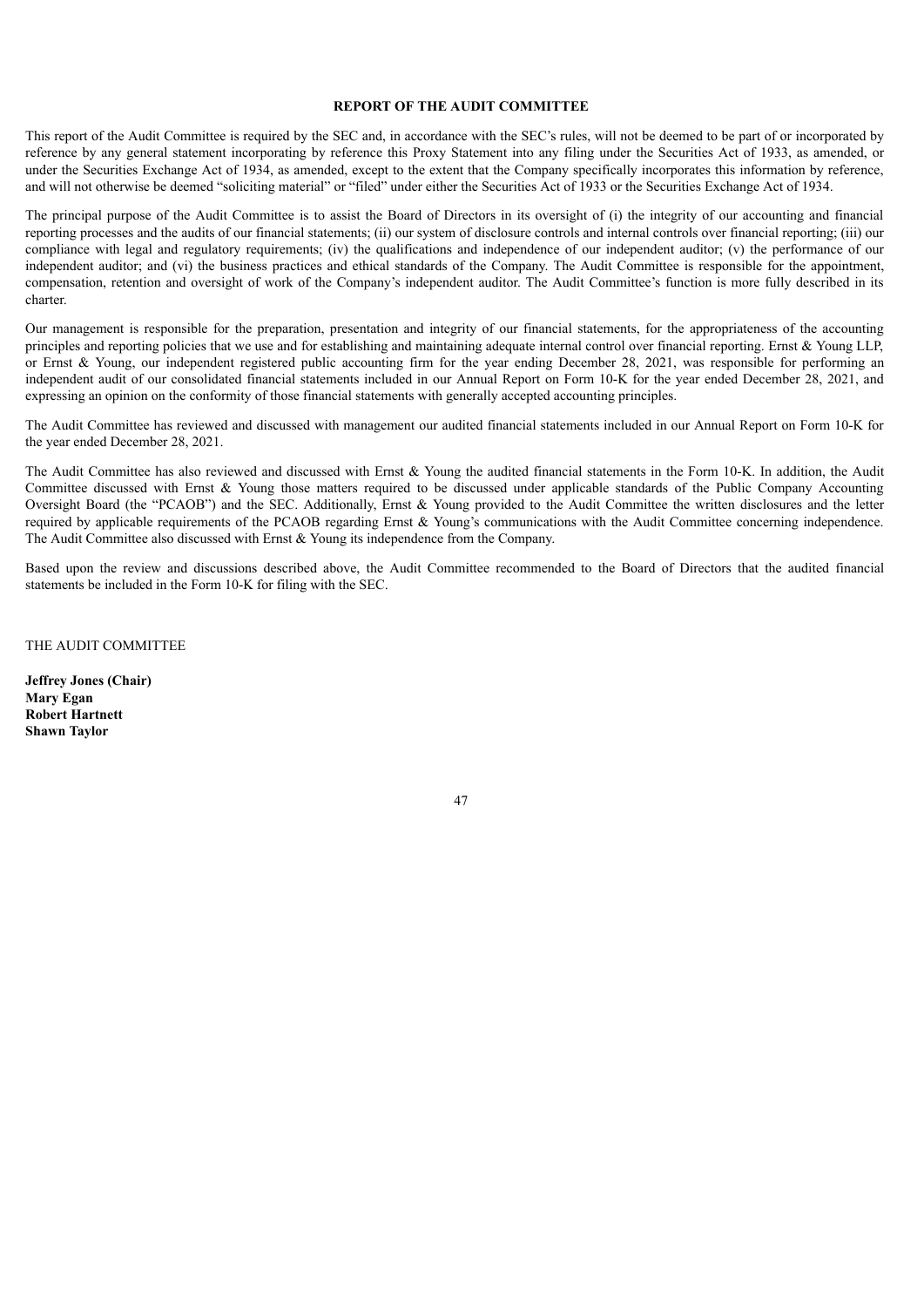## REPORT OF THE AUDIT COMMITTEE

This report of the Audit Committee is required by the SEC and, in accordance with the SEC's rules, will not be deemed to be part of or incorporated by reference by any general statement incorporating by reference this Proxy Statement into any filing under the Securities Act of 1933, as amended, or under the Securities Exchange Act of 1934, as amended, except to the extent that the Company specifically incorporates this information by reference, and will not otherwise be deemed "soliciting material" or "filed" under either the Securities Act of 1933 or the Securities Exchange Act of 1934.

The principal purpose of the Audit Committee is to assist the Board of Directors in its oversight of (i) the integrity of our accounting and financial reporting processes and the audits of our financial statements; (ii) our system of disclosure controls and internal controls over financial reporting; (iii) our compliance with legal and regulatory requirements; (iv) the qualifications and independence of our independent auditor; (v) the performance of our independent auditor; and (vi) the business practices and ethical standards of the Company. The Audit Committee is responsible for the appointment, compensation, retention and oversight of work of the Company's independent auditor. The Audit Committee's function is more fully described in its charter.

Our management is responsible for the preparation, presentation and integrity of our financial statements, for the appropriateness of the accounting principles and reporting policies that we use and for establishing and maintaining adequate internal control over financial reporting. Ernst & Young LLP, or Ernst & Young, our independent registered public accounting firm for the year ending December 28, 2021, was responsible for performing an independent audit of our consolidated financial statements included in our Annual Report on Form 10-K for the year ended December 28, 2021, and expressing an opinion on the conformity of those financial statements with generally accepted accounting principles.

The Audit Committee has reviewed and discussed with management our audited financial statements included in our Annual Report on Form 10-K for the year ended December 28, 2021.

The Audit Committee has also reviewed and discussed with Ernst & Young the audited financial statements in the Form 10-K. In addition, the Audit Committee discussed with Ernst & Young those matters required to be discussed under applicable standards of the Public Company Accounting Oversight Board (the "PCAOB") and the SEC. Additionally, Ernst & Young provided to the Audit Committee the written disclosures and the letter required by applicable requirements of the PCAOB regarding Ernst & Young's communications with the Audit Committee concerning independence. The Audit Committee also discussed with Ernst & Young its independence from the Company.

Based upon the review and discussions described above, the Audit Committee recommended to the Board of Directors that the audited financial statements be included in the Form 10-K for filing with the SEC.

THE AUDIT COMMITTEE

**Jeffrey Jones (Chair)**
**Mary Egan**
**Robert Hartnett**
**Shawn Taylor**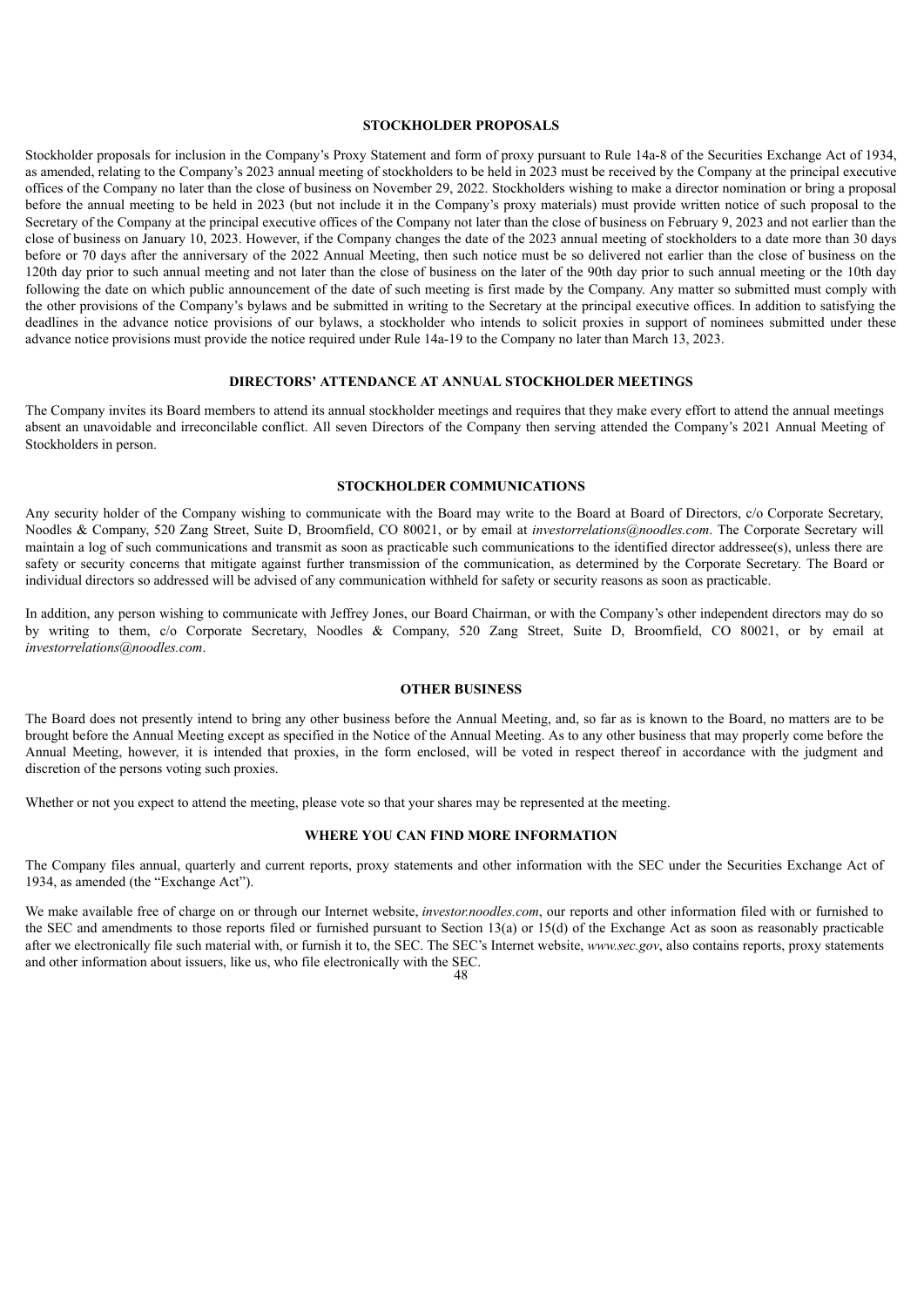## STOCKHOLDER PROPOSALS

Stockholder proposals for inclusion in the Company's Proxy Statement and form of proxy pursuant to Rule 14a-8 of the Securities Exchange Act of 1934, as amended, relating to the Company's 2023 annual meeting of stockholders to be held in 2023 must be received by the Company at the principal executive offices of the Company no later than the close of business on November 29, 2022. Stockholders wishing to make a director nomination or bring a proposal before the annual meeting to be held in 2023 (but not include it in the Company's proxy materials) must provide written notice of such proposal to the Secretary of the Company at the principal executive offices of the Company not later than the close of business on February 9, 2023 and not earlier than the close of business on January 10, 2023. However, if the Company changes the date of the 2023 annual meeting of stockholders to a date more than 30 days before or 70 days after the anniversary of the 2022 Annual Meeting, then such notice must be so delivered not earlier than the close of business on the 120th day prior to such annual meeting and not later than the close of business on the later of the 90th day prior to such annual meeting or the 10th day following the date on which public announcement of the date of such meeting is first made by the Company. Any matter so submitted must comply with the other provisions of the Company's bylaws and be submitted in writing to the Secretary at the principal executive offices. In addition to satisfying the deadlines in the advance notice provisions of our bylaws, a stockholder who intends to solicit proxies in support of nominees submitted under these advance notice provisions must provide the notice required under Rule 14a-19 to the Company no later than March 13, 2023.

## DIRECTORS' ATTENDANCE AT ANNUAL STOCKHOLDER MEETINGS

The Company invites its Board members to attend its annual stockholder meetings and requires that they make every effort to attend the annual meetings absent an unavoidable and irreconcilable conflict. All seven Directors of the Company then serving attended the Company's 2021 Annual Meeting of Stockholders in person.

## STOCKHOLDER COMMUNICATIONS

Any security holder of the Company wishing to communicate with the Board may write to the Board at Board of Directors, c/o Corporate Secretary, Noodles & Company, 520 Zang Street, Suite D, Broomfield, CO 80021, or by email at *investorrelations@noodles.com*. The Corporate Secretary will maintain a log of such communications and transmit as soon as practicable such communications to the identified director addressee(s), unless there are safety or security concerns that mitigate against further transmission of the communication, as determined by the Corporate Secretary. The Board or individual directors so addressed will be advised of any communication withheld for safety or security reasons as soon as practicable.

In addition, any person wishing to communicate with Jeffrey Jones, our Board Chairman, or with the Company's other independent directors may do so by writing to them, c/o Corporate Secretary, Noodles & Company, 520 Zang Street, Suite D, Broomfield, CO 80021, or by email at *investorrelations@noodles.com*.

## OTHER BUSINESS

The Board does not presently intend to bring any other business before the Annual Meeting, and, so far as is known to the Board, no matters are to be brought before the Annual Meeting except as specified in the Notice of the Annual Meeting. As to any other business that may properly come before the Annual Meeting, however, it is intended that proxies, in the form enclosed, will be voted in respect thereof in accordance with the judgment and discretion of the persons voting such proxies.

Whether or not you expect to attend the meeting, please vote so that your shares may be represented at the meeting.

## WHERE YOU CAN FIND MORE INFORMATION

The Company files annual, quarterly and current reports, proxy statements and other information with the SEC under the Securities Exchange Act of 1934, as amended (the "Exchange Act").

We make available free of charge on or through our Internet website, *investor.noodles.com*, our reports and other information filed with or furnished to the SEC and amendments to those reports filed or furnished pursuant to Section 13(a) or 15(d) of the Exchange Act as soon as reasonably practicable after we electronically file such material with, or furnish it to, the SEC. The SEC's Internet website, *www.sec.gov*, also contains reports, proxy statements and other information about issuers, like us, who file electronically with the SEC.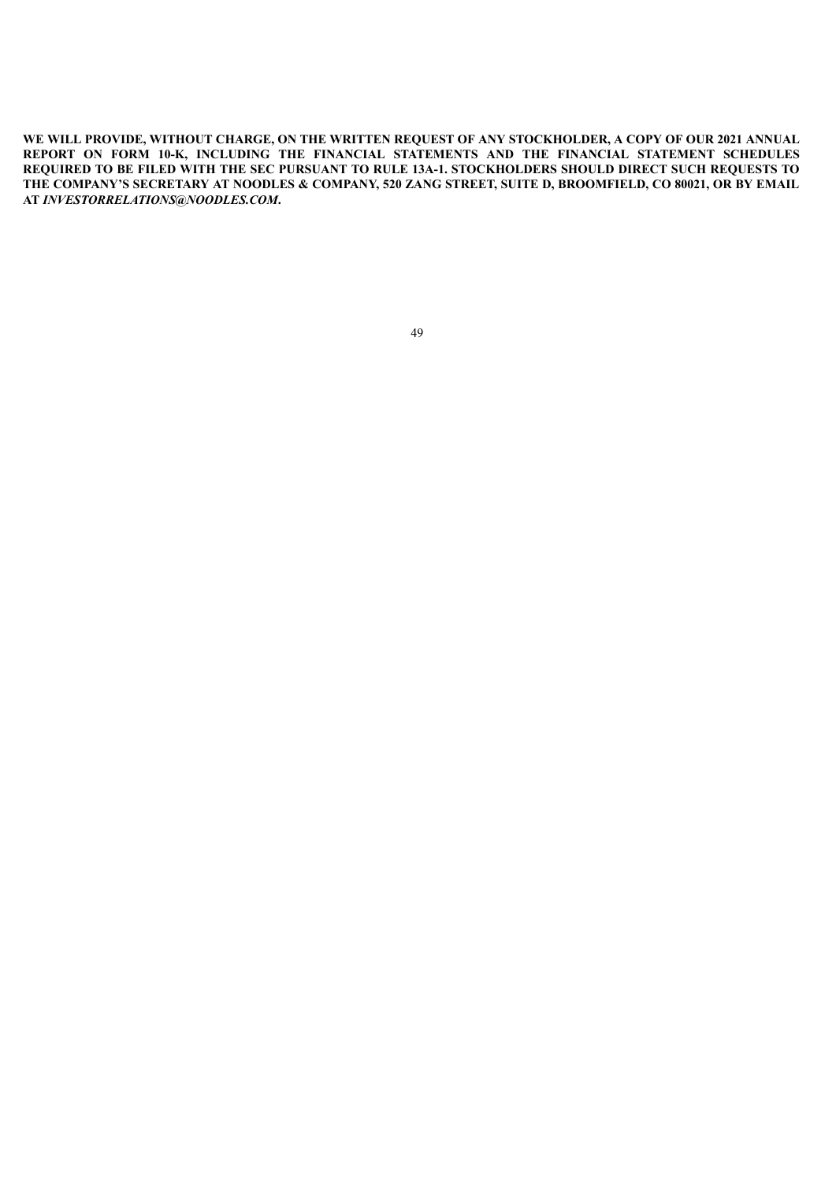**WE WILL PROVIDE, WITHOUT CHARGE, ON THE WRITTEN REQUEST OF ANY STOCKHOLDER, A COPY OF OUR 2021 ANNUAL REPORT ON FORM 10-K, INCLUDING THE FINANCIAL STATEMENTS AND THE FINANCIAL STATEMENT SCHEDULES REQUIRED TO BE FILED WITH THE SEC PURSUANT TO RULE 13A-1. STOCKHOLDERS SHOULD DIRECT SUCH REQUESTS TO THE COMPANY'S SECRETARY AT NOODLES & COMPANY, 520 ZANG STREET, SUITE D, BROOMFIELD, CO 80021, OR BY EMAIL AT *INVESTORRELATIONS@NOODLES.COM*.**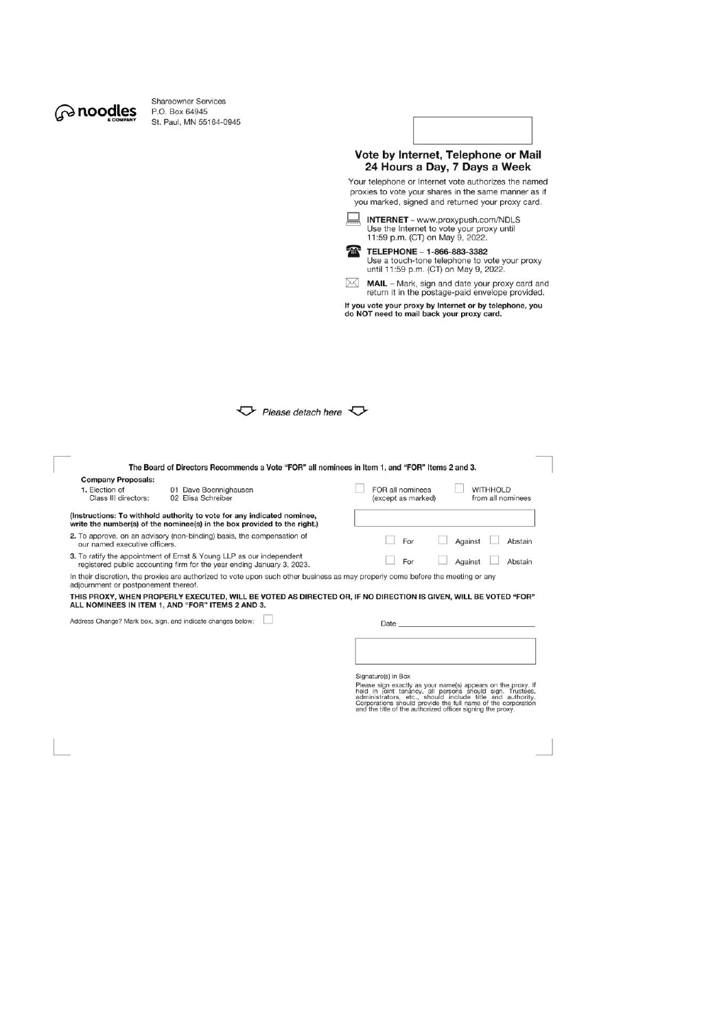noodles & COMPANY

Shareowner Services
P.O. Box 64945
St. Paul, MN 55164-0945

## Vote by Internet, Telephone or Mail 24 Hours a Day, 7 Days a Week

Your telephone or Internet vote authorizes the named proxies to vote your shares in the same manner as if you marked, signed and returned your proxy card.

**INTERNET** – www.proxypush.com/NDLS
Use the Internet to vote your proxy until 11:59 p.m. (CT) on May 9, 2022.

**TELEPHONE** – **1-866-883-3382**
Use a touch-tone telephone to vote your proxy until 11:59 p.m. (CT) on May 9, 2022.

**MAIL** – Mark, sign and date your proxy card and return it in the postage-paid envelope provided.

**If you vote your proxy by Internet or by telephone, you do NOT need to mail back your proxy card.**

*Please detach here*

**The Board of Directors Recommends a Vote "FOR" all nominees in Item 1, and "FOR" Items 2 and 3.**

**Company Proposals:**

1. Election of Class III directors: 01 Dave Boennighausen, 02 Elisa Schreiber — ☐ FOR all nominees (except as marked) ☐ WITHHOLD from all nominees

**(Instructions: To withhold authority to vote for any indicated nominee, write the number(s) of the nominee(s) in the box provided to the right.)**

2. To approve, on an advisory (non-binding) basis, the compensation of our named executive officers. ☐ For ☐ Against ☐ Abstain
3. To ratify the appointment of Ernst & Young LLP as our independent registered public accounting firm for the year ending January 3, 2023. ☐ For ☐ Against ☐ Abstain

In their discretion, the proxies are authorized to vote upon such other business as may properly come before the meeting or any adjournment or postponement thereof.

**THIS PROXY, WHEN PROPERLY EXECUTED, WILL BE VOTED AS DIRECTED OR, IF NO DIRECTION IS GIVEN, WILL BE VOTED "FOR" ALL NOMINEES IN ITEM 1, AND "FOR" ITEMS 2 AND 3.**

Address Change? Mark box, sign, and indicate changes below: ☐

Date \_\_\_\_\_\_\_\_\_\_\_\_\_\_\_\_\_\_\_\_\_\_\_\_\_\_\_\_

Signature(s) in Box

Please sign exactly as your name(s) appears on the proxy. If held in joint tenancy, all persons should sign. Trustees, administrators, etc., should include title and authority. Corporations should provide the full name of the corporation and the title of the authorized officer signing the proxy.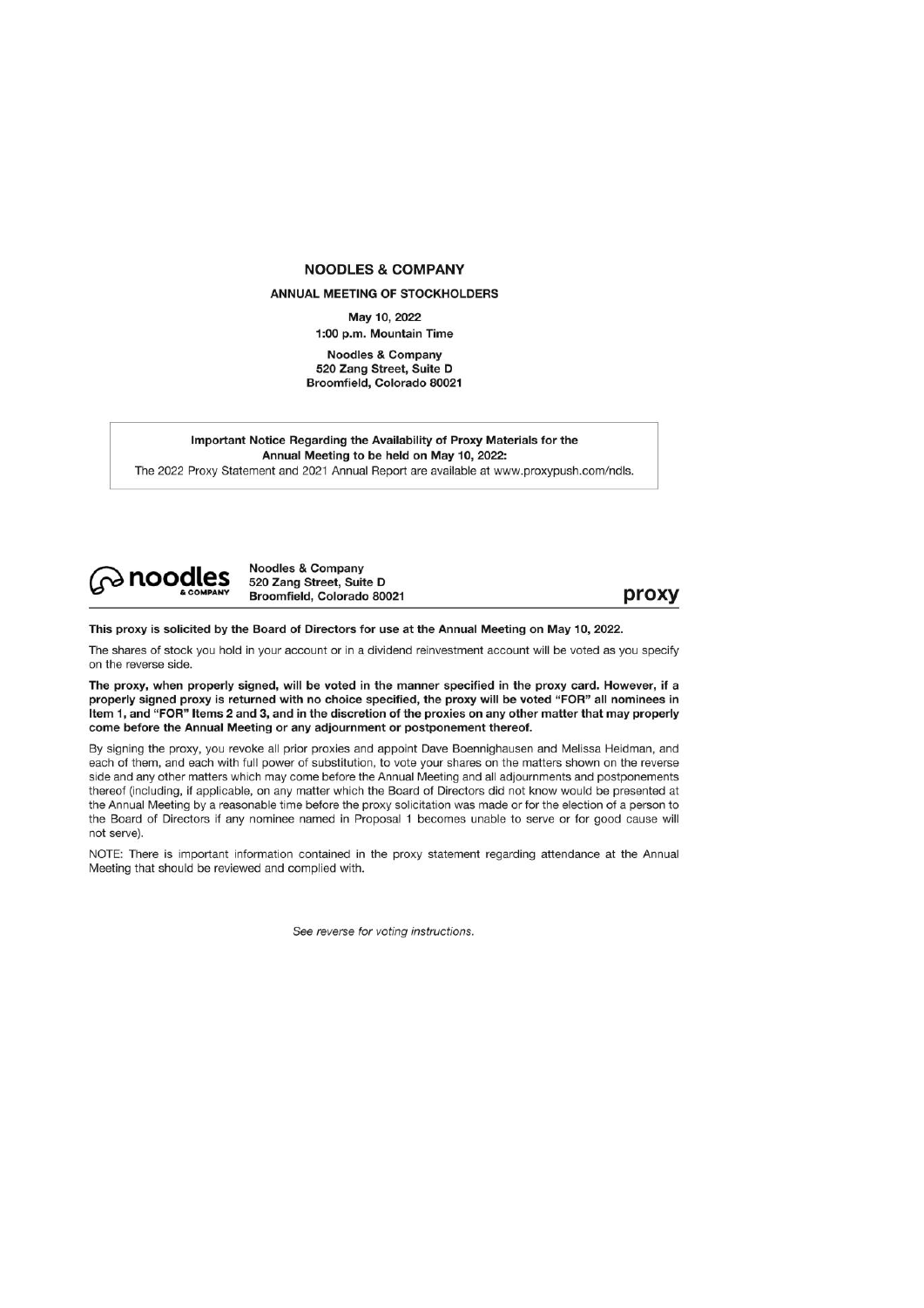**NOODLES & COMPANY**

**ANNUAL MEETING OF STOCKHOLDERS**

**May 10, 2022**
**1:00 p.m. Mountain Time**

**Noodles & Company**
**520 Zang Street, Suite D**
**Broomfield, Colorado 80021**

**Important Notice Regarding the Availability of Proxy Materials for the Annual Meeting to be held on May 10, 2022:**
The 2022 Proxy Statement and 2021 Annual Report are available at www.proxypush.com/ndls.

noodles & COMPANY

**Noodles & Company**
**520 Zang Street, Suite D**
**Broomfield, Colorado 80021**

**proxy**

**This proxy is solicited by the Board of Directors for use at the Annual Meeting on May 10, 2022.**

The shares of stock you hold in your account or in a dividend reinvestment account will be voted as you specify on the reverse side.

**The proxy, when properly signed, will be voted in the manner specified in the proxy card. However, if a properly signed proxy is returned with no choice specified, the proxy will be voted "FOR" all nominees in Item 1, and "FOR" Items 2 and 3, and in the discretion of the proxies on any other matter that may properly come before the Annual Meeting or any adjournment or postponement thereof.**

By signing the proxy, you revoke all prior proxies and appoint Dave Boennighausen and Melissa Heidman, and each of them, and each with full power of substitution, to vote your shares on the matters shown on the reverse side and any other matters which may come before the Annual Meeting and all adjournments and postponements thereof (including, if applicable, on any matter which the Board of Directors did not know would be presented at the Annual Meeting by a reasonable time before the proxy solicitation was made or for the election of a person to the Board of Directors if any nominee named in Proposal 1 becomes unable to serve or for good cause will not serve).

NOTE: There is important information contained in the proxy statement regarding attendance at the Annual Meeting that should be reviewed and complied with.

*See reverse for voting instructions.*